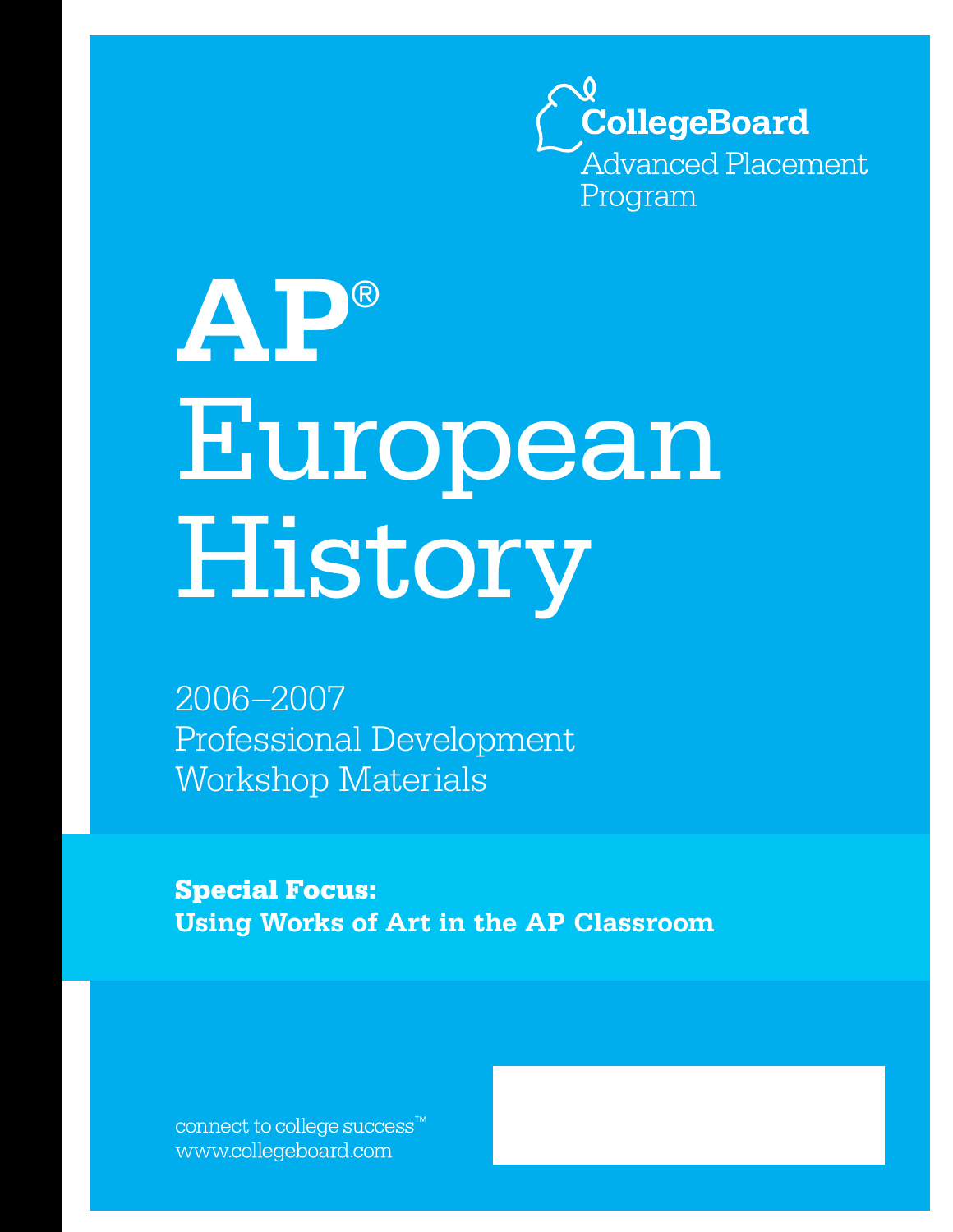CollegeBoard
Advanced Placement Program

# AP® European History

2006–2007
Professional Development
Workshop Materials

**Special Focus:**
**Using Works of Art in the AP Classroom**

connect to college success™
www.collegeboard.com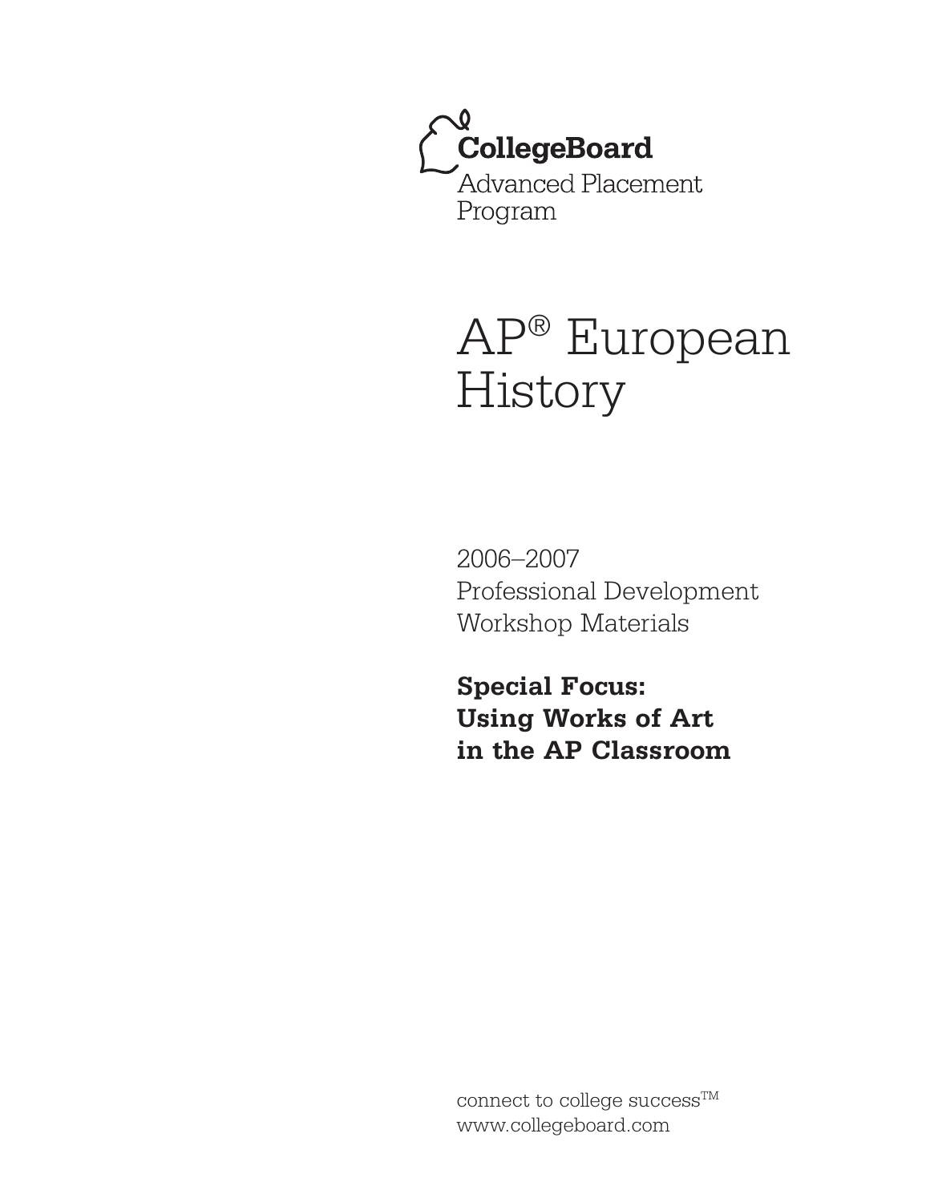CollegeBoard

Advanced Placement Program

# AP® European History

2006–2007
Professional Development
Workshop Materials

**Special Focus:**
**Using Works of Art**
**in the AP Classroom**

connect to college success™
www.collegeboard.com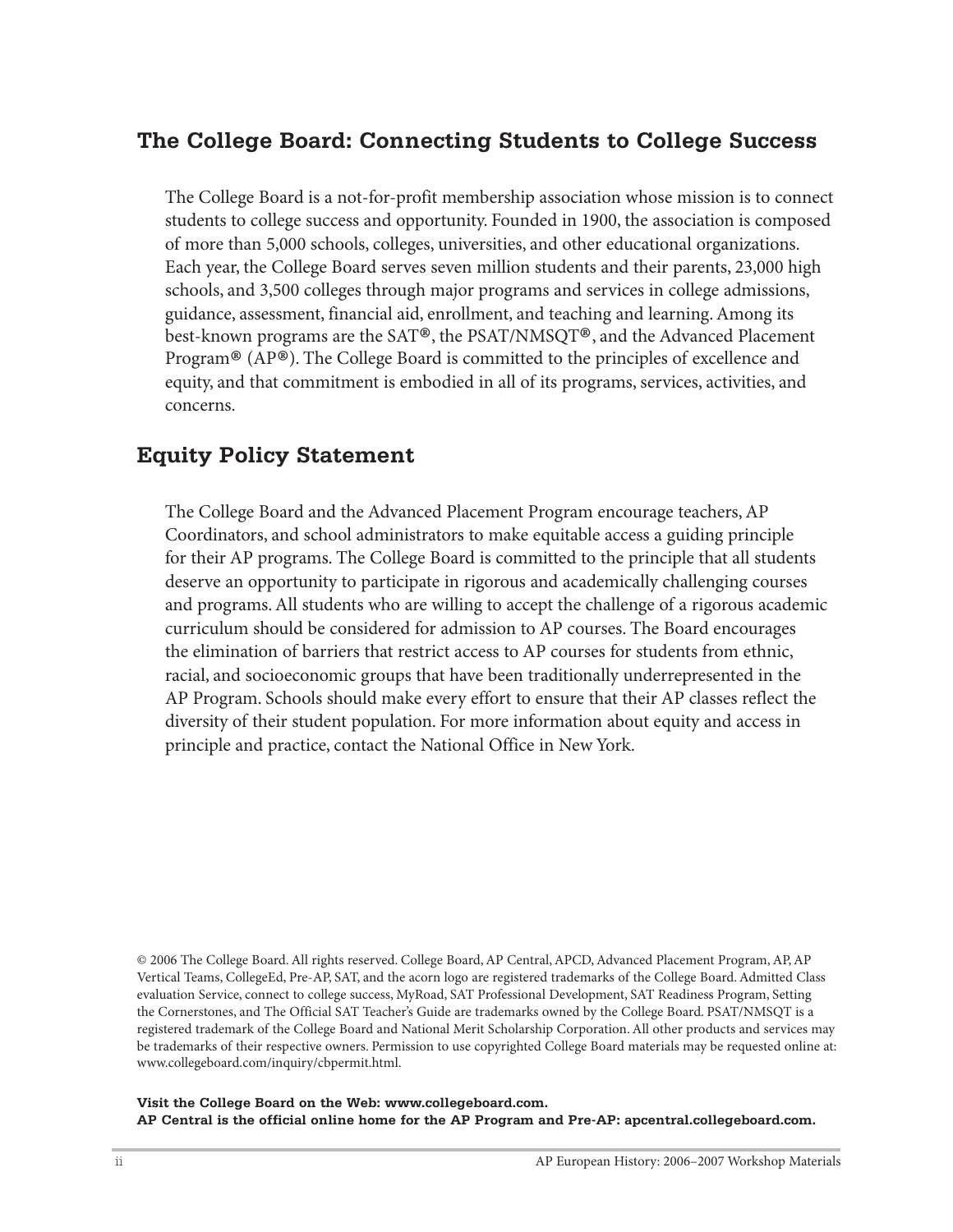## The College Board: Connecting Students to College Success

The College Board is a not-for-profit membership association whose mission is to connect students to college success and opportunity. Founded in 1900, the association is composed of more than 5,000 schools, colleges, universities, and other educational organizations. Each year, the College Board serves seven million students and their parents, 23,000 high schools, and 3,500 colleges through major programs and services in college admissions, guidance, assessment, financial aid, enrollment, and teaching and learning. Among its best-known programs are the SAT®, the PSAT/NMSQT®, and the Advanced Placement Program® (AP®). The College Board is committed to the principles of excellence and equity, and that commitment is embodied in all of its programs, services, activities, and concerns.

## Equity Policy Statement

The College Board and the Advanced Placement Program encourage teachers, AP Coordinators, and school administrators to make equitable access a guiding principle for their AP programs. The College Board is committed to the principle that all students deserve an opportunity to participate in rigorous and academically challenging courses and programs. All students who are willing to accept the challenge of a rigorous academic curriculum should be considered for admission to AP courses. The Board encourages the elimination of barriers that restrict access to AP courses for students from ethnic, racial, and socioeconomic groups that have been traditionally underrepresented in the AP Program. Schools should make every effort to ensure that their AP classes reflect the diversity of their student population. For more information about equity and access in principle and practice, contact the National Office in New York.

© 2006 The College Board. All rights reserved. College Board, AP Central, APCD, Advanced Placement Program, AP, AP Vertical Teams, CollegeEd, Pre-AP, SAT, and the acorn logo are registered trademarks of the College Board. Admitted Class evaluation Service, connect to college success, MyRoad, SAT Professional Development, SAT Readiness Program, Setting the Cornerstones, and The Official SAT Teacher's Guide are trademarks owned by the College Board. PSAT/NMSQT is a registered trademark of the College Board and National Merit Scholarship Corporation. All other products and services may be trademarks of their respective owners. Permission to use copyrighted College Board materials may be requested online at: www.collegeboard.com/inquiry/cbpermit.html.

**Visit the College Board on the Web: www.collegeboard.com.**
**AP Central is the official online home for the AP Program and Pre-AP: apcentral.collegeboard.com.**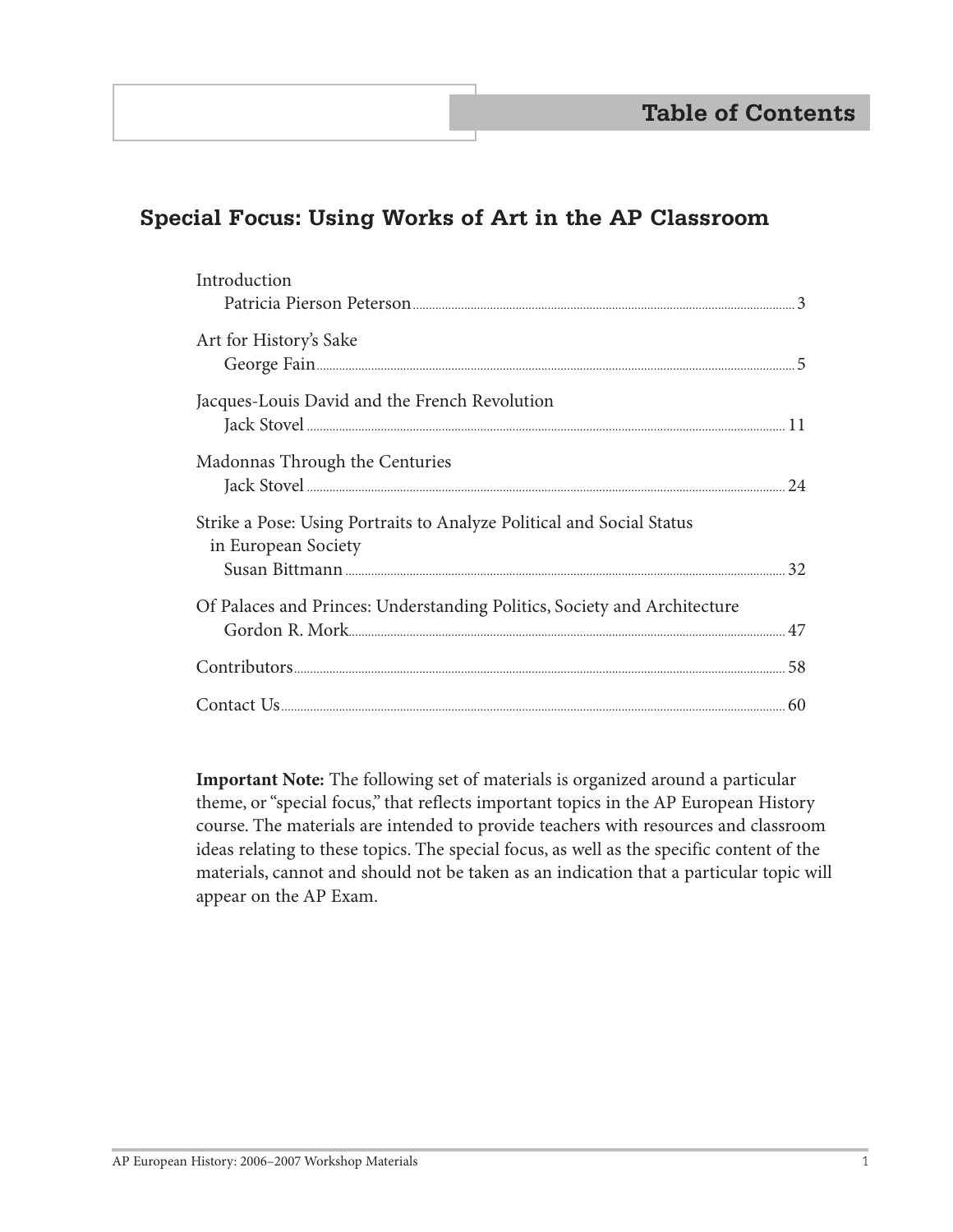# Table of Contents

## Special Focus: Using Works of Art in the AP Classroom

Introduction
Patricia Pierson Peterson ..... 3

Art for History's Sake
George Fain ..... 5

Jacques-Louis David and the French Revolution
Jack Stovel ..... 11

Madonnas Through the Centuries
Jack Stovel ..... 24

Strike a Pose: Using Portraits to Analyze Political and Social Status in European Society
Susan Bittmann ..... 32

Of Palaces and Princes: Understanding Politics, Society and Architecture
Gordon R. Mork ..... 47

Contributors ..... 58

Contact Us ..... 60

**Important Note:** The following set of materials is organized around a particular theme, or "special focus," that reflects important topics in the AP European History course. The materials are intended to provide teachers with resources and classroom ideas relating to these topics. The special focus, as well as the specific content of the materials, cannot and should not be taken as an indication that a particular topic will appear on the AP Exam.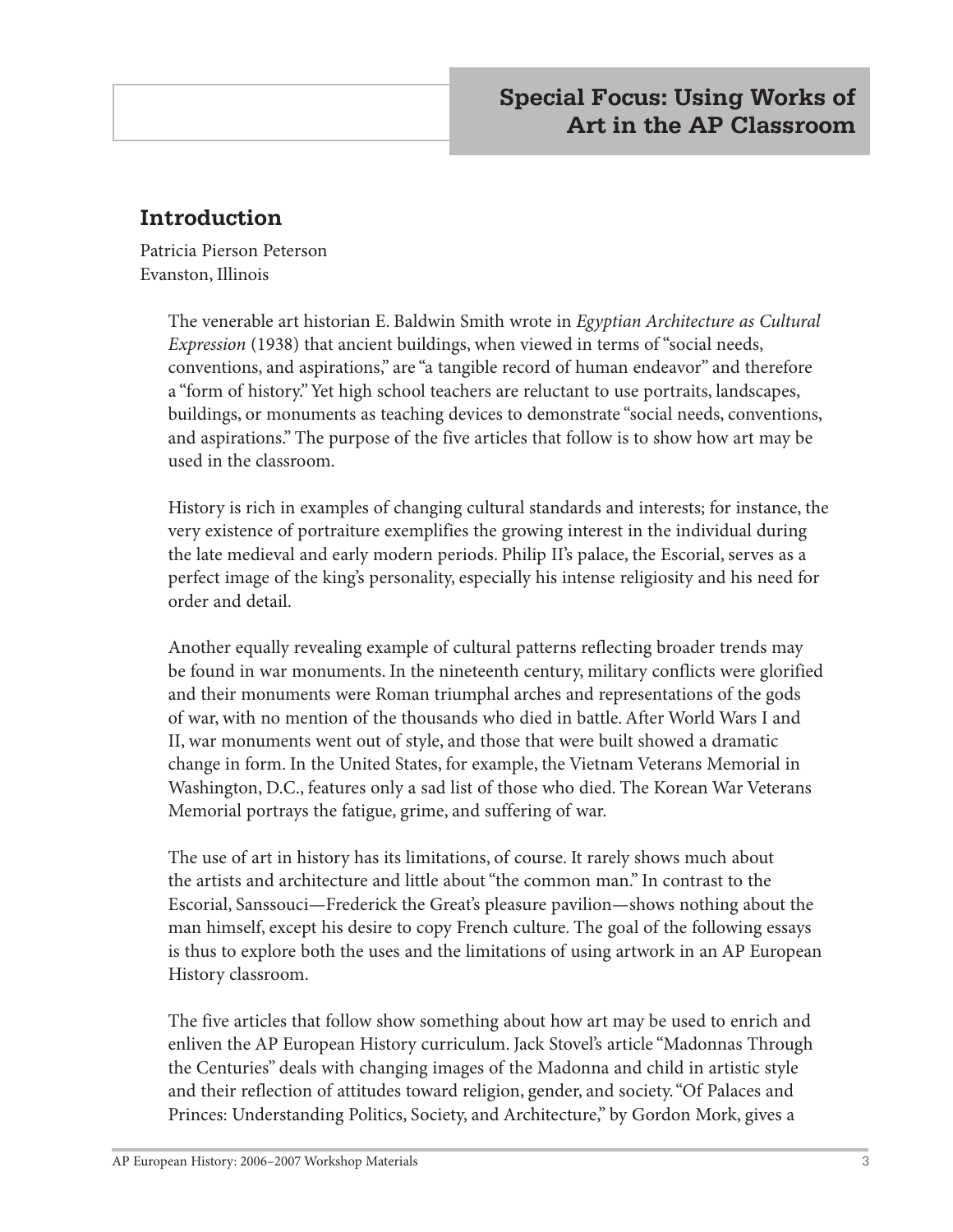# Special Focus: Using Works of Art in the AP Classroom

## Introduction

Patricia Pierson Peterson
Evanston, Illinois

The venerable art historian E. Baldwin Smith wrote in *Egyptian Architecture as Cultural Expression* (1938) that ancient buildings, when viewed in terms of "social needs, conventions, and aspirations," are "a tangible record of human endeavor" and therefore a "form of history." Yet high school teachers are reluctant to use portraits, landscapes, buildings, or monuments as teaching devices to demonstrate "social needs, conventions, and aspirations." The purpose of the five articles that follow is to show how art may be used in the classroom.

History is rich in examples of changing cultural standards and interests; for instance, the very existence of portraiture exemplifies the growing interest in the individual during the late medieval and early modern periods. Philip II's palace, the Escorial, serves as a perfect image of the king's personality, especially his intense religiosity and his need for order and detail.

Another equally revealing example of cultural patterns reflecting broader trends may be found in war monuments. In the nineteenth century, military conflicts were glorified and their monuments were Roman triumphal arches and representations of the gods of war, with no mention of the thousands who died in battle. After World Wars I and II, war monuments went out of style, and those that were built showed a dramatic change in form. In the United States, for example, the Vietnam Veterans Memorial in Washington, D.C., features only a sad list of those who died. The Korean War Veterans Memorial portrays the fatigue, grime, and suffering of war.

The use of art in history has its limitations, of course. It rarely shows much about the artists and architecture and little about "the common man." In contrast to the Escorial, Sanssouci—Frederick the Great's pleasure pavilion—shows nothing about the man himself, except his desire to copy French culture. The goal of the following essays is thus to explore both the uses and the limitations of using artwork in an AP European History classroom.

The five articles that follow show something about how art may be used to enrich and enliven the AP European History curriculum. Jack Stovel's article "Madonnas Through the Centuries" deals with changing images of the Madonna and child in artistic style and their reflection of attitudes toward religion, gender, and society. "Of Palaces and Princes: Understanding Politics, Society, and Architecture," by Gordon Mork, gives a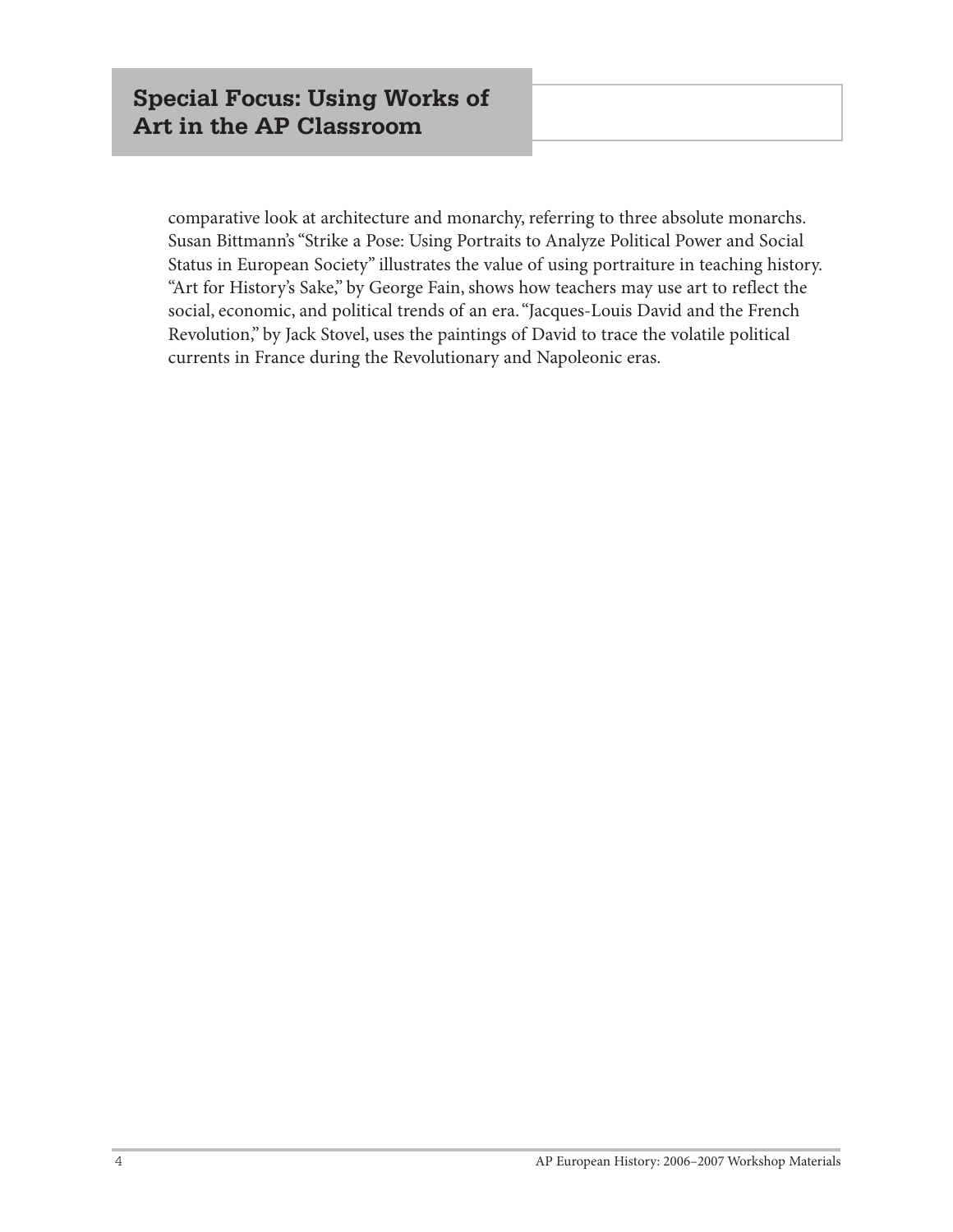comparative look at architecture and monarchy, referring to three absolute monarchs. Susan Bittmann's "Strike a Pose: Using Portraits to Analyze Political Power and Social Status in European Society" illustrates the value of using portraiture in teaching history. "Art for History's Sake," by George Fain, shows how teachers may use art to reflect the social, economic, and political trends of an era. "Jacques-Louis David and the French Revolution," by Jack Stovel, uses the paintings of David to trace the volatile political currents in France during the Revolutionary and Napoleonic eras.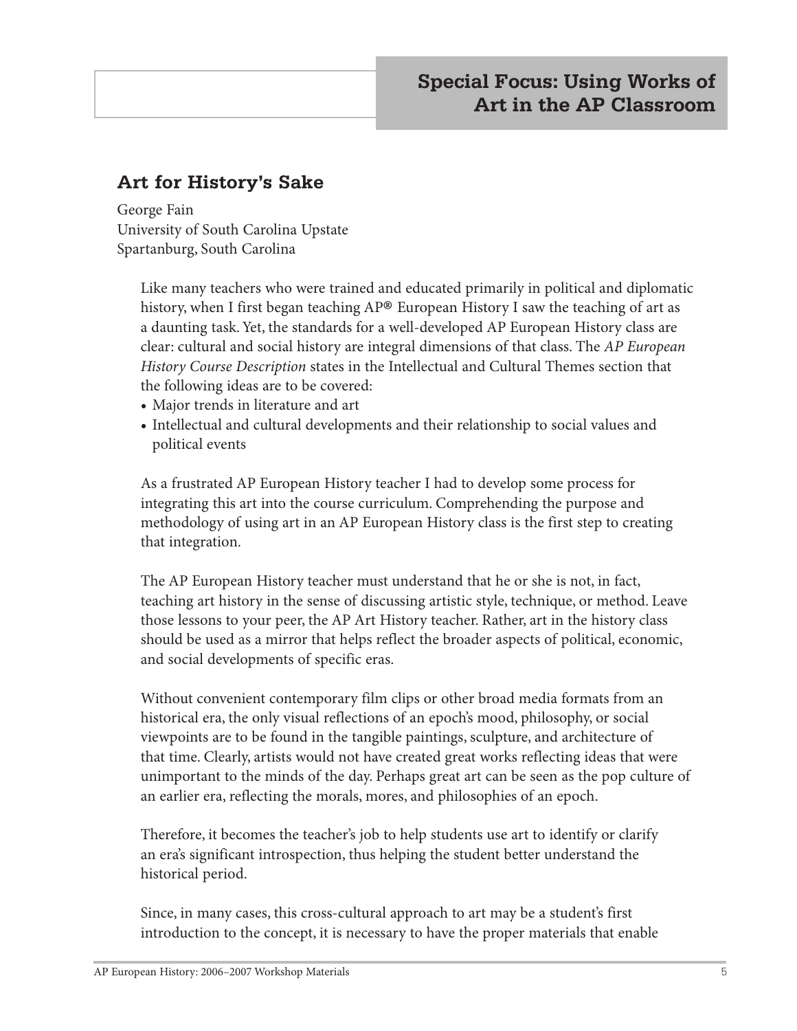# Special Focus: Using Works of Art in the AP Classroom

## Art for History's Sake

George Fain
University of South Carolina Upstate
Spartanburg, South Carolina

Like many teachers who were trained and educated primarily in political and diplomatic history, when I first began teaching AP® European History I saw the teaching of art as a daunting task. Yet, the standards for a well-developed AP European History class are clear: cultural and social history are integral dimensions of that class. The *AP European History Course Description* states in the Intellectual and Cultural Themes section that the following ideas are to be covered:

- Major trends in literature and art
- Intellectual and cultural developments and their relationship to social values and political events

As a frustrated AP European History teacher I had to develop some process for integrating this art into the course curriculum. Comprehending the purpose and methodology of using art in an AP European History class is the first step to creating that integration.

The AP European History teacher must understand that he or she is not, in fact, teaching art history in the sense of discussing artistic style, technique, or method. Leave those lessons to your peer, the AP Art History teacher. Rather, art in the history class should be used as a mirror that helps reflect the broader aspects of political, economic, and social developments of specific eras.

Without convenient contemporary film clips or other broad media formats from an historical era, the only visual reflections of an epoch's mood, philosophy, or social viewpoints are to be found in the tangible paintings, sculpture, and architecture of that time. Clearly, artists would not have created great works reflecting ideas that were unimportant to the minds of the day. Perhaps great art can be seen as the pop culture of an earlier era, reflecting the morals, mores, and philosophies of an epoch.

Therefore, it becomes the teacher's job to help students use art to identify or clarify an era's significant introspection, thus helping the student better understand the historical period.

Since, in many cases, this cross-cultural approach to art may be a student's first introduction to the concept, it is necessary to have the proper materials that enable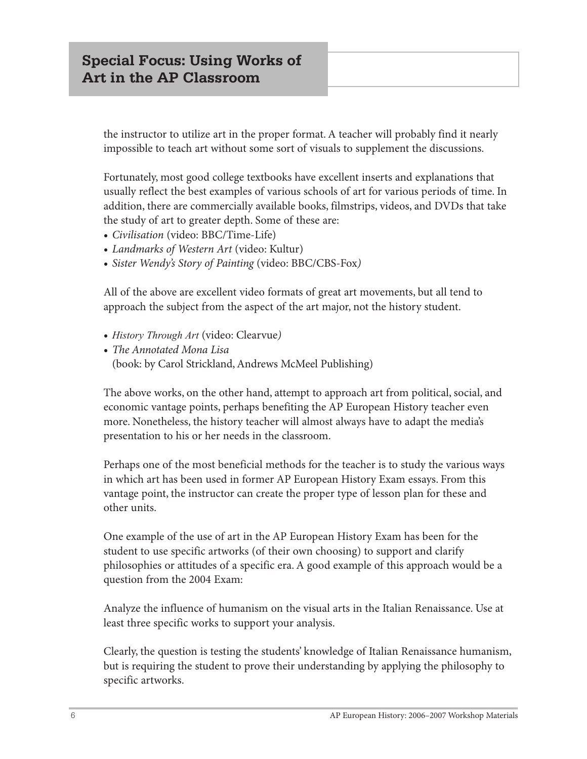the instructor to utilize art in the proper format. A teacher will probably find it nearly impossible to teach art without some sort of visuals to supplement the discussions.

Fortunately, most good college textbooks have excellent inserts and explanations that usually reflect the best examples of various schools of art for various periods of time. In addition, there are commercially available books, filmstrips, videos, and DVDs that take the study of art to greater depth. Some of these are:

- *Civilisation* (video: BBC/Time-Life)
- *Landmarks of Western Art* (video: Kultur)
- *Sister Wendy's Story of Painting* (video: BBC/CBS-Fox)

All of the above are excellent video formats of great art movements, but all tend to approach the subject from the aspect of the art major, not the history student.

- *History Through Art* (video: Clearvue)
- *The Annotated Mona Lisa*
  (book: by Carol Strickland, Andrews McMeel Publishing)

The above works, on the other hand, attempt to approach art from political, social, and economic vantage points, perhaps benefiting the AP European History teacher even more. Nonetheless, the history teacher will almost always have to adapt the media's presentation to his or her needs in the classroom.

Perhaps one of the most beneficial methods for the teacher is to study the various ways in which art has been used in former AP European History Exam essays. From this vantage point, the instructor can create the proper type of lesson plan for these and other units.

One example of the use of art in the AP European History Exam has been for the student to use specific artworks (of their own choosing) to support and clarify philosophies or attitudes of a specific era. A good example of this approach would be a question from the 2004 Exam:

Analyze the influence of humanism on the visual arts in the Italian Renaissance. Use at least three specific works to support your analysis.

Clearly, the question is testing the students' knowledge of Italian Renaissance humanism, but is requiring the student to prove their understanding by applying the philosophy to specific artworks.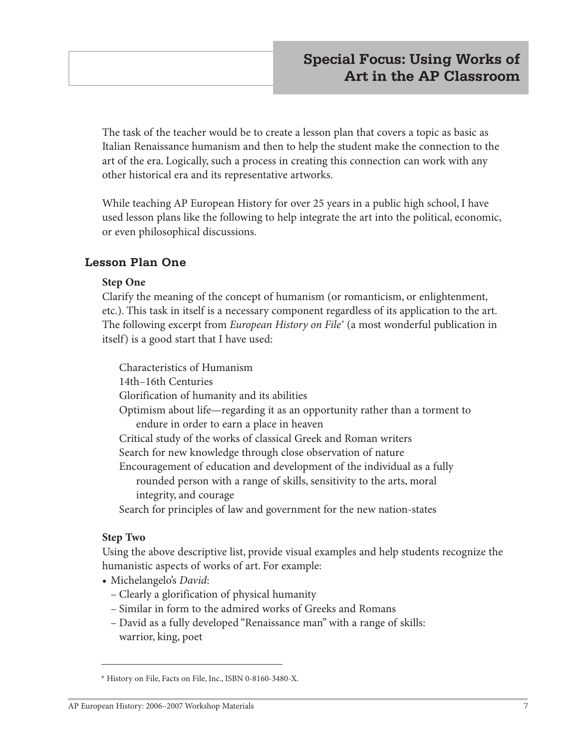The task of the teacher would be to create a lesson plan that covers a topic as basic as Italian Renaissance humanism and then to help the student make the connection to the art of the era. Logically, such a process in creating this connection can work with any other historical era and its representative artworks.

While teaching AP European History for over 25 years in a public high school, I have used lesson plans like the following to help integrate the art into the political, economic, or even philosophical discussions.

## Lesson Plan One

**Step One**

Clarify the meaning of the concept of humanism (or romanticism, or enlightenment, etc.). This task in itself is a necessary component regardless of its application to the art. The following excerpt from *European History on File*\* (a most wonderful publication in itself) is a good start that I have used:

> Characteristics of Humanism
> 14th–16th Centuries
> Glorification of humanity and its abilities
> Optimism about life—regarding it as an opportunity rather than a torment to endure in order to earn a place in heaven
> Critical study of the works of classical Greek and Roman writers
> Search for new knowledge through close observation of nature
> Encouragement of education and development of the individual as a fully rounded person with a range of skills, sensitivity to the arts, moral integrity, and courage
> Search for principles of law and government for the new nation-states

**Step Two**

Using the above descriptive list, provide visual examples and help students recognize the humanistic aspects of works of art. For example:

- Michelangelo's *David*:
  - Clearly a glorification of physical humanity
  - Similar in form to the admired works of Greeks and Romans
  - David as a fully developed "Renaissance man" with a range of skills: warrior, king, poet

---

\* History on File, Facts on File, Inc., ISBN 0-8160-3480-X.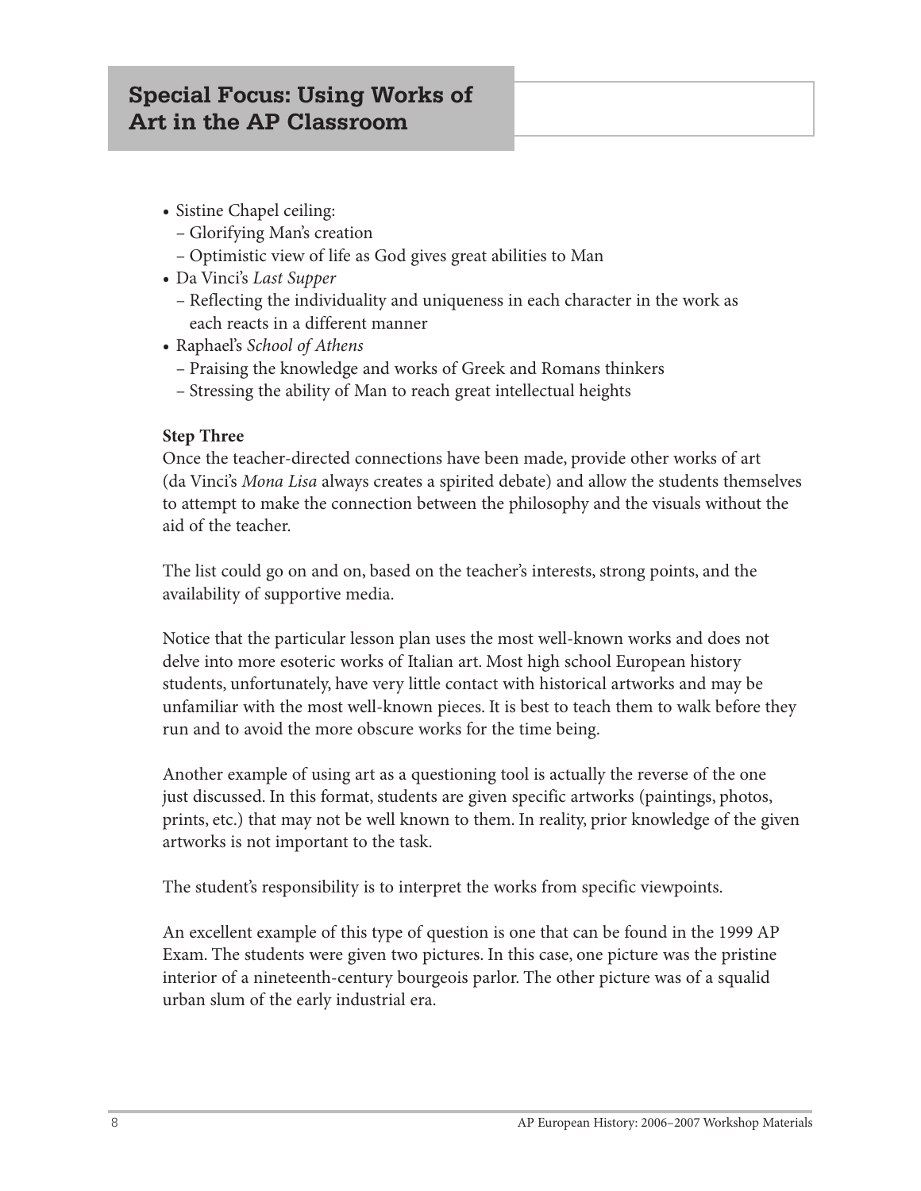## Special Focus: Using Works of Art in the AP Classroom

- Sistine Chapel ceiling:
  - Glorifying Man's creation
  - Optimistic view of life as God gives great abilities to Man
- Da Vinci's *Last Supper*
  - Reflecting the individuality and uniqueness in each character in the work as each reacts in a different manner
- Raphael's *School of Athens*
  - Praising the knowledge and works of Greek and Romans thinkers
  - Stressing the ability of Man to reach great intellectual heights

**Step Three**

Once the teacher-directed connections have been made, provide other works of art (da Vinci's *Mona Lisa* always creates a spirited debate) and allow the students themselves to attempt to make the connection between the philosophy and the visuals without the aid of the teacher.

The list could go on and on, based on the teacher's interests, strong points, and the availability of supportive media.

Notice that the particular lesson plan uses the most well-known works and does not delve into more esoteric works of Italian art. Most high school European history students, unfortunately, have very little contact with historical artworks and may be unfamiliar with the most well-known pieces. It is best to teach them to walk before they run and to avoid the more obscure works for the time being.

Another example of using art as a questioning tool is actually the reverse of the one just discussed. In this format, students are given specific artworks (paintings, photos, prints, etc.) that may not be well known to them. In reality, prior knowledge of the given artworks is not important to the task.

The student's responsibility is to interpret the works from specific viewpoints.

An excellent example of this type of question is one that can be found in the 1999 AP Exam. The students were given two pictures. In this case, one picture was the pristine interior of a nineteenth-century bourgeois parlor. The other picture was of a squalid urban slum of the early industrial era.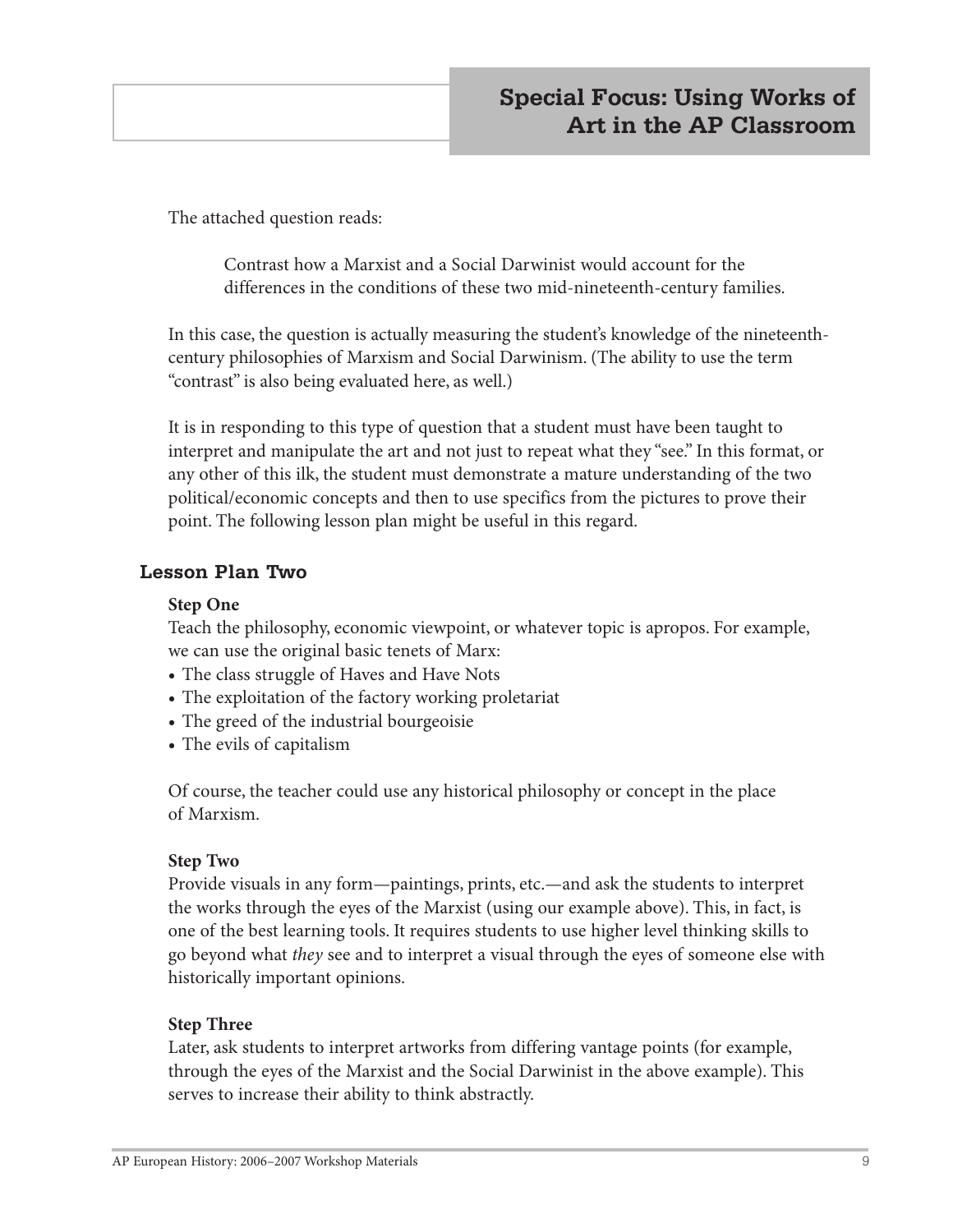The attached question reads:

> Contrast how a Marxist and a Social Darwinist would account for the differences in the conditions of these two mid-nineteenth-century families.

In this case, the question is actually measuring the student's knowledge of the nineteenth-century philosophies of Marxism and Social Darwinism. (The ability to use the term "contrast" is also being evaluated here, as well.)

It is in responding to this type of question that a student must have been taught to interpret and manipulate the art and not just to repeat what they "see." In this format, or any other of this ilk, the student must demonstrate a mature understanding of the two political/economic concepts and then to use specifics from the pictures to prove their point. The following lesson plan might be useful in this regard.

## Lesson Plan Two

**Step One**

Teach the philosophy, economic viewpoint, or whatever topic is apropos. For example, we can use the original basic tenets of Marx:

- The class struggle of Haves and Have Nots
- The exploitation of the factory working proletariat
- The greed of the industrial bourgeoisie
- The evils of capitalism

Of course, the teacher could use any historical philosophy or concept in the place of Marxism.

**Step Two**

Provide visuals in any form—paintings, prints, etc.—and ask the students to interpret the works through the eyes of the Marxist (using our example above). This, in fact, is one of the best learning tools. It requires students to use higher level thinking skills to go beyond what *they* see and to interpret a visual through the eyes of someone else with historically important opinions.

**Step Three**

Later, ask students to interpret artworks from differing vantage points (for example, through the eyes of the Marxist and the Social Darwinist in the above example). This serves to increase their ability to think abstractly.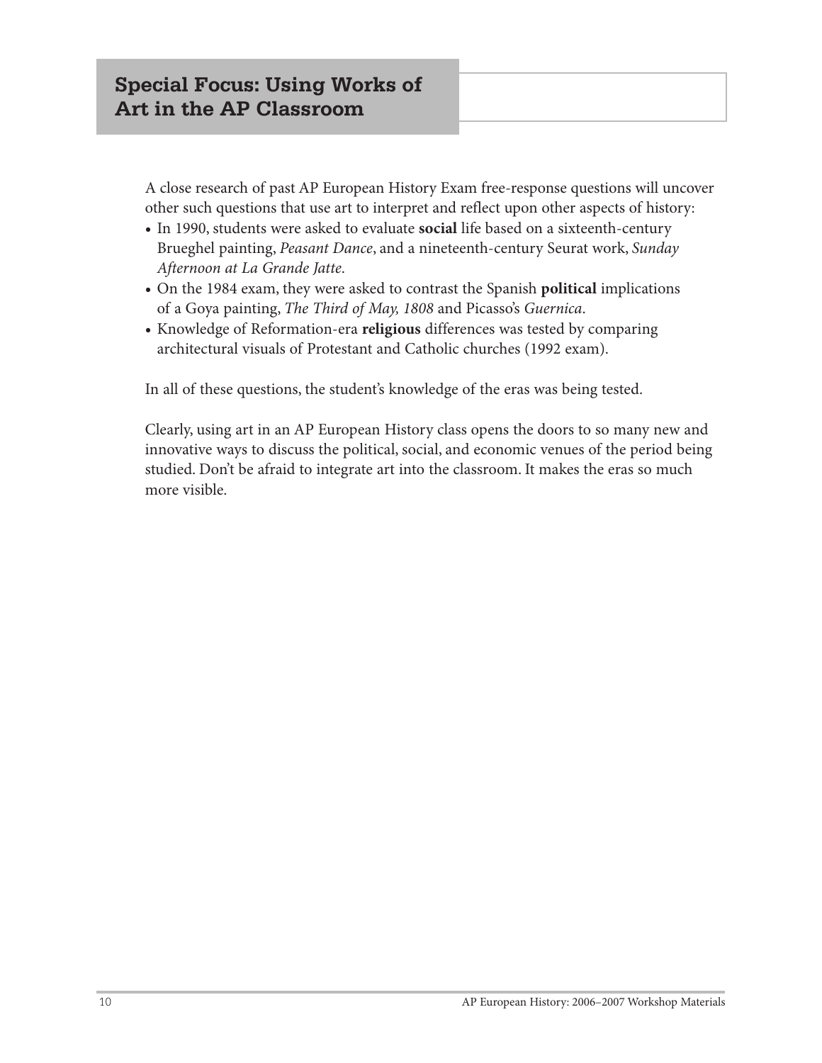## Special Focus: Using Works of Art in the AP Classroom

A close research of past AP European History Exam free-response questions will uncover other such questions that use art to interpret and reflect upon other aspects of history:

- In 1990, students were asked to evaluate **social** life based on a sixteenth-century Brueghel painting, *Peasant Dance*, and a nineteenth-century Seurat work, *Sunday Afternoon at La Grande Jatte*.
- On the 1984 exam, they were asked to contrast the Spanish **political** implications of a Goya painting, *The Third of May, 1808* and Picasso's *Guernica*.
- Knowledge of Reformation-era **religious** differences was tested by comparing architectural visuals of Protestant and Catholic churches (1992 exam).

In all of these questions, the student's knowledge of the eras was being tested.

Clearly, using art in an AP European History class opens the doors to so many new and innovative ways to discuss the political, social, and economic venues of the period being studied. Don't be afraid to integrate art into the classroom. It makes the eras so much more visible.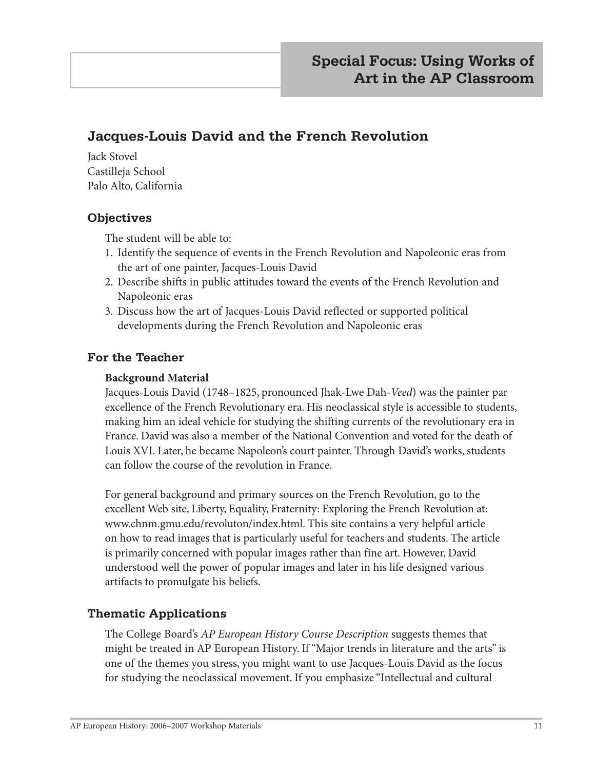# Special Focus: Using Works of Art in the AP Classroom

## Jacques-Louis David and the French Revolution

Jack Stovel
Castilleja School
Palo Alto, California

### Objectives

The student will be able to:

1. Identify the sequence of events in the French Revolution and Napoleonic eras from the art of one painter, Jacques-Louis David
2. Describe shifts in public attitudes toward the events of the French Revolution and Napoleonic eras
3. Discuss how the art of Jacques-Louis David reflected or supported political developments during the French Revolution and Napoleonic eras

### For the Teacher

**Background Material**

Jacques-Louis David (1748–1825, pronounced Jhak-Lwe Dah-*Veed*) was the painter par excellence of the French Revolutionary era. His neoclassical style is accessible to students, making him an ideal vehicle for studying the shifting currents of the revolutionary era in France. David was also a member of the National Convention and voted for the death of Louis XVI. Later, he became Napoleon's court painter. Through David's works, students can follow the course of the revolution in France.

For general background and primary sources on the French Revolution, go to the excellent Web site, Liberty, Equality, Fraternity: Exploring the French Revolution at: www.chnm.gmu.edu/revoluton/index.html. This site contains a very helpful article on how to read images that is particularly useful for teachers and students. The article is primarily concerned with popular images rather than fine art. However, David understood well the power of popular images and later in his life designed various artifacts to promulgate his beliefs.

### Thematic Applications

The College Board's *AP European History Course Description* suggests themes that might be treated in AP European History. If "Major trends in literature and the arts" is one of the themes you stress, you might want to use Jacques-Louis David as the focus for studying the neoclassical movement. If you emphasize "Intellectual and cultural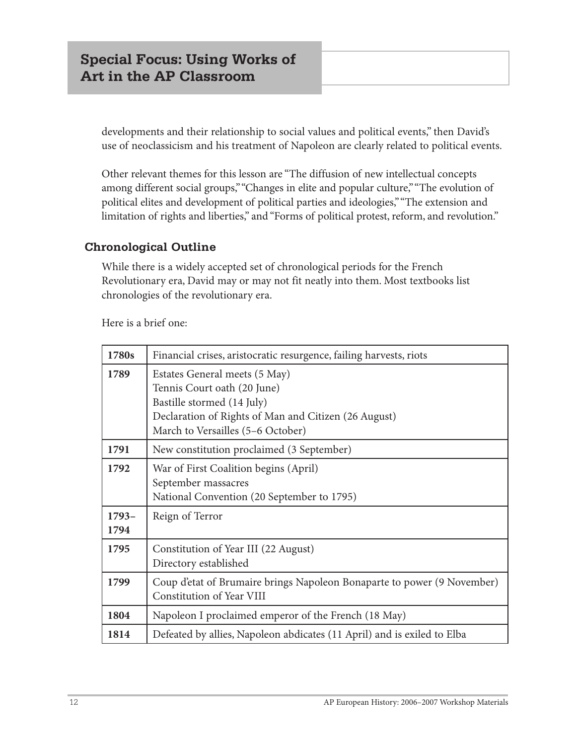developments and their relationship to social values and political events," then David's use of neoclassicism and his treatment of Napoleon are clearly related to political events.

Other relevant themes for this lesson are "The diffusion of new intellectual concepts among different social groups," "Changes in elite and popular culture," "The evolution of political elites and development of political parties and ideologies," "The extension and limitation of rights and liberties," and "Forms of political protest, reform, and revolution."

### Chronological Outline

While there is a widely accepted set of chronological periods for the French Revolutionary era, David may or may not fit neatly into them. Most textbooks list chronologies of the revolutionary era.

Here is a brief one:

| | |
|---|---|
| **1780s** | Financial crises, aristocratic resurgence, failing harvests, riots |
| **1789** | Estates General meets (5 May)<br>Tennis Court oath (20 June)<br>Bastille stormed (14 July)<br>Declaration of Rights of Man and Citizen (26 August)<br>March to Versailles (5–6 October) |
| **1791** | New constitution proclaimed (3 September) |
| **1792** | War of First Coalition begins (April)<br>September massacres<br>National Convention (20 September to 1795) |
| **1793–1794** | Reign of Terror |
| **1795** | Constitution of Year III (22 August)<br>Directory established |
| **1799** | Coup d'etat of Brumaire brings Napoleon Bonaparte to power (9 November)<br>Constitution of Year VIII |
| **1804** | Napoleon I proclaimed emperor of the French (18 May) |
| **1814** | Defeated by allies, Napoleon abdicates (11 April) and is exiled to Elba |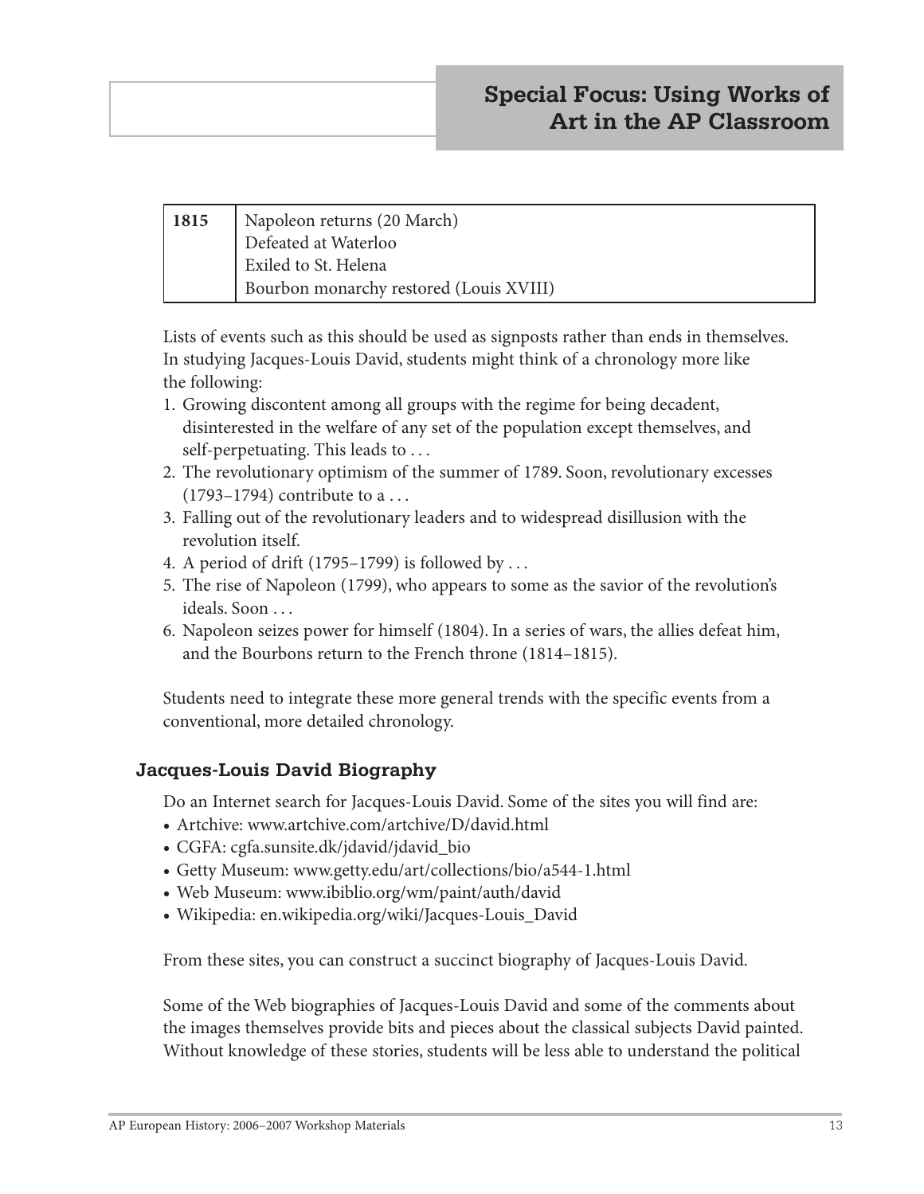| 1815 | Napoleon returns (20 March)<br>Defeated at Waterloo<br>Exiled to St. Helena<br>Bourbon monarchy restored (Louis XVIII) |
|---|---|

Lists of events such as this should be used as signposts rather than ends in themselves. In studying Jacques-Louis David, students might think of a chronology more like the following:

1. Growing discontent among all groups with the regime for being decadent, disinterested in the welfare of any set of the population except themselves, and self-perpetuating. This leads to . . .
2. The revolutionary optimism of the summer of 1789. Soon, revolutionary excesses (1793–1794) contribute to a . . .
3. Falling out of the revolutionary leaders and to widespread disillusion with the revolution itself.
4. A period of drift (1795–1799) is followed by . . .
5. The rise of Napoleon (1799), who appears to some as the savior of the revolution's ideals. Soon . . .
6. Napoleon seizes power for himself (1804). In a series of wars, the allies defeat him, and the Bourbons return to the French throne (1814–1815).

Students need to integrate these more general trends with the specific events from a conventional, more detailed chronology.

### Jacques-Louis David Biography

Do an Internet search for Jacques-Louis David. Some of the sites you will find are:

- Artchive: www.artchive.com/artchive/D/david.html
- CGFA: cgfa.sunsite.dk/jdavid/jdavid_bio
- Getty Museum: www.getty.edu/art/collections/bio/a544-1.html
- Web Museum: www.ibiblio.org/wm/paint/auth/david
- Wikipedia: en.wikipedia.org/wiki/Jacques-Louis_David

From these sites, you can construct a succinct biography of Jacques-Louis David.

Some of the Web biographies of Jacques-Louis David and some of the comments about the images themselves provide bits and pieces about the classical subjects David painted. Without knowledge of these stories, students will be less able to understand the political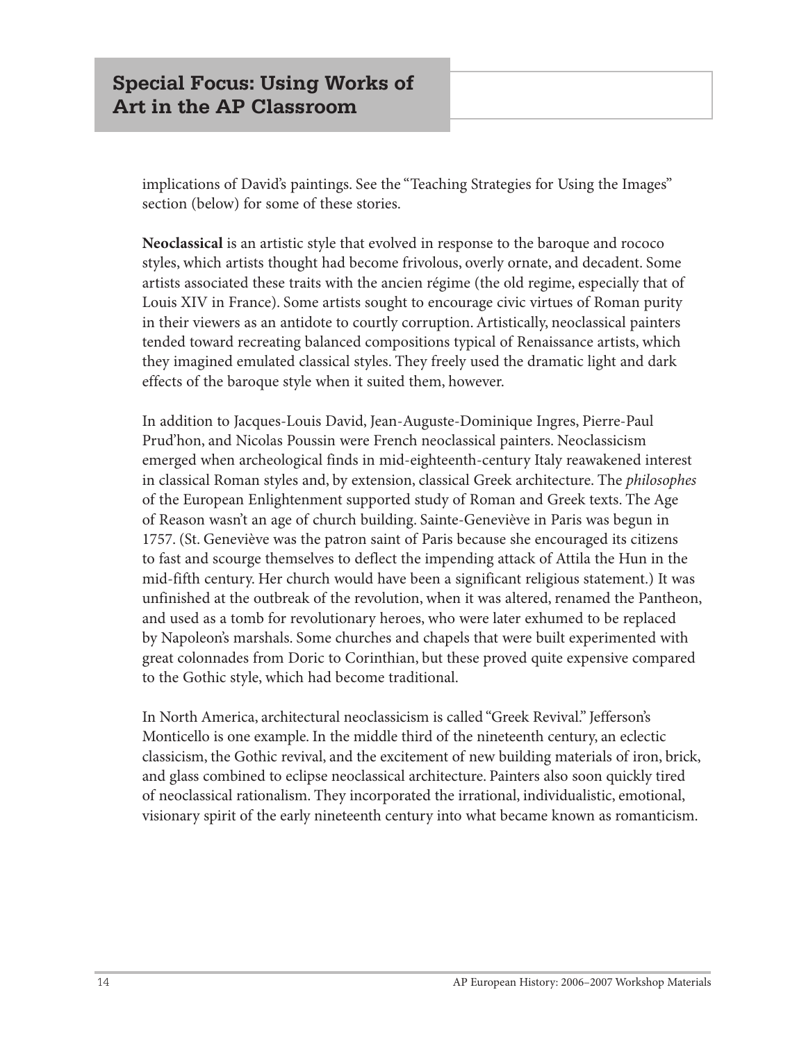implications of David's paintings. See the "Teaching Strategies for Using the Images" section (below) for some of these stories.

**Neoclassical** is an artistic style that evolved in response to the baroque and rococo styles, which artists thought had become frivolous, overly ornate, and decadent. Some artists associated these traits with the ancien régime (the old regime, especially that of Louis XIV in France). Some artists sought to encourage civic virtues of Roman purity in their viewers as an antidote to courtly corruption. Artistically, neoclassical painters tended toward recreating balanced compositions typical of Renaissance artists, which they imagined emulated classical styles. They freely used the dramatic light and dark effects of the baroque style when it suited them, however.

In addition to Jacques-Louis David, Jean-Auguste-Dominique Ingres, Pierre-Paul Prud'hon, and Nicolas Poussin were French neoclassical painters. Neoclassicism emerged when archeological finds in mid-eighteenth-century Italy reawakened interest in classical Roman styles and, by extension, classical Greek architecture. The *philosophes* of the European Enlightenment supported study of Roman and Greek texts. The Age of Reason wasn't an age of church building. Sainte-Geneviève in Paris was begun in 1757. (St. Geneviève was the patron saint of Paris because she encouraged its citizens to fast and scourge themselves to deflect the impending attack of Attila the Hun in the mid-fifth century. Her church would have been a significant religious statement.) It was unfinished at the outbreak of the revolution, when it was altered, renamed the Pantheon, and used as a tomb for revolutionary heroes, who were later exhumed to be replaced by Napoleon's marshals. Some churches and chapels that were built experimented with great colonnades from Doric to Corinthian, but these proved quite expensive compared to the Gothic style, which had become traditional.

In North America, architectural neoclassicism is called "Greek Revival." Jefferson's Monticello is one example. In the middle third of the nineteenth century, an eclectic classicism, the Gothic revival, and the excitement of new building materials of iron, brick, and glass combined to eclipse neoclassical architecture. Painters also soon quickly tired of neoclassical rationalism. They incorporated the irrational, individualistic, emotional, visionary spirit of the early nineteenth century into what became known as romanticism.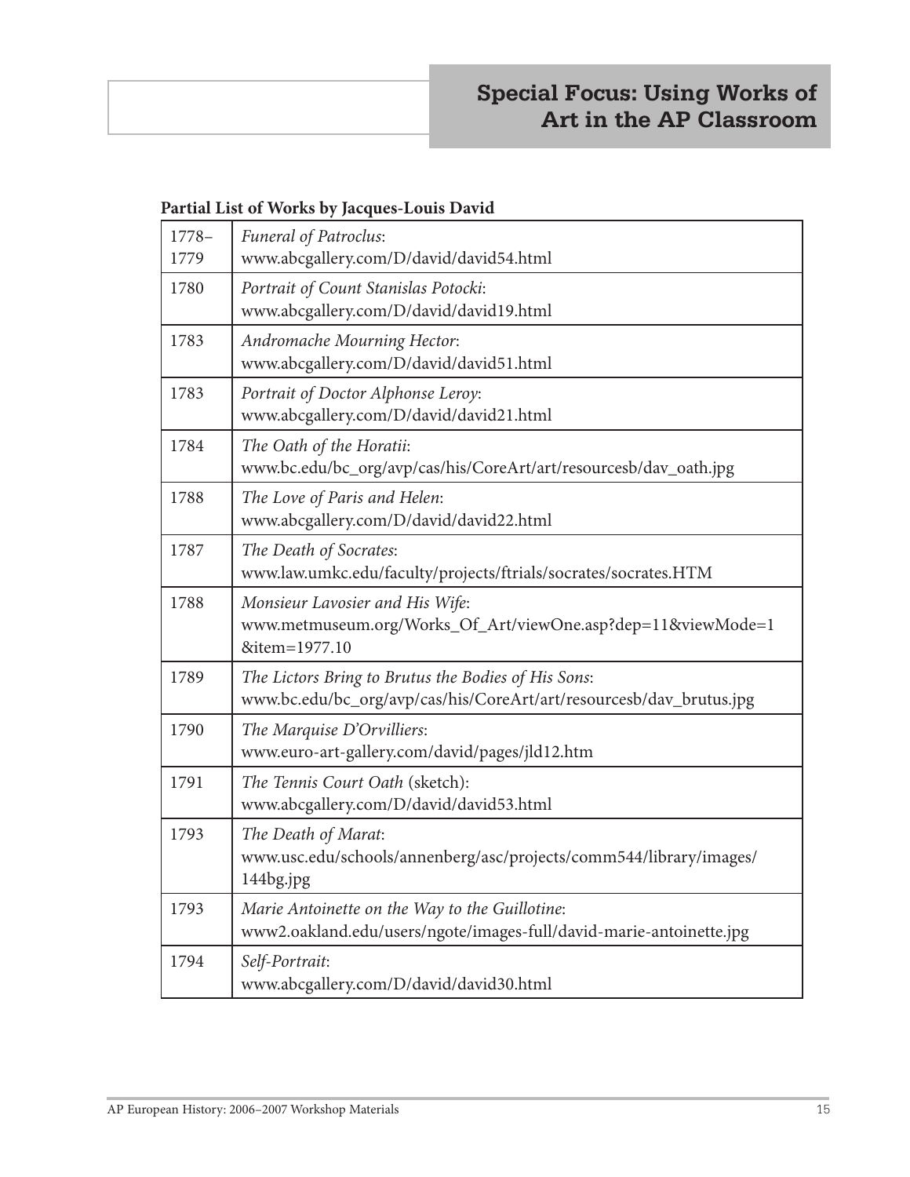**Partial List of Works by Jacques-Louis David**

| | |
|---|---|
| 1778–1779 | *Funeral of Patroclus*: www.abcgallery.com/D/david/david54.html |
| 1780 | *Portrait of Count Stanislas Potocki*: www.abcgallery.com/D/david/david19.html |
| 1783 | *Andromache Mourning Hector*: www.abcgallery.com/D/david/david51.html |
| 1783 | *Portrait of Doctor Alphonse Leroy*: www.abcgallery.com/D/david/david21.html |
| 1784 | *The Oath of the Horatii*: www.bc.edu/bc_org/avp/cas/his/CoreArt/art/resourcesb/dav_oath.jpg |
| 1788 | *The Love of Paris and Helen*: www.abcgallery.com/D/david/david22.html |
| 1787 | *The Death of Socrates*: www.law.umkc.edu/faculty/projects/ftrials/socrates/socrates.HTM |
| 1788 | *Monsieur Lavosier and His Wife*: www.metmuseum.org/Works_Of_Art/viewOne.asp?dep=11&viewMode=1&item=1977.10 |
| 1789 | *The Lictors Bring to Brutus the Bodies of His Sons*: www.bc.edu/bc_org/avp/cas/his/CoreArt/art/resourcesb/dav_brutus.jpg |
| 1790 | *The Marquise D'Orvilliers*: www.euro-art-gallery.com/david/pages/jld12.htm |
| 1791 | *The Tennis Court Oath* (sketch): www.abcgallery.com/D/david/david53.html |
| 1793 | *The Death of Marat*: www.usc.edu/schools/annenberg/asc/projects/comm544/library/images/144bg.jpg |
| 1793 | *Marie Antoinette on the Way to the Guillotine*: www2.oakland.edu/users/ngote/images-full/david-marie-antoinette.jpg |
| 1794 | *Self-Portrait*: www.abcgallery.com/D/david/david30.html |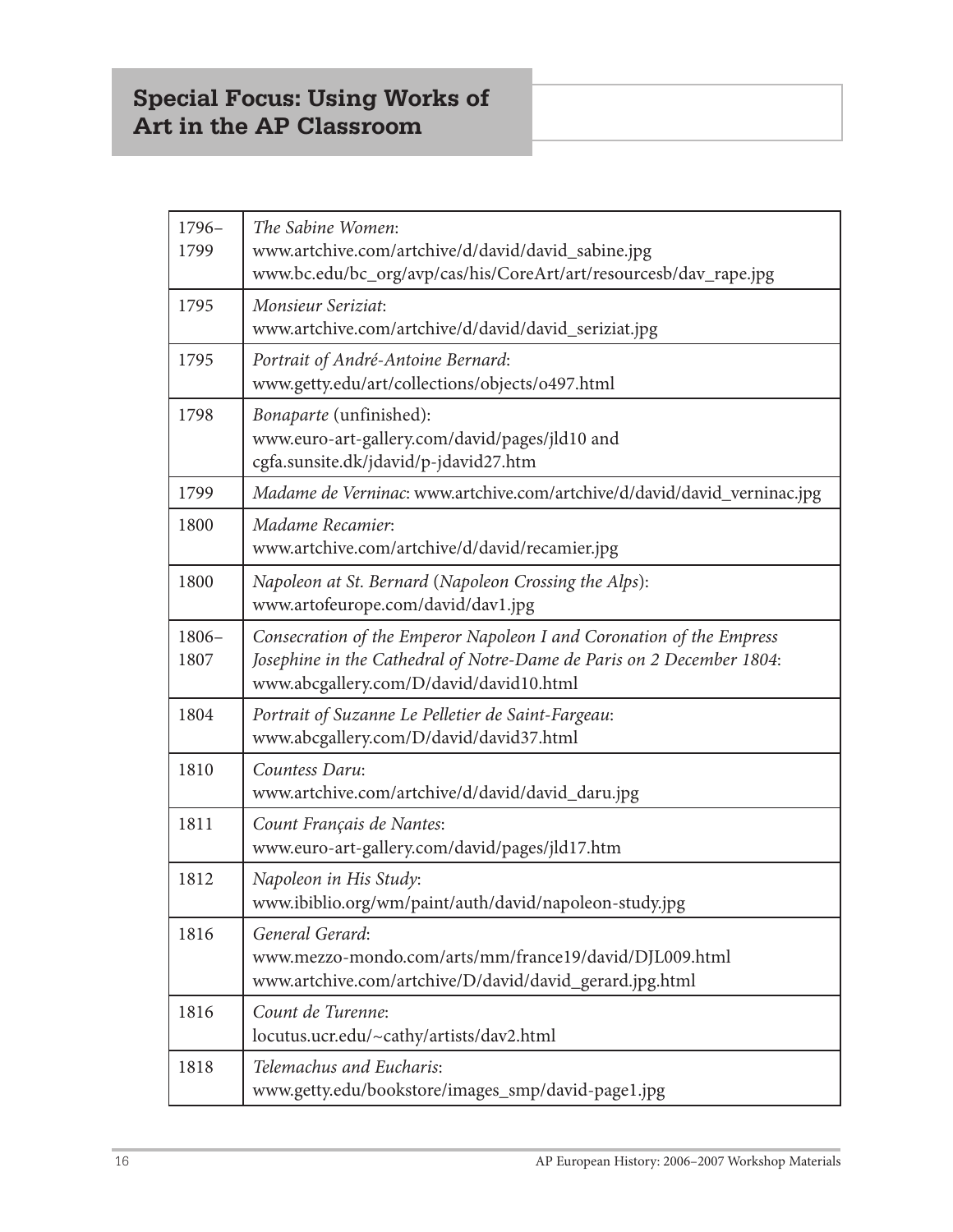## Special Focus: Using Works of Art in the AP Classroom

| | |
|---|---|
| 1796–1799 | *The Sabine Women*: www.artchive.com/artchive/d/david/david_sabine.jpg www.bc.edu/bc_org/avp/cas/his/CoreArt/art/resourcesb/dav_rape.jpg |
| 1795 | *Monsieur Seriziat*: www.artchive.com/artchive/d/david/david_seriziat.jpg |
| 1795 | *Portrait of André-Antoine Bernard*: www.getty.edu/art/collections/objects/o497.html |
| 1798 | *Bonaparte* (unfinished): www.euro-art-gallery.com/david/pages/jld10 and cgfa.sunsite.dk/jdavid/p-jdavid27.htm |
| 1799 | *Madame de Verninac*: www.artchive.com/artchive/d/david/david_verninac.jpg |
| 1800 | *Madame Recamier*: www.artchive.com/artchive/d/david/recamier.jpg |
| 1800 | *Napoleon at St. Bernard* (*Napoleon Crossing the Alps*): www.artofeurope.com/david/dav1.jpg |
| 1806–1807 | *Consecration of the Emperor Napoleon I and Coronation of the Empress Josephine in the Cathedral of Notre-Dame de Paris on 2 December 1804*: www.abcgallery.com/D/david/david10.html |
| 1804 | *Portrait of Suzanne Le Pelletier de Saint-Fargeau*: www.abcgallery.com/D/david/david37.html |
| 1810 | *Countess Daru*: www.artchive.com/artchive/d/david/david_daru.jpg |
| 1811 | *Count Français de Nantes*: www.euro-art-gallery.com/david/pages/jld17.htm |
| 1812 | *Napoleon in His Study*: www.ibiblio.org/wm/paint/auth/david/napoleon-study.jpg |
| 1816 | *General Gerard*: www.mezzo-mondo.com/arts/mm/france19/david/DJL009.html www.artchive.com/artchive/D/david/david_gerard.jpg.html |
| 1816 | *Count de Turenne*: locutus.ucr.edu/~cathy/artists/dav2.html |
| 1818 | *Telemachus and Eucharis*: www.getty.edu/bookstore/images_smp/david-page1.jpg |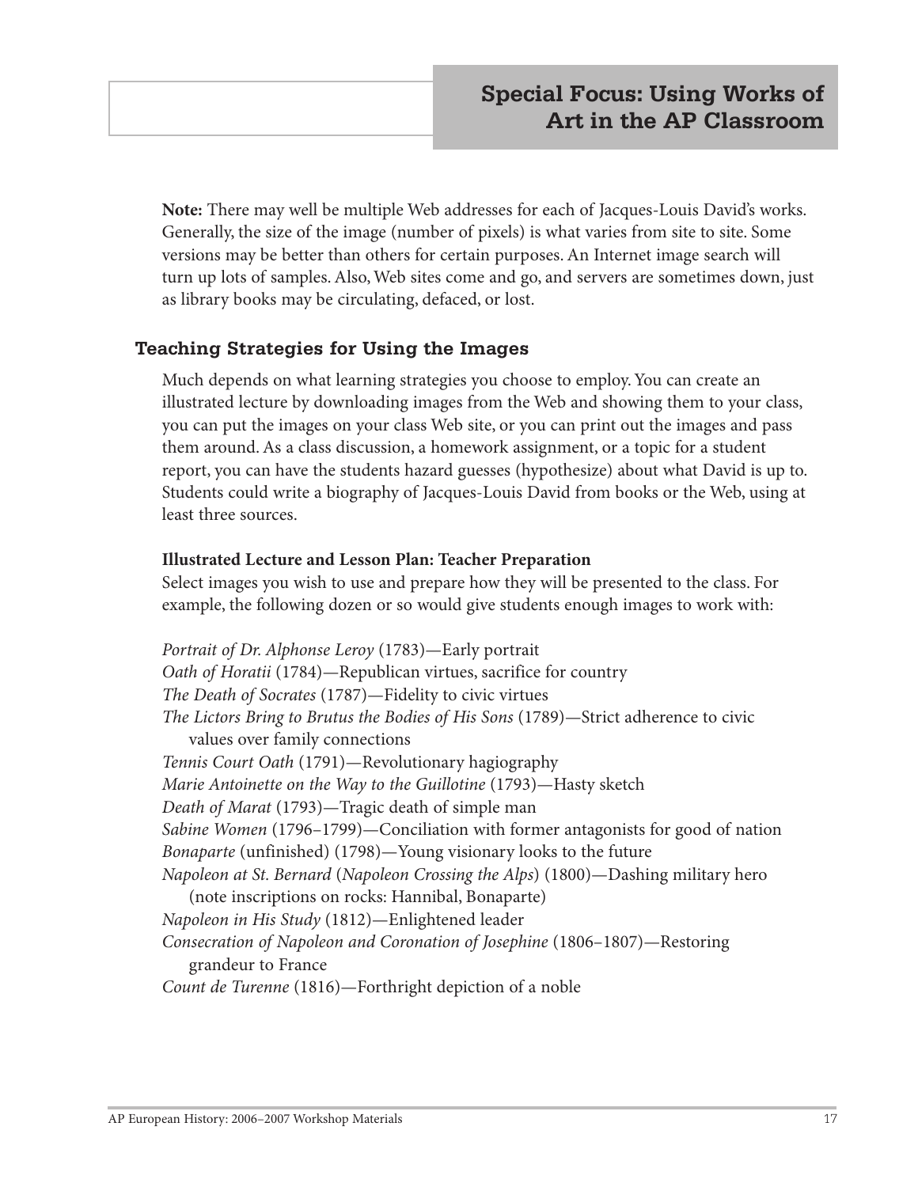**Note:** There may well be multiple Web addresses for each of Jacques-Louis David's works. Generally, the size of the image (number of pixels) is what varies from site to site. Some versions may be better than others for certain purposes. An Internet image search will turn up lots of samples. Also, Web sites come and go, and servers are sometimes down, just as library books may be circulating, defaced, or lost.

## Teaching Strategies for Using the Images

Much depends on what learning strategies you choose to employ. You can create an illustrated lecture by downloading images from the Web and showing them to your class, you can put the images on your class Web site, or you can print out the images and pass them around. As a class discussion, a homework assignment, or a topic for a student report, you can have the students hazard guesses (hypothesize) about what David is up to. Students could write a biography of Jacques-Louis David from books or the Web, using at least three sources.

**Illustrated Lecture and Lesson Plan: Teacher Preparation**

Select images you wish to use and prepare how they will be presented to the class. For example, the following dozen or so would give students enough images to work with:

*Portrait of Dr. Alphonse Leroy* (1783)—Early portrait
*Oath of Horatii* (1784)—Republican virtues, sacrifice for country
*The Death of Socrates* (1787)—Fidelity to civic virtues
*The Lictors Bring to Brutus the Bodies of His Sons* (1789)—Strict adherence to civic values over family connections
*Tennis Court Oath* (1791)—Revolutionary hagiography
*Marie Antoinette on the Way to the Guillotine* (1793)—Hasty sketch
*Death of Marat* (1793)—Tragic death of simple man
*Sabine Women* (1796–1799)—Conciliation with former antagonists for good of nation
*Bonaparte* (unfinished) (1798)—Young visionary looks to the future
*Napoleon at St. Bernard* (*Napoleon Crossing the Alps*) (1800)—Dashing military hero (note inscriptions on rocks: Hannibal, Bonaparte)
*Napoleon in His Study* (1812)—Enlightened leader
*Consecration of Napoleon and Coronation of Josephine* (1806–1807)—Restoring grandeur to France
*Count de Turenne* (1816)—Forthright depiction of a noble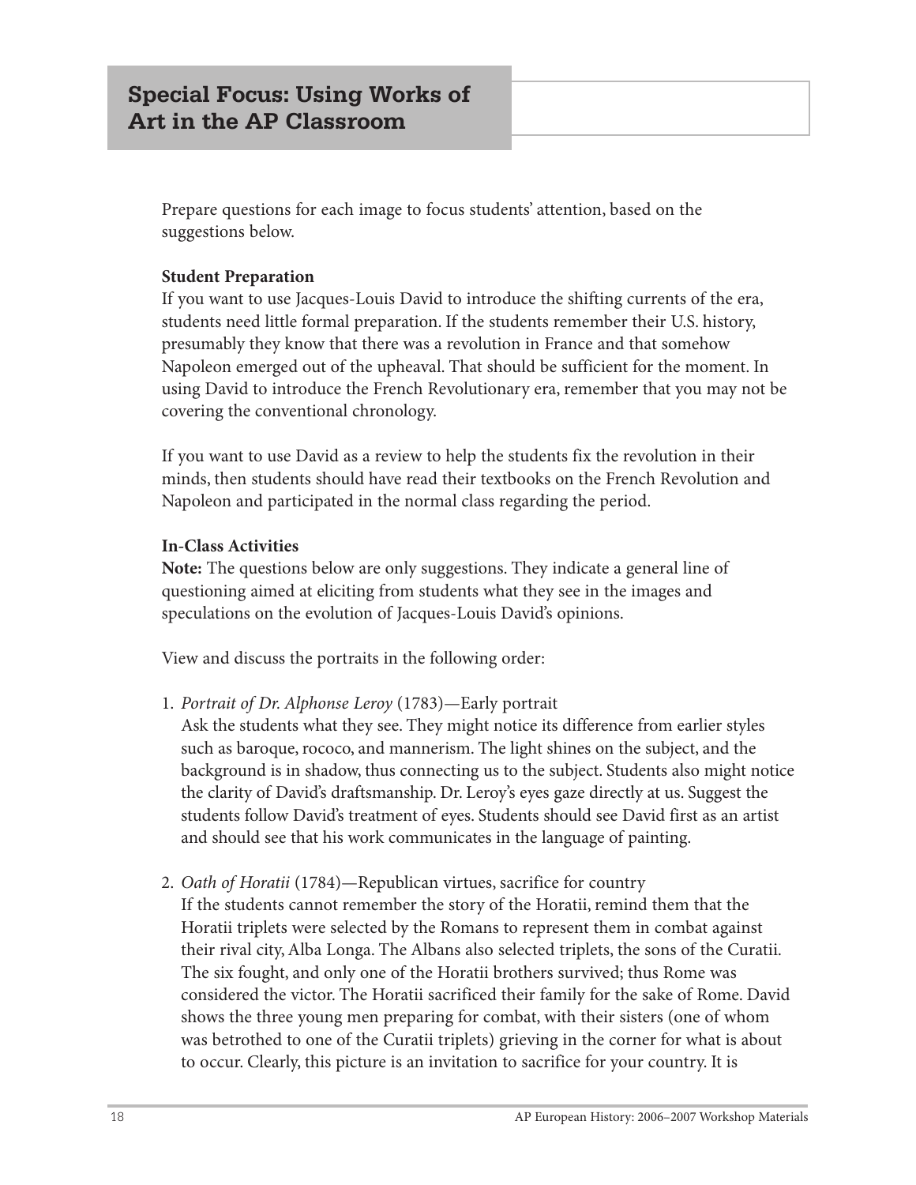## Special Focus: Using Works of Art in the AP Classroom

Prepare questions for each image to focus students' attention, based on the suggestions below.

**Student Preparation**

If you want to use Jacques-Louis David to introduce the shifting currents of the era, students need little formal preparation. If the students remember their U.S. history, presumably they know that there was a revolution in France and that somehow Napoleon emerged out of the upheaval. That should be sufficient for the moment. In using David to introduce the French Revolutionary era, remember that you may not be covering the conventional chronology.

If you want to use David as a review to help the students fix the revolution in their minds, then students should have read their textbooks on the French Revolution and Napoleon and participated in the normal class regarding the period.

**In-Class Activities**

**Note:** The questions below are only suggestions. They indicate a general line of questioning aimed at eliciting from students what they see in the images and speculations on the evolution of Jacques-Louis David's opinions.

View and discuss the portraits in the following order:

1. *Portrait of Dr. Alphonse Leroy* (1783)—Early portrait
   Ask the students what they see. They might notice its difference from earlier styles such as baroque, rococo, and mannerism. The light shines on the subject, and the background is in shadow, thus connecting us to the subject. Students also might notice the clarity of David's draftsmanship. Dr. Leroy's eyes gaze directly at us. Suggest the students follow David's treatment of eyes. Students should see David first as an artist and should see that his work communicates in the language of painting.

2. *Oath of Horatii* (1784)—Republican virtues, sacrifice for country
   If the students cannot remember the story of the Horatii, remind them that the Horatii triplets were selected by the Romans to represent them in combat against their rival city, Alba Longa. The Albans also selected triplets, the sons of the Curatii. The six fought, and only one of the Horatii brothers survived; thus Rome was considered the victor. The Horatii sacrificed their family for the sake of Rome. David shows the three young men preparing for combat, with their sisters (one of whom was betrothed to one of the Curatii triplets) grieving in the corner for what is about to occur. Clearly, this picture is an invitation to sacrifice for your country. It is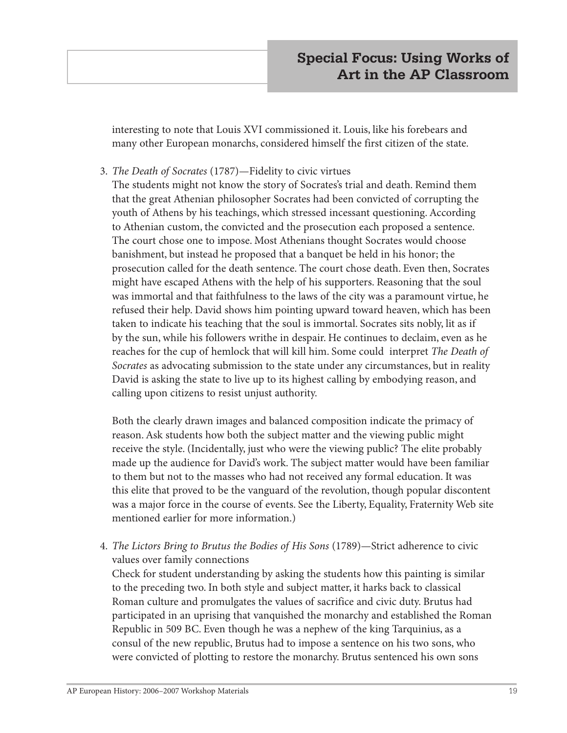interesting to note that Louis XVI commissioned it. Louis, like his forebears and many other European monarchs, considered himself the first citizen of the state.

3. *The Death of Socrates* (1787)—Fidelity to civic virtues
   The students might not know the story of Socrates's trial and death. Remind them that the great Athenian philosopher Socrates had been convicted of corrupting the youth of Athens by his teachings, which stressed incessant questioning. According to Athenian custom, the convicted and the prosecution each proposed a sentence. The court chose one to impose. Most Athenians thought Socrates would choose banishment, but instead he proposed that a banquet be held in his honor; the prosecution called for the death sentence. The court chose death. Even then, Socrates might have escaped Athens with the help of his supporters. Reasoning that the soul was immortal and that faithfulness to the laws of the city was a paramount virtue, he refused their help. David shows him pointing upward toward heaven, which has been taken to indicate his teaching that the soul is immortal. Socrates sits nobly, lit as if by the sun, while his followers writhe in despair. He continues to declaim, even as he reaches for the cup of hemlock that will kill him. Some could interpret *The Death of Socrates* as advocating submission to the state under any circumstances, but in reality David is asking the state to live up to its highest calling by embodying reason, and calling upon citizens to resist unjust authority.

   Both the clearly drawn images and balanced composition indicate the primacy of reason. Ask students how both the subject matter and the viewing public might receive the style. (Incidentally, just who were the viewing public? The elite probably made up the audience for David's work. The subject matter would have been familiar to them but not to the masses who had not received any formal education. It was this elite that proved to be the vanguard of the revolution, though popular discontent was a major force in the course of events. See the Liberty, Equality, Fraternity Web site mentioned earlier for more information.)

4. *The Lictors Bring to Brutus the Bodies of His Sons* (1789)—Strict adherence to civic values over family connections
   Check for student understanding by asking the students how this painting is similar to the preceding two. In both style and subject matter, it harks back to classical Roman culture and promulgates the values of sacrifice and civic duty. Brutus had participated in an uprising that vanquished the monarchy and established the Roman Republic in 509 BC. Even though he was a nephew of the king Tarquinius, as a consul of the new republic, Brutus had to impose a sentence on his two sons, who were convicted of plotting to restore the monarchy. Brutus sentenced his own sons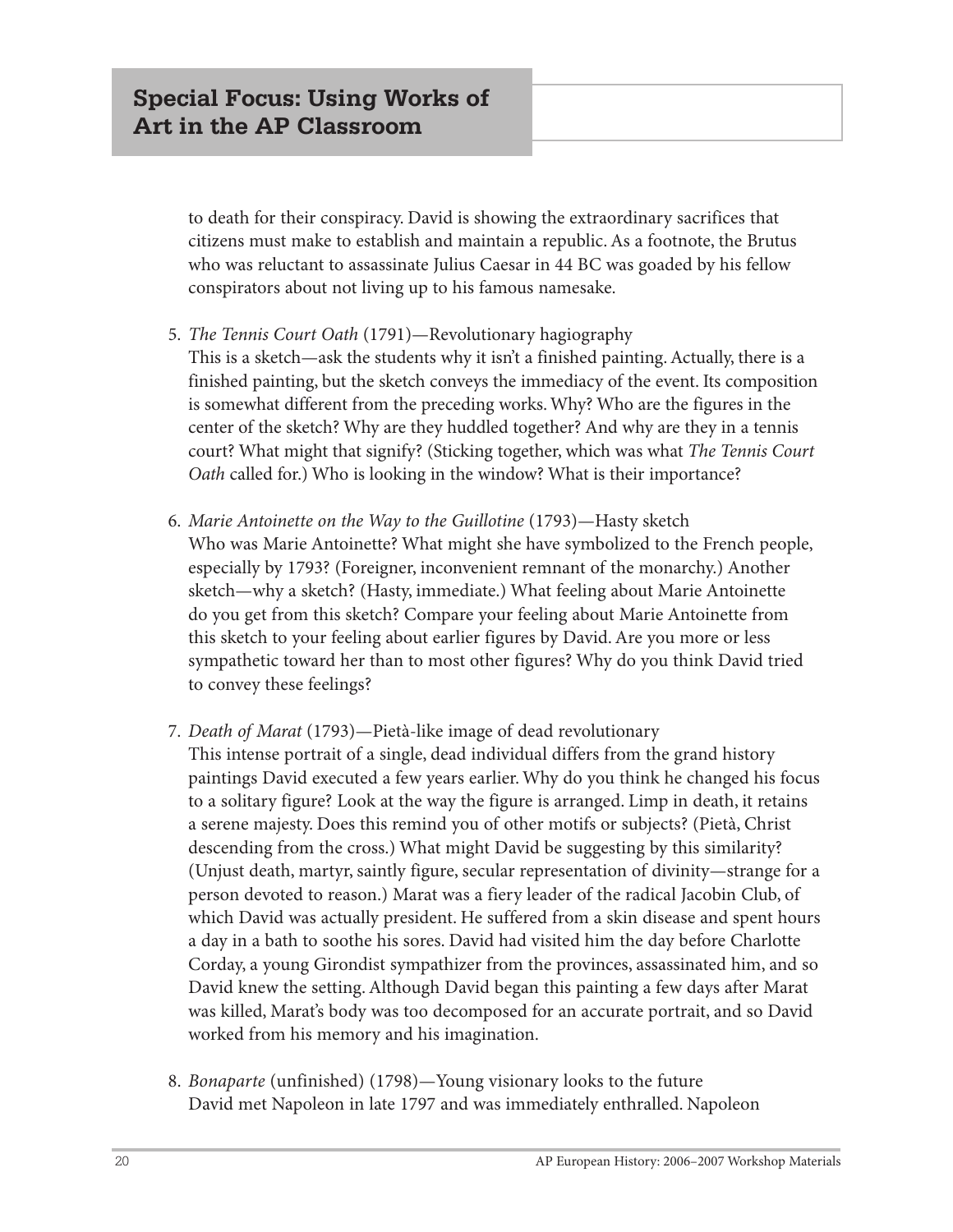to death for their conspiracy. David is showing the extraordinary sacrifices that citizens must make to establish and maintain a republic. As a footnote, the Brutus who was reluctant to assassinate Julius Caesar in 44 BC was goaded by his fellow conspirators about not living up to his famous namesake.

5. *The Tennis Court Oath* (1791)—Revolutionary hagiography
   This is a sketch—ask the students why it isn't a finished painting. Actually, there is a finished painting, but the sketch conveys the immediacy of the event. Its composition is somewhat different from the preceding works. Why? Who are the figures in the center of the sketch? Why are they huddled together? And why are they in a tennis court? What might that signify? (Sticking together, which was what *The Tennis Court Oath* called for.) Who is looking in the window? What is their importance?

6. *Marie Antoinette on the Way to the Guillotine* (1793)—Hasty sketch
   Who was Marie Antoinette? What might she have symbolized to the French people, especially by 1793? (Foreigner, inconvenient remnant of the monarchy.) Another sketch—why a sketch? (Hasty, immediate.) What feeling about Marie Antoinette do you get from this sketch? Compare your feeling about Marie Antoinette from this sketch to your feeling about earlier figures by David. Are you more or less sympathetic toward her than to most other figures? Why do you think David tried to convey these feelings?

7. *Death of Marat* (1793)—Pietà-like image of dead revolutionary
   This intense portrait of a single, dead individual differs from the grand history paintings David executed a few years earlier. Why do you think he changed his focus to a solitary figure? Look at the way the figure is arranged. Limp in death, it retains a serene majesty. Does this remind you of other motifs or subjects? (Pietà, Christ descending from the cross.) What might David be suggesting by this similarity? (Unjust death, martyr, saintly figure, secular representation of divinity—strange for a person devoted to reason.) Marat was a fiery leader of the radical Jacobin Club, of which David was actually president. He suffered from a skin disease and spent hours a day in a bath to soothe his sores. David had visited him the day before Charlotte Corday, a young Girondist sympathizer from the provinces, assassinated him, and so David knew the setting. Although David began this painting a few days after Marat was killed, Marat's body was too decomposed for an accurate portrait, and so David worked from his memory and his imagination.

8. *Bonaparte* (unfinished) (1798)—Young visionary looks to the future
   David met Napoleon in late 1797 and was immediately enthralled. Napoleon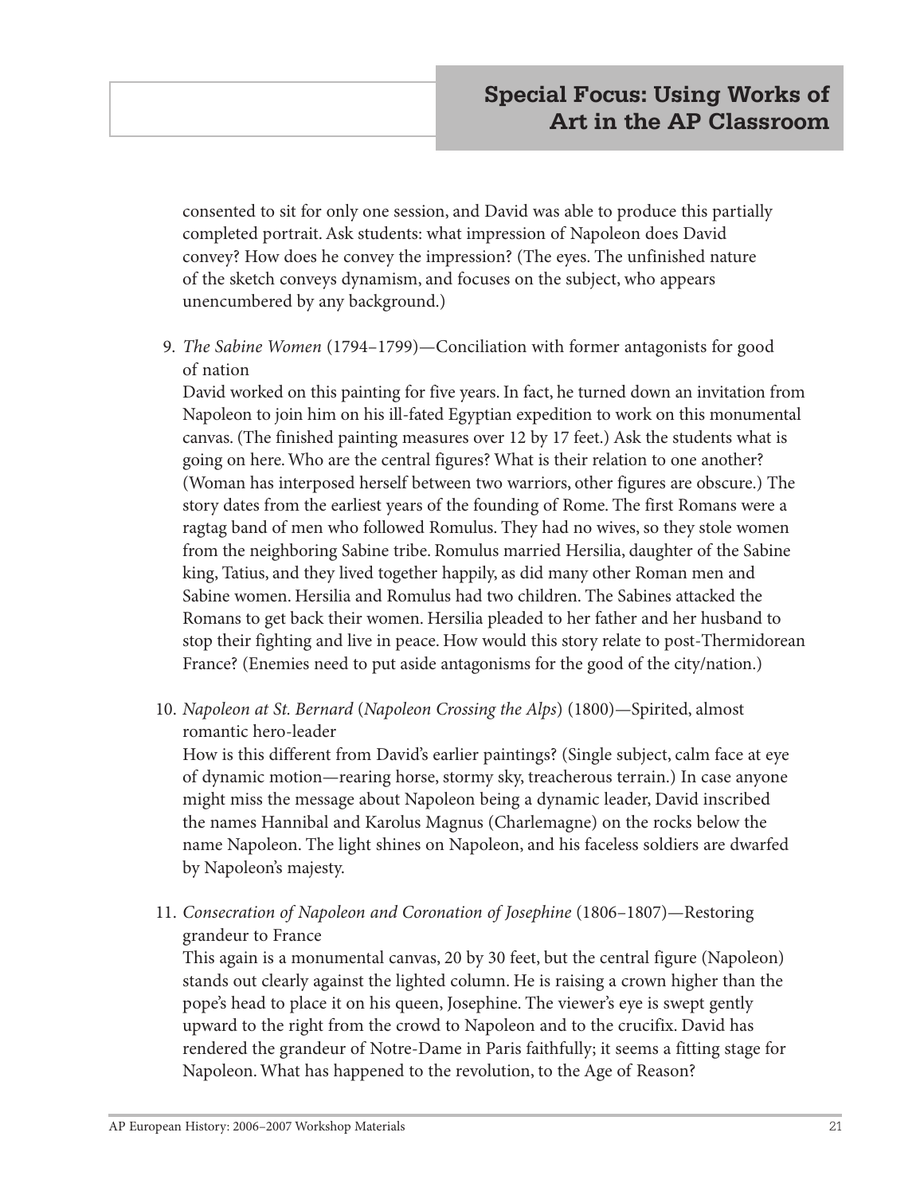consented to sit for only one session, and David was able to produce this partially completed portrait. Ask students: what impression of Napoleon does David convey? How does he convey the impression? (The eyes. The unfinished nature of the sketch conveys dynamism, and focuses on the subject, who appears unencumbered by any background.)

9. *The Sabine Women* (1794–1799)—Conciliation with former antagonists for good of nation

   David worked on this painting for five years. In fact, he turned down an invitation from Napoleon to join him on his ill-fated Egyptian expedition to work on this monumental canvas. (The finished painting measures over 12 by 17 feet.) Ask the students what is going on here. Who are the central figures? What is their relation to one another? (Woman has interposed herself between two warriors, other figures are obscure.) The story dates from the earliest years of the founding of Rome. The first Romans were a ragtag band of men who followed Romulus. They had no wives, so they stole women from the neighboring Sabine tribe. Romulus married Hersilia, daughter of the Sabine king, Tatius, and they lived together happily, as did many other Roman men and Sabine women. Hersilia and Romulus had two children. The Sabines attacked the Romans to get back their women. Hersilia pleaded to her father and her husband to stop their fighting and live in peace. How would this story relate to post-Thermidorean France? (Enemies need to put aside antagonisms for the good of the city/nation.)

10. *Napoleon at St. Bernard* (*Napoleon Crossing the Alps*) (1800)—Spirited, almost romantic hero-leader

    How is this different from David's earlier paintings? (Single subject, calm face at eye of dynamic motion—rearing horse, stormy sky, treacherous terrain.) In case anyone might miss the message about Napoleon being a dynamic leader, David inscribed the names Hannibal and Karolus Magnus (Charlemagne) on the rocks below the name Napoleon. The light shines on Napoleon, and his faceless soldiers are dwarfed by Napoleon's majesty.

11. *Consecration of Napoleon and Coronation of Josephine* (1806–1807)—Restoring grandeur to France

    This again is a monumental canvas, 20 by 30 feet, but the central figure (Napoleon) stands out clearly against the lighted column. He is raising a crown higher than the pope's head to place it on his queen, Josephine. The viewer's eye is swept gently upward to the right from the crowd to Napoleon and to the crucifix. David has rendered the grandeur of Notre-Dame in Paris faithfully; it seems a fitting stage for Napoleon. What has happened to the revolution, to the Age of Reason?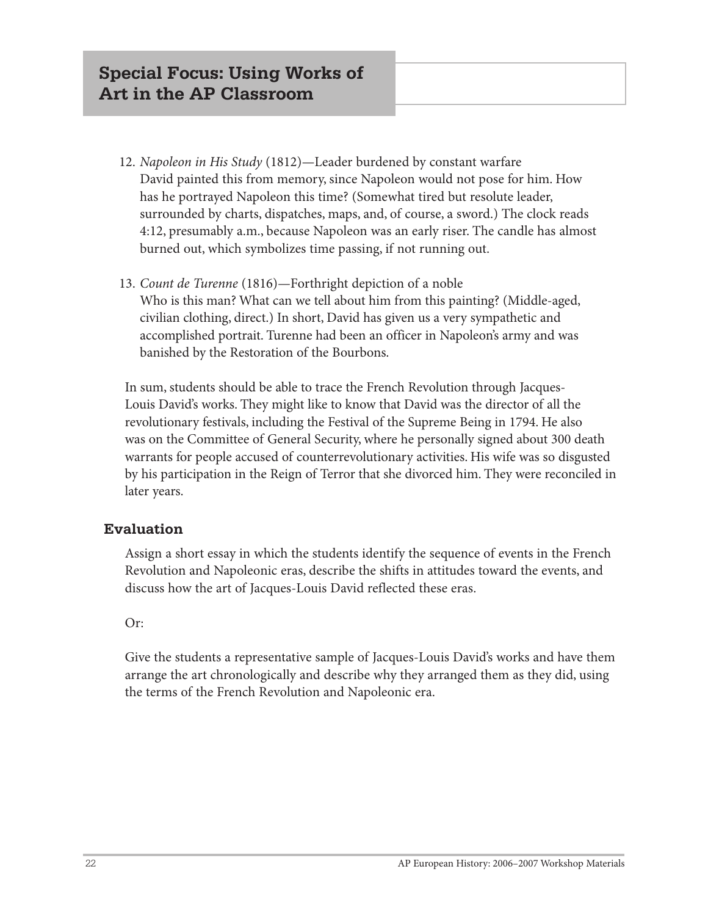12. *Napoleon in His Study* (1812)—Leader burdened by constant warfare
    David painted this from memory, since Napoleon would not pose for him. How has he portrayed Napoleon this time? (Somewhat tired but resolute leader, surrounded by charts, dispatches, maps, and, of course, a sword.) The clock reads 4:12, presumably a.m., because Napoleon was an early riser. The candle has almost burned out, which symbolizes time passing, if not running out.

13. *Count de Turenne* (1816)—Forthright depiction of a noble
    Who is this man? What can we tell about him from this painting? (Middle-aged, civilian clothing, direct.) In short, David has given us a very sympathetic and accomplished portrait. Turenne had been an officer in Napoleon's army and was banished by the Restoration of the Bourbons.

In sum, students should be able to trace the French Revolution through Jacques-Louis David's works. They might like to know that David was the director of all the revolutionary festivals, including the Festival of the Supreme Being in 1794. He also was on the Committee of General Security, where he personally signed about 300 death warrants for people accused of counterrevolutionary activities. His wife was so disgusted by his participation in the Reign of Terror that she divorced him. They were reconciled in later years.

### Evaluation

Assign a short essay in which the students identify the sequence of events in the French Revolution and Napoleonic eras, describe the shifts in attitudes toward the events, and discuss how the art of Jacques-Louis David reflected these eras.

Or:

Give the students a representative sample of Jacques-Louis David's works and have them arrange the art chronologically and describe why they arranged them as they did, using the terms of the French Revolution and Napoleonic era.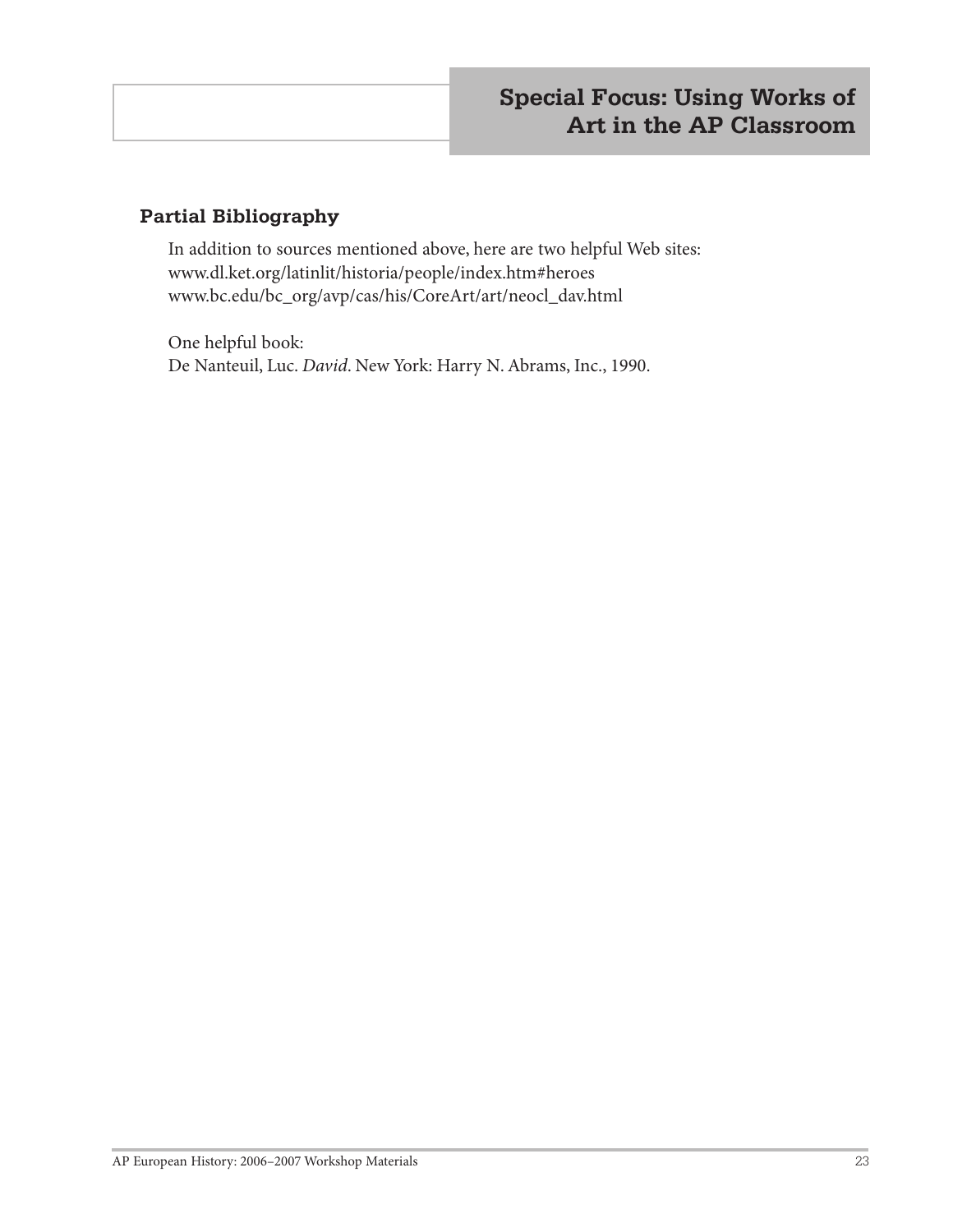## Special Focus: Using Works of Art in the AP Classroom

### Partial Bibliography

In addition to sources mentioned above, here are two helpful Web sites:
www.dl.ket.org/latinlit/historia/people/index.htm#heroes
www.bc.edu/bc_org/avp/cas/his/CoreArt/art/neocl_dav.html

One helpful book:
De Nanteuil, Luc. *David*. New York: Harry N. Abrams, Inc., 1990.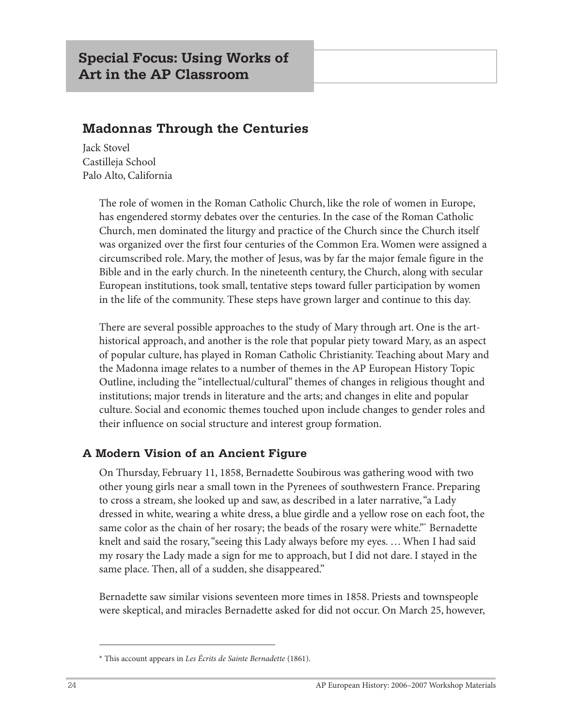## Special Focus: Using Works of Art in the AP Classroom

## Madonnas Through the Centuries

Jack Stovel
Castilleja School
Palo Alto, California

The role of women in the Roman Catholic Church, like the role of women in Europe, has engendered stormy debates over the centuries. In the case of the Roman Catholic Church, men dominated the liturgy and practice of the Church since the Church itself was organized over the first four centuries of the Common Era. Women were assigned a circumscribed role. Mary, the mother of Jesus, was by far the major female figure in the Bible and in the early church. In the nineteenth century, the Church, along with secular European institutions, took small, tentative steps toward fuller participation by women in the life of the community. These steps have grown larger and continue to this day.

There are several possible approaches to the study of Mary through art. One is the art-historical approach, and another is the role that popular piety toward Mary, as an aspect of popular culture, has played in Roman Catholic Christianity. Teaching about Mary and the Madonna image relates to a number of themes in the AP European History Topic Outline, including the "intellectual/cultural" themes of changes in religious thought and institutions; major trends in literature and the arts; and changes in elite and popular culture. Social and economic themes touched upon include changes to gender roles and their influence on social structure and interest group formation.

### A Modern Vision of an Ancient Figure

On Thursday, February 11, 1858, Bernadette Soubirous was gathering wood with two other young girls near a small town in the Pyrenees of southwestern France. Preparing to cross a stream, she looked up and saw, as described in a later narrative, "a Lady dressed in white, wearing a white dress, a blue girdle and a yellow rose on each foot, the same color as the chain of her rosary; the beads of the rosary were white."* Bernadette knelt and said the rosary, "seeing this Lady always before my eyes. … When I had said my rosary the Lady made a sign for me to approach, but I did not dare. I stayed in the same place. Then, all of a sudden, she disappeared."

Bernadette saw similar visions seventeen more times in 1858. Priests and townspeople were skeptical, and miracles Bernadette asked for did not occur. On March 25, however,

---

\* This account appears in *Les Écrits de Sainte Bernadette* (1861).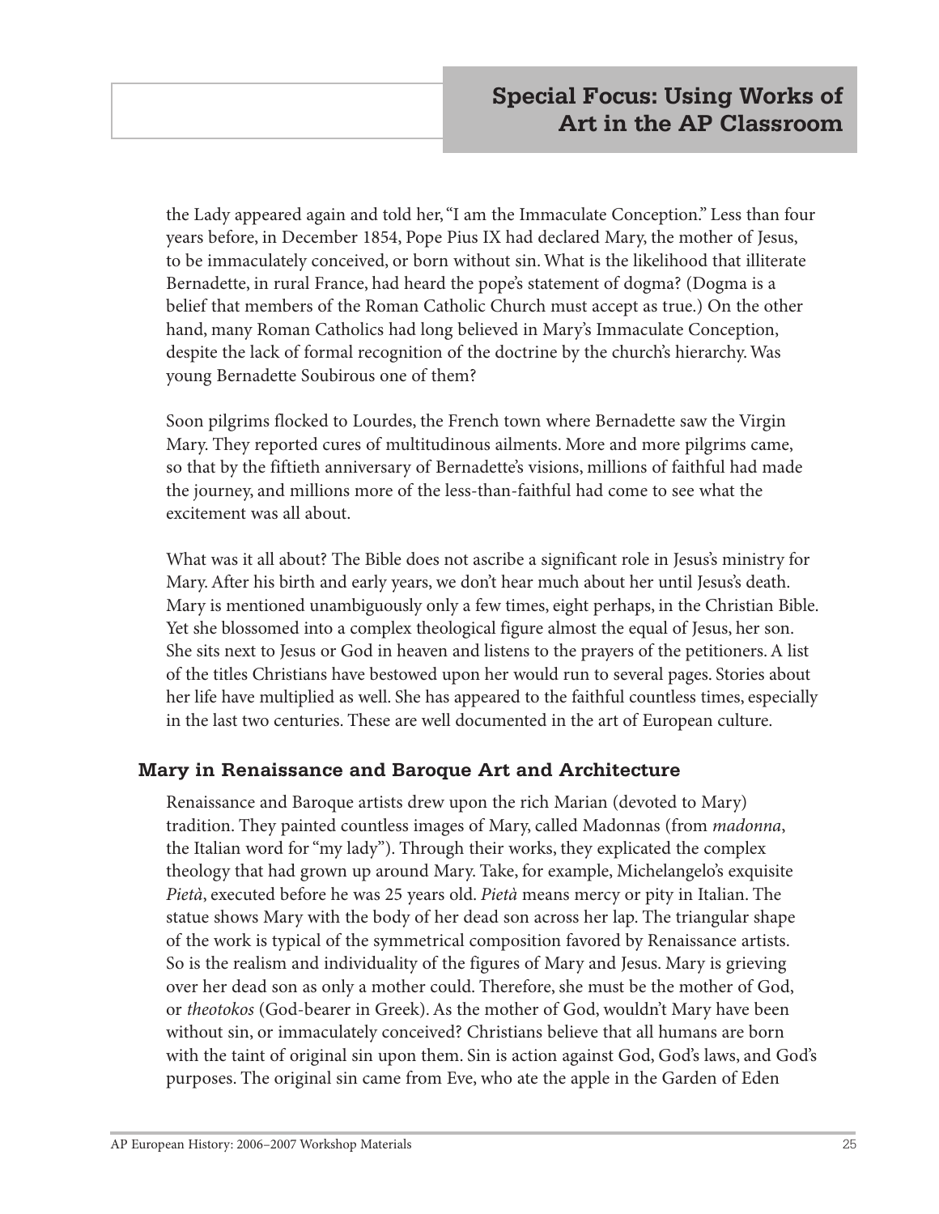the Lady appeared again and told her, "I am the Immaculate Conception." Less than four years before, in December 1854, Pope Pius IX had declared Mary, the mother of Jesus, to be immaculately conceived, or born without sin. What is the likelihood that illiterate Bernadette, in rural France, had heard the pope's statement of dogma? (Dogma is a belief that members of the Roman Catholic Church must accept as true.) On the other hand, many Roman Catholics had long believed in Mary's Immaculate Conception, despite the lack of formal recognition of the doctrine by the church's hierarchy. Was young Bernadette Soubirous one of them?

Soon pilgrims flocked to Lourdes, the French town where Bernadette saw the Virgin Mary. They reported cures of multitudinous ailments. More and more pilgrims came, so that by the fiftieth anniversary of Bernadette's visions, millions of faithful had made the journey, and millions more of the less-than-faithful had come to see what the excitement was all about.

What was it all about? The Bible does not ascribe a significant role in Jesus's ministry for Mary. After his birth and early years, we don't hear much about her until Jesus's death. Mary is mentioned unambiguously only a few times, eight perhaps, in the Christian Bible. Yet she blossomed into a complex theological figure almost the equal of Jesus, her son. She sits next to Jesus or God in heaven and listens to the prayers of the petitioners. A list of the titles Christians have bestowed upon her would run to several pages. Stories about her life have multiplied as well. She has appeared to the faithful countless times, especially in the last two centuries. These are well documented in the art of European culture.

## Mary in Renaissance and Baroque Art and Architecture

Renaissance and Baroque artists drew upon the rich Marian (devoted to Mary) tradition. They painted countless images of Mary, called Madonnas (from *madonna*, the Italian word for "my lady"). Through their works, they explicated the complex theology that had grown up around Mary. Take, for example, Michelangelo's exquisite *Pietà*, executed before he was 25 years old. *Pietà* means mercy or pity in Italian. The statue shows Mary with the body of her dead son across her lap. The triangular shape of the work is typical of the symmetrical composition favored by Renaissance artists. So is the realism and individuality of the figures of Mary and Jesus. Mary is grieving over her dead son as only a mother could. Therefore, she must be the mother of God, or *theotokos* (God-bearer in Greek). As the mother of God, wouldn't Mary have been without sin, or immaculately conceived? Christians believe that all humans are born with the taint of original sin upon them. Sin is action against God, God's laws, and God's purposes. The original sin came from Eve, who ate the apple in the Garden of Eden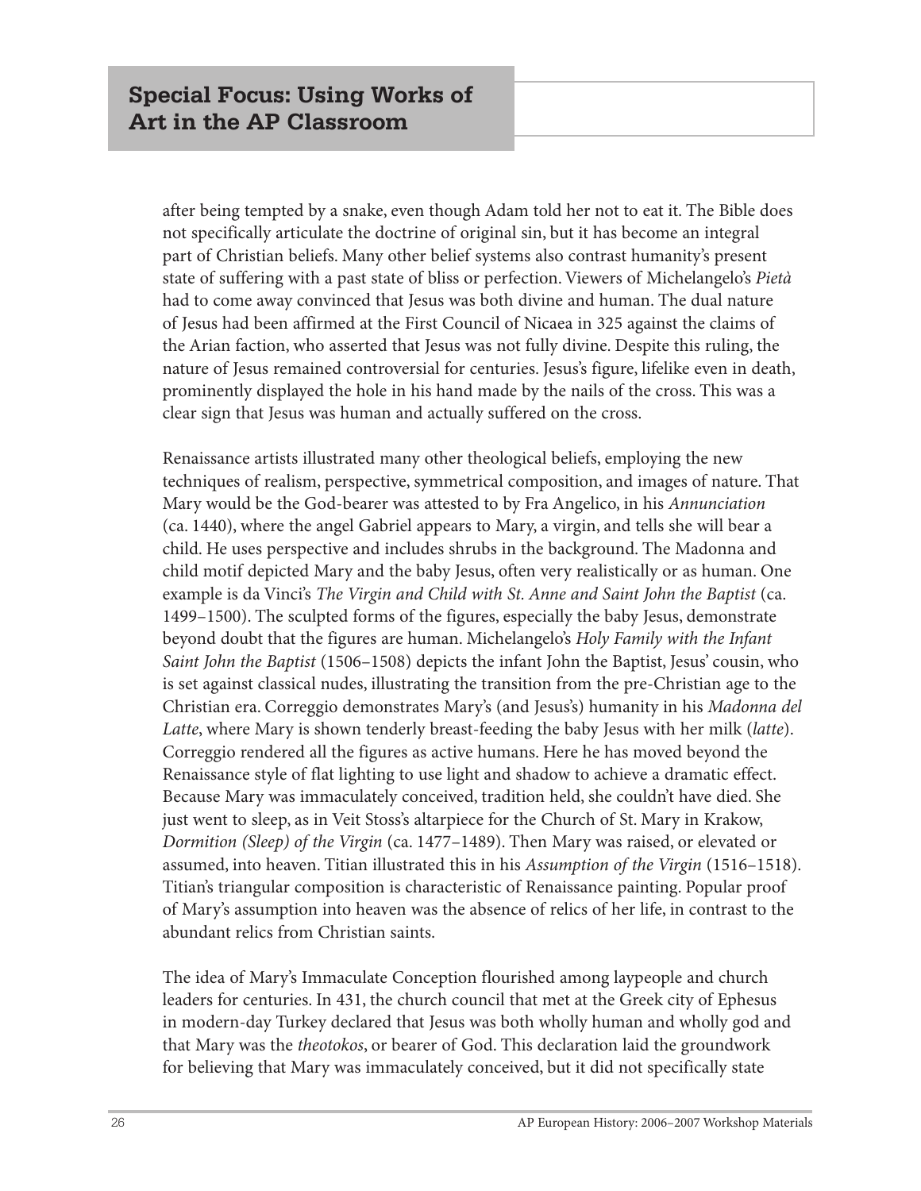after being tempted by a snake, even though Adam told her not to eat it. The Bible does not specifically articulate the doctrine of original sin, but it has become an integral part of Christian beliefs. Many other belief systems also contrast humanity's present state of suffering with a past state of bliss or perfection. Viewers of Michelangelo's *Pietà* had to come away convinced that Jesus was both divine and human. The dual nature of Jesus had been affirmed at the First Council of Nicaea in 325 against the claims of the Arian faction, who asserted that Jesus was not fully divine. Despite this ruling, the nature of Jesus remained controversial for centuries. Jesus's figure, lifelike even in death, prominently displayed the hole in his hand made by the nails of the cross. This was a clear sign that Jesus was human and actually suffered on the cross.

Renaissance artists illustrated many other theological beliefs, employing the new techniques of realism, perspective, symmetrical composition, and images of nature. That Mary would be the God-bearer was attested to by Fra Angelico, in his *Annunciation* (ca. 1440), where the angel Gabriel appears to Mary, a virgin, and tells she will bear a child. He uses perspective and includes shrubs in the background. The Madonna and child motif depicted Mary and the baby Jesus, often very realistically or as human. One example is da Vinci's *The Virgin and Child with St. Anne and Saint John the Baptist* (ca. 1499–1500). The sculpted forms of the figures, especially the baby Jesus, demonstrate beyond doubt that the figures are human. Michelangelo's *Holy Family with the Infant Saint John the Baptist* (1506–1508) depicts the infant John the Baptist, Jesus' cousin, who is set against classical nudes, illustrating the transition from the pre-Christian age to the Christian era. Correggio demonstrates Mary's (and Jesus's) humanity in his *Madonna del Latte*, where Mary is shown tenderly breast-feeding the baby Jesus with her milk (*latte*). Correggio rendered all the figures as active humans. Here he has moved beyond the Renaissance style of flat lighting to use light and shadow to achieve a dramatic effect. Because Mary was immaculately conceived, tradition held, she couldn't have died. She just went to sleep, as in Veit Stoss's altarpiece for the Church of St. Mary in Krakow, *Dormition (Sleep) of the Virgin* (ca. 1477–1489). Then Mary was raised, or elevated or assumed, into heaven. Titian illustrated this in his *Assumption of the Virgin* (1516–1518). Titian's triangular composition is characteristic of Renaissance painting. Popular proof of Mary's assumption into heaven was the absence of relics of her life, in contrast to the abundant relics from Christian saints.

The idea of Mary's Immaculate Conception flourished among laypeople and church leaders for centuries. In 431, the church council that met at the Greek city of Ephesus in modern-day Turkey declared that Jesus was both wholly human and wholly god and that Mary was the *theotokos*, or bearer of God. This declaration laid the groundwork for believing that Mary was immaculately conceived, but it did not specifically state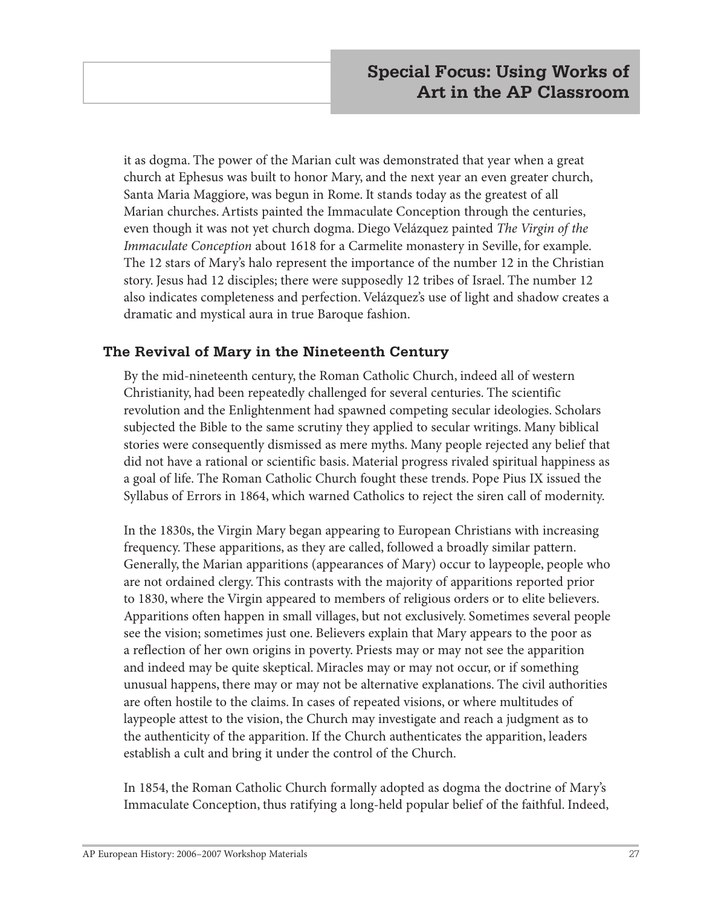it as dogma. The power of the Marian cult was demonstrated that year when a great church at Ephesus was built to honor Mary, and the next year an even greater church, Santa Maria Maggiore, was begun in Rome. It stands today as the greatest of all Marian churches. Artists painted the Immaculate Conception through the centuries, even though it was not yet church dogma. Diego Velázquez painted *The Virgin of the Immaculate Conception* about 1618 for a Carmelite monastery in Seville, for example. The 12 stars of Mary's halo represent the importance of the number 12 in the Christian story. Jesus had 12 disciples; there were supposedly 12 tribes of Israel. The number 12 also indicates completeness and perfection. Velázquez's use of light and shadow creates a dramatic and mystical aura in true Baroque fashion.

### The Revival of Mary in the Nineteenth Century

By the mid-nineteenth century, the Roman Catholic Church, indeed all of western Christianity, had been repeatedly challenged for several centuries. The scientific revolution and the Enlightenment had spawned competing secular ideologies. Scholars subjected the Bible to the same scrutiny they applied to secular writings. Many biblical stories were consequently dismissed as mere myths. Many people rejected any belief that did not have a rational or scientific basis. Material progress rivaled spiritual happiness as a goal of life. The Roman Catholic Church fought these trends. Pope Pius IX issued the Syllabus of Errors in 1864, which warned Catholics to reject the siren call of modernity.

In the 1830s, the Virgin Mary began appearing to European Christians with increasing frequency. These apparitions, as they are called, followed a broadly similar pattern. Generally, the Marian apparitions (appearances of Mary) occur to laypeople, people who are not ordained clergy. This contrasts with the majority of apparitions reported prior to 1830, where the Virgin appeared to members of religious orders or to elite believers. Apparitions often happen in small villages, but not exclusively. Sometimes several people see the vision; sometimes just one. Believers explain that Mary appears to the poor as a reflection of her own origins in poverty. Priests may or may not see the apparition and indeed may be quite skeptical. Miracles may or may not occur, or if something unusual happens, there may or may not be alternative explanations. The civil authorities are often hostile to the claims. In cases of repeated visions, or where multitudes of laypeople attest to the vision, the Church may investigate and reach a judgment as to the authenticity of the apparition. If the Church authenticates the apparition, leaders establish a cult and bring it under the control of the Church.

In 1854, the Roman Catholic Church formally adopted as dogma the doctrine of Mary's Immaculate Conception, thus ratifying a long-held popular belief of the faithful. Indeed,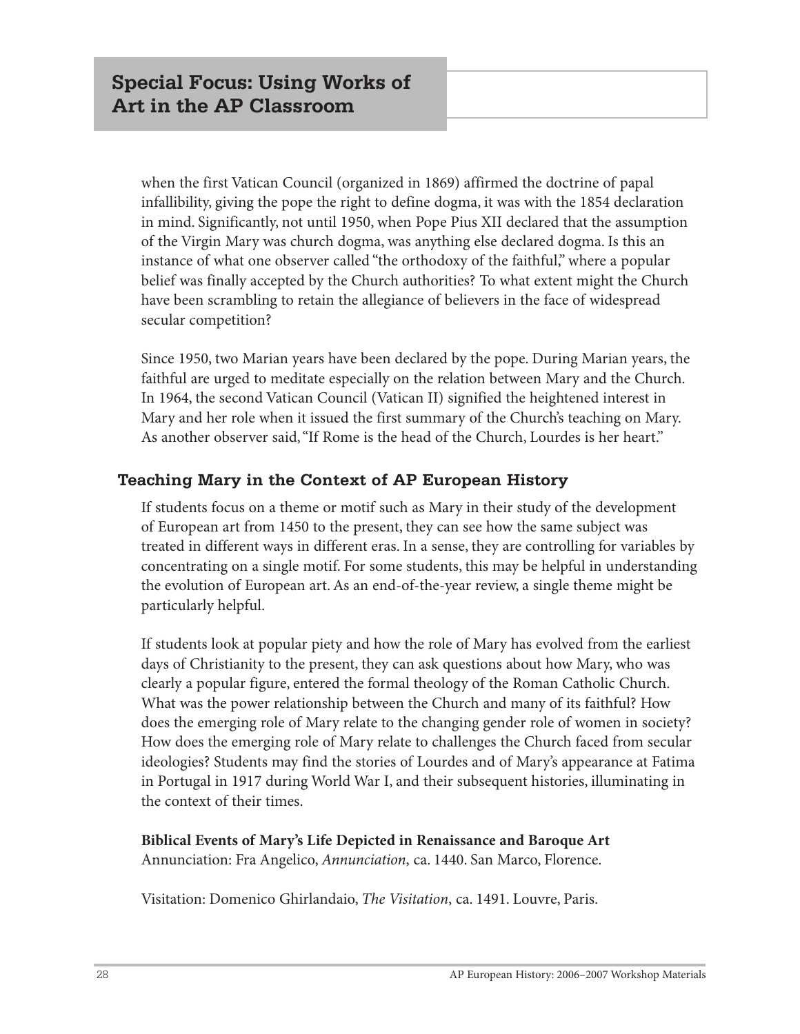when the first Vatican Council (organized in 1869) affirmed the doctrine of papal infallibility, giving the pope the right to define dogma, it was with the 1854 declaration in mind. Significantly, not until 1950, when Pope Pius XII declared that the assumption of the Virgin Mary was church dogma, was anything else declared dogma. Is this an instance of what one observer called "the orthodoxy of the faithful," where a popular belief was finally accepted by the Church authorities? To what extent might the Church have been scrambling to retain the allegiance of believers in the face of widespread secular competition?

Since 1950, two Marian years have been declared by the pope. During Marian years, the faithful are urged to meditate especially on the relation between Mary and the Church. In 1964, the second Vatican Council (Vatican II) signified the heightened interest in Mary and her role when it issued the first summary of the Church's teaching on Mary. As another observer said, "If Rome is the head of the Church, Lourdes is her heart."

## Teaching Mary in the Context of AP European History

If students focus on a theme or motif such as Mary in their study of the development of European art from 1450 to the present, they can see how the same subject was treated in different ways in different eras. In a sense, they are controlling for variables by concentrating on a single motif. For some students, this may be helpful in understanding the evolution of European art. As an end-of-the-year review, a single theme might be particularly helpful.

If students look at popular piety and how the role of Mary has evolved from the earliest days of Christianity to the present, they can ask questions about how Mary, who was clearly a popular figure, entered the formal theology of the Roman Catholic Church. What was the power relationship between the Church and many of its faithful? How does the emerging role of Mary relate to the changing gender role of women in society? How does the emerging role of Mary relate to challenges the Church faced from secular ideologies? Students may find the stories of Lourdes and of Mary's appearance at Fatima in Portugal in 1917 during World War I, and their subsequent histories, illuminating in the context of their times.

**Biblical Events of Mary's Life Depicted in Renaissance and Baroque Art**

Annunciation: Fra Angelico, *Annunciation*, ca. 1440. San Marco, Florence.

Visitation: Domenico Ghirlandaio, *The Visitation*, ca. 1491. Louvre, Paris.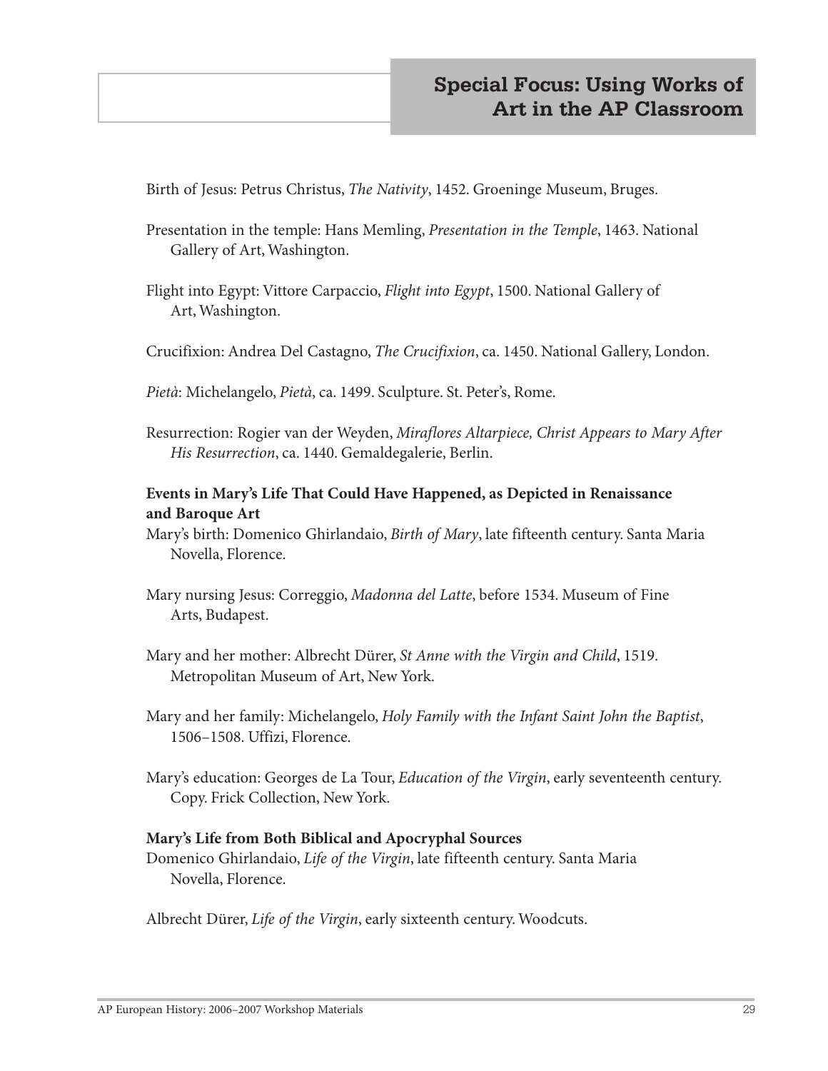Birth of Jesus: Petrus Christus, *The Nativity*, 1452. Groeninge Museum, Bruges.

Presentation in the temple: Hans Memling, *Presentation in the Temple*, 1463. National Gallery of Art, Washington.

Flight into Egypt: Vittore Carpaccio, *Flight into Egypt*, 1500. National Gallery of Art, Washington.

Crucifixion: Andrea Del Castagno, *The Crucifixion*, ca. 1450. National Gallery, London.

*Pietà*: Michelangelo, *Pietà*, ca. 1499. Sculpture. St. Peter's, Rome.

Resurrection: Rogier van der Weyden, *Miraflores Altarpiece, Christ Appears to Mary After His Resurrection*, ca. 1440. Gemaldegalerie, Berlin.

**Events in Mary's Life That Could Have Happened, as Depicted in Renaissance and Baroque Art**

Mary's birth: Domenico Ghirlandaio, *Birth of Mary*, late fifteenth century. Santa Maria Novella, Florence.

Mary nursing Jesus: Correggio, *Madonna del Latte*, before 1534. Museum of Fine Arts, Budapest.

Mary and her mother: Albrecht Dürer, *St Anne with the Virgin and Child*, 1519. Metropolitan Museum of Art, New York.

Mary and her family: Michelangelo, *Holy Family with the Infant Saint John the Baptist*, 1506–1508. Uffizi, Florence.

Mary's education: Georges de La Tour, *Education of the Virgin*, early seventeenth century. Copy. Frick Collection, New York.

**Mary's Life from Both Biblical and Apocryphal Sources**

Domenico Ghirlandaio, *Life of the Virgin*, late fifteenth century. Santa Maria Novella, Florence.

Albrecht Dürer, *Life of the Virgin*, early sixteenth century. Woodcuts.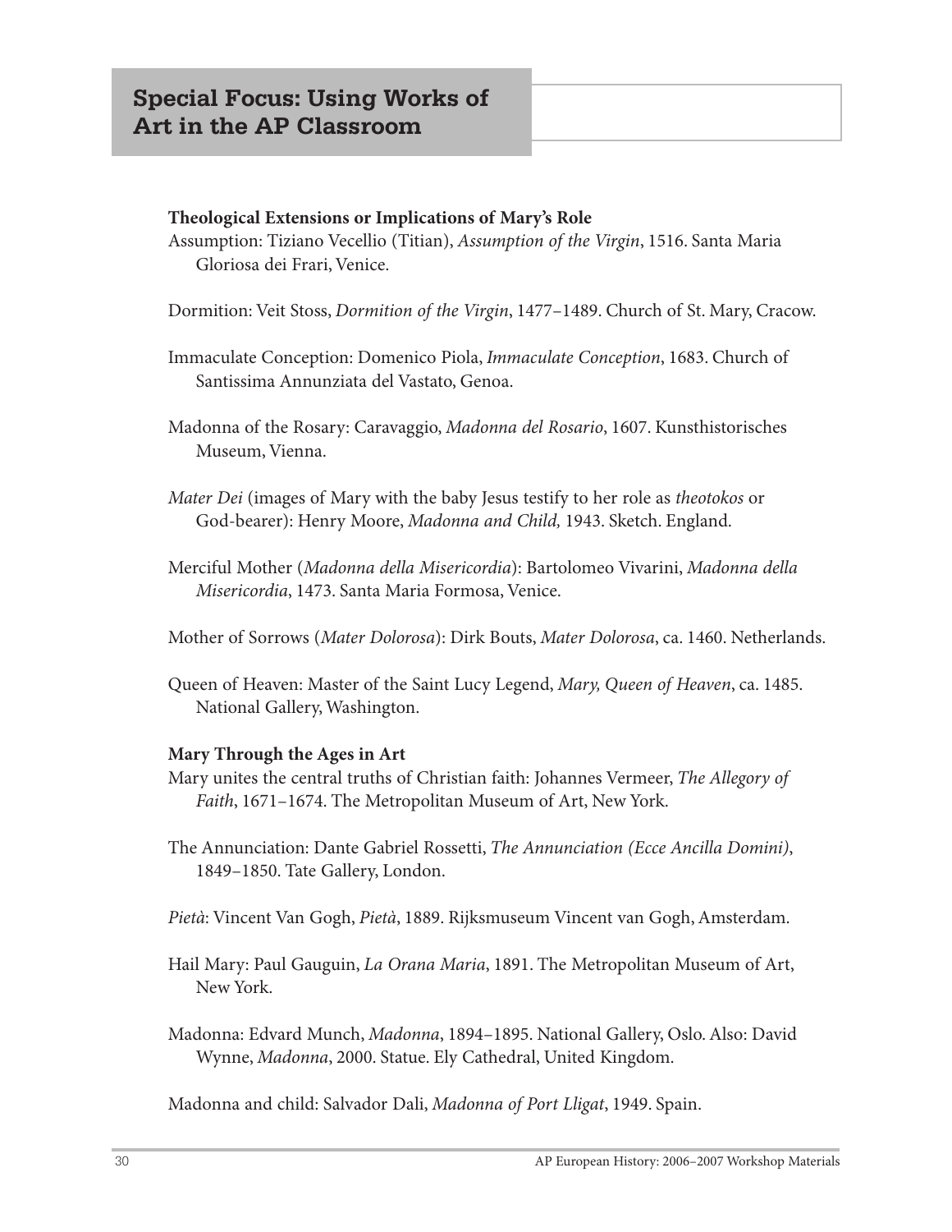## Special Focus: Using Works of Art in the AP Classroom

**Theological Extensions or Implications of Mary's Role**

Assumption: Tiziano Vecellio (Titian), *Assumption of the Virgin*, 1516. Santa Maria Gloriosa dei Frari, Venice.

Dormition: Veit Stoss, *Dormition of the Virgin*, 1477–1489. Church of St. Mary, Cracow.

Immaculate Conception: Domenico Piola, *Immaculate Conception*, 1683. Church of Santissima Annunziata del Vastato, Genoa.

Madonna of the Rosary: Caravaggio, *Madonna del Rosario*, 1607. Kunsthistorisches Museum, Vienna.

*Mater Dei* (images of Mary with the baby Jesus testify to her role as *theotokos* or God-bearer): Henry Moore, *Madonna and Child,* 1943. Sketch. England.

Merciful Mother (*Madonna della Misericordia*): Bartolomeo Vivarini, *Madonna della Misericordia*, 1473. Santa Maria Formosa, Venice.

Mother of Sorrows (*Mater Dolorosa*): Dirk Bouts, *Mater Dolorosa*, ca. 1460. Netherlands.

Queen of Heaven: Master of the Saint Lucy Legend, *Mary, Queen of Heaven*, ca. 1485. National Gallery, Washington.

**Mary Through the Ages in Art**

Mary unites the central truths of Christian faith: Johannes Vermeer, *The Allegory of Faith*, 1671–1674. The Metropolitan Museum of Art, New York.

The Annunciation: Dante Gabriel Rossetti, *The Annunciation (Ecce Ancilla Domini)*, 1849–1850. Tate Gallery, London.

*Pietà*: Vincent Van Gogh, *Pietà*, 1889. Rijksmuseum Vincent van Gogh, Amsterdam.

Hail Mary: Paul Gauguin, *La Orana Maria*, 1891. The Metropolitan Museum of Art, New York.

Madonna: Edvard Munch, *Madonna*, 1894–1895. National Gallery, Oslo. Also: David Wynne, *Madonna*, 2000. Statue. Ely Cathedral, United Kingdom.

Madonna and child: Salvador Dali, *Madonna of Port Lligat*, 1949. Spain.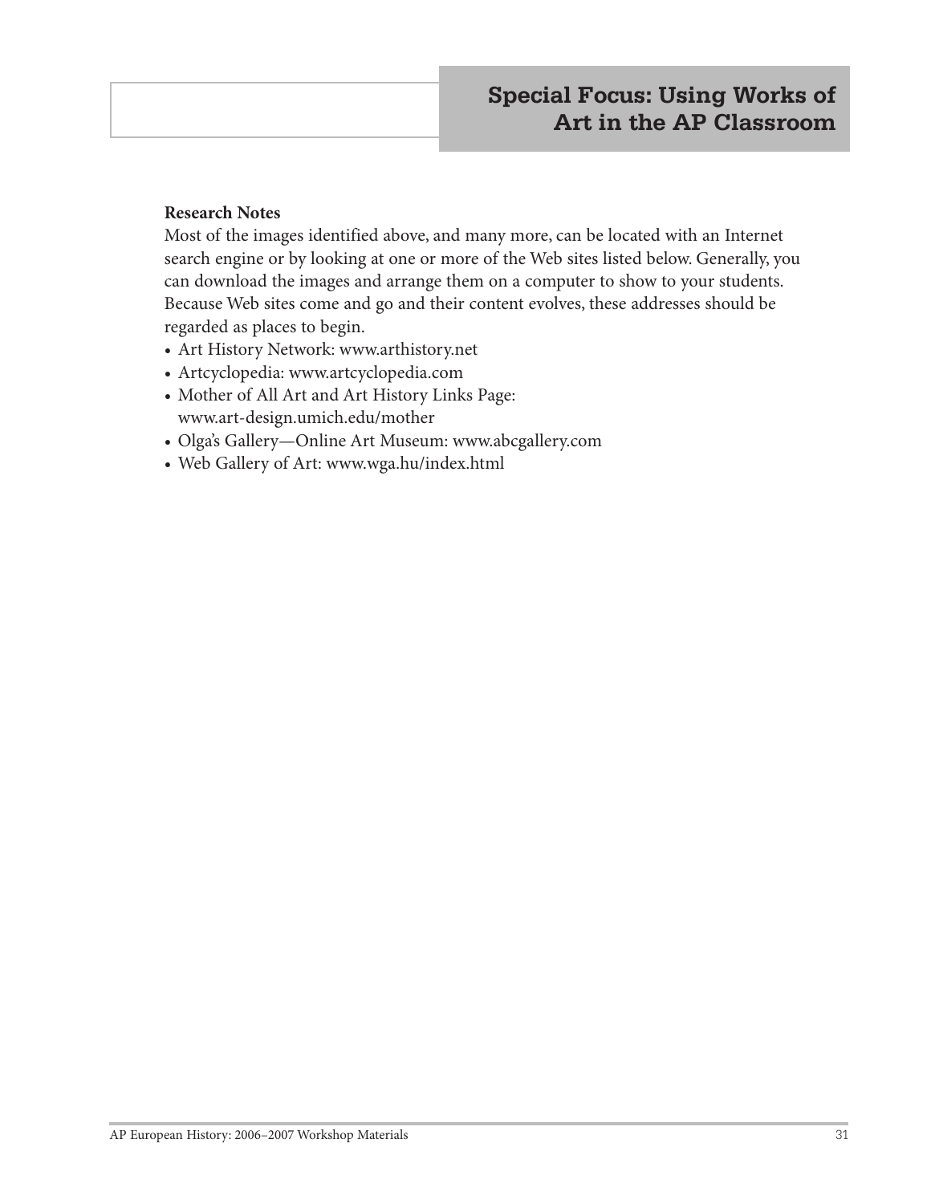**Research Notes**

Most of the images identified above, and many more, can be located with an Internet search engine or by looking at one or more of the Web sites listed below. Generally, you can download the images and arrange them on a computer to show to your students. Because Web sites come and go and their content evolves, these addresses should be regarded as places to begin.

- Art History Network: www.arthistory.net
- Artcyclopedia: www.artcyclopedia.com
- Mother of All Art and Art History Links Page: www.art-design.umich.edu/mother
- Olga's Gallery—Online Art Museum: www.abcgallery.com
- Web Gallery of Art: www.wga.hu/index.html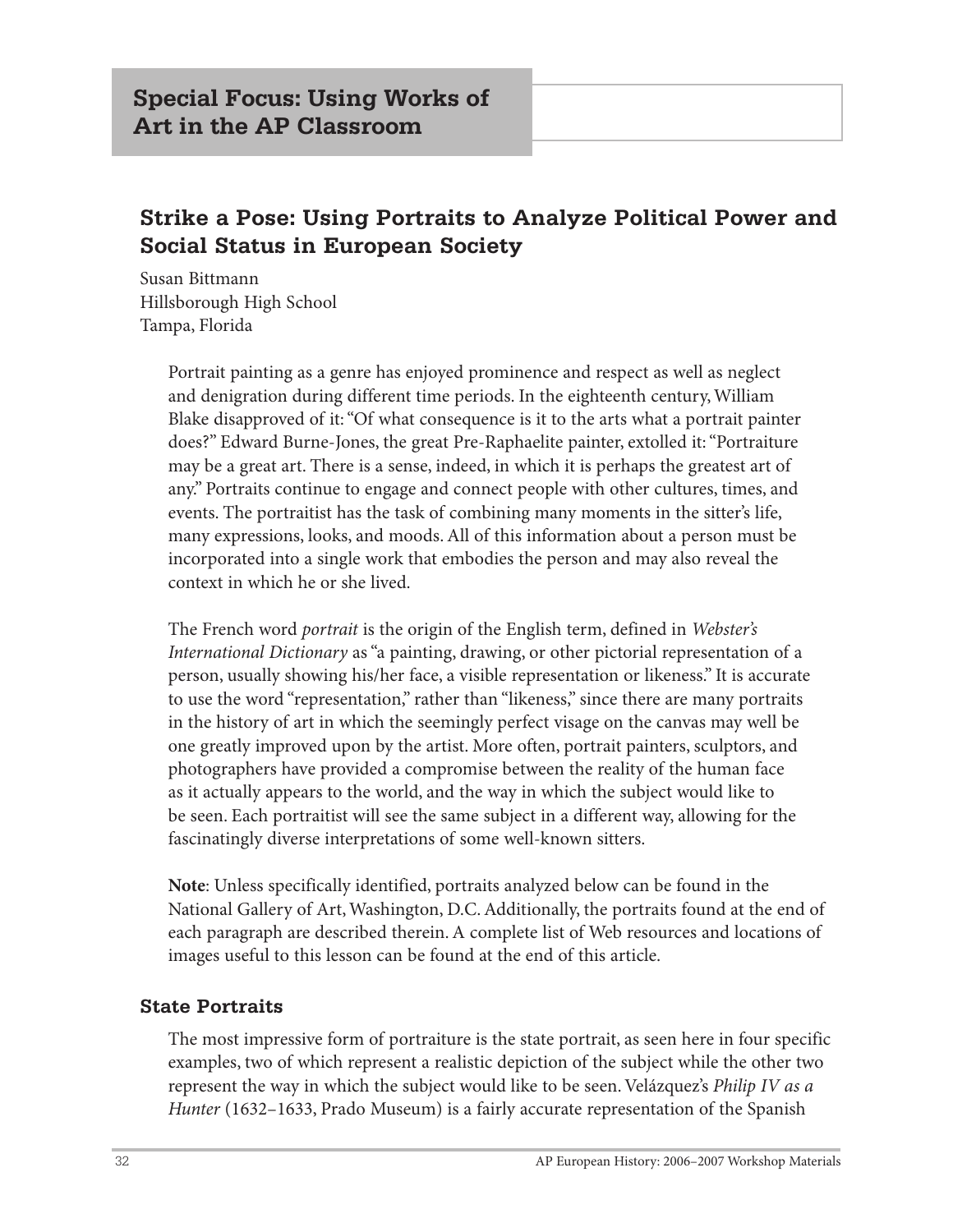## Special Focus: Using Works of Art in the AP Classroom

### Strike a Pose: Using Portraits to Analyze Political Power and Social Status in European Society

Susan Bittmann
Hillsborough High School
Tampa, Florida

Portrait painting as a genre has enjoyed prominence and respect as well as neglect and denigration during different time periods. In the eighteenth century, William Blake disapproved of it: "Of what consequence is it to the arts what a portrait painter does?" Edward Burne-Jones, the great Pre-Raphaelite painter, extolled it: "Portraiture may be a great art. There is a sense, indeed, in which it is perhaps the greatest art of any." Portraits continue to engage and connect people with other cultures, times, and events. The portraitist has the task of combining many moments in the sitter's life, many expressions, looks, and moods. All of this information about a person must be incorporated into a single work that embodies the person and may also reveal the context in which he or she lived.

The French word *portrait* is the origin of the English term, defined in *Webster's International Dictionary* as "a painting, drawing, or other pictorial representation of a person, usually showing his/her face, a visible representation or likeness." It is accurate to use the word "representation," rather than "likeness," since there are many portraits in the history of art in which the seemingly perfect visage on the canvas may well be one greatly improved upon by the artist. More often, portrait painters, sculptors, and photographers have provided a compromise between the reality of the human face as it actually appears to the world, and the way in which the subject would like to be seen. Each portraitist will see the same subject in a different way, allowing for the fascinatingly diverse interpretations of some well-known sitters.

**Note**: Unless specifically identified, portraits analyzed below can be found in the National Gallery of Art, Washington, D.C. Additionally, the portraits found at the end of each paragraph are described therein. A complete list of Web resources and locations of images useful to this lesson can be found at the end of this article.

#### State Portraits

The most impressive form of portraiture is the state portrait, as seen here in four specific examples, two of which represent a realistic depiction of the subject while the other two represent the way in which the subject would like to be seen. Velázquez's *Philip IV as a Hunter* (1632–1633, Prado Museum) is a fairly accurate representation of the Spanish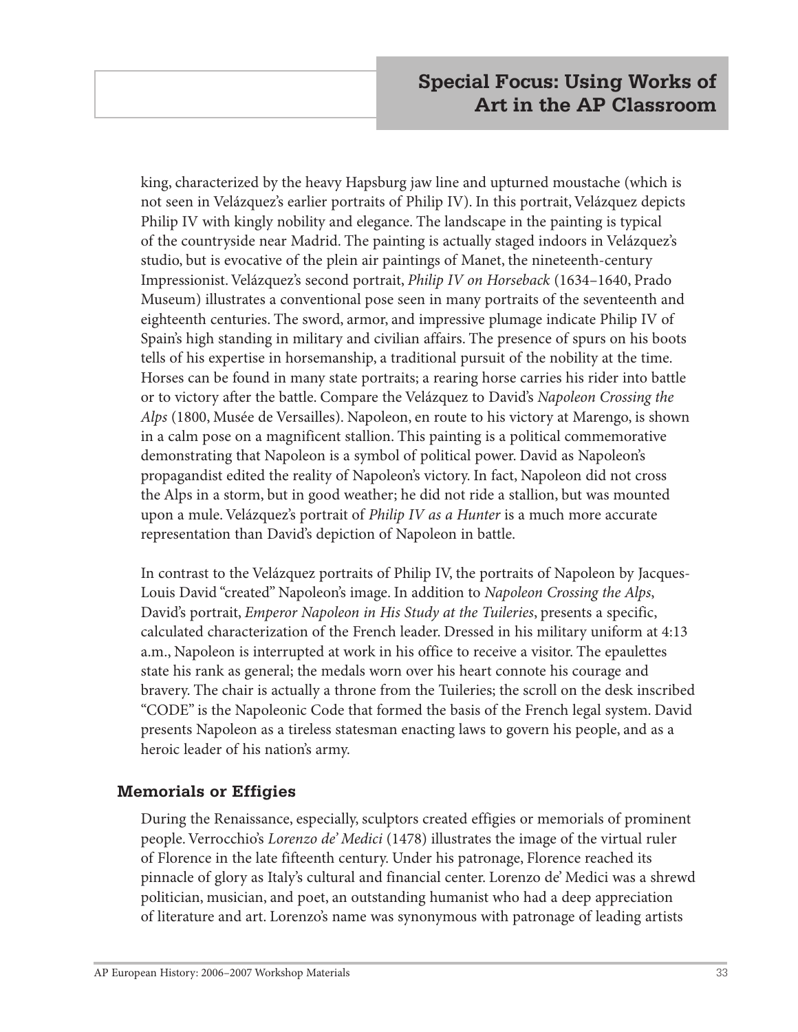king, characterized by the heavy Hapsburg jaw line and upturned moustache (which is not seen in Velázquez's earlier portraits of Philip IV). In this portrait, Velázquez depicts Philip IV with kingly nobility and elegance. The landscape in the painting is typical of the countryside near Madrid. The painting is actually staged indoors in Velázquez's studio, but is evocative of the plein air paintings of Manet, the nineteenth-century Impressionist. Velázquez's second portrait, *Philip IV on Horseback* (1634–1640, Prado Museum) illustrates a conventional pose seen in many portraits of the seventeenth and eighteenth centuries. The sword, armor, and impressive plumage indicate Philip IV of Spain's high standing in military and civilian affairs. The presence of spurs on his boots tells of his expertise in horsemanship, a traditional pursuit of the nobility at the time. Horses can be found in many state portraits; a rearing horse carries his rider into battle or to victory after the battle. Compare the Velázquez to David's *Napoleon Crossing the Alps* (1800, Musée de Versailles). Napoleon, en route to his victory at Marengo, is shown in a calm pose on a magnificent stallion. This painting is a political commemorative demonstrating that Napoleon is a symbol of political power. David as Napoleon's propagandist edited the reality of Napoleon's victory. In fact, Napoleon did not cross the Alps in a storm, but in good weather; he did not ride a stallion, but was mounted upon a mule. Velázquez's portrait of *Philip IV as a Hunter* is a much more accurate representation than David's depiction of Napoleon in battle.

In contrast to the Velázquez portraits of Philip IV, the portraits of Napoleon by Jacques-Louis David "created" Napoleon's image. In addition to *Napoleon Crossing the Alps*, David's portrait, *Emperor Napoleon in His Study at the Tuileries*, presents a specific, calculated characterization of the French leader. Dressed in his military uniform at 4:13 a.m., Napoleon is interrupted at work in his office to receive a visitor. The epaulettes state his rank as general; the medals worn over his heart connote his courage and bravery. The chair is actually a throne from the Tuileries; the scroll on the desk inscribed "CODE" is the Napoleonic Code that formed the basis of the French legal system. David presents Napoleon as a tireless statesman enacting laws to govern his people, and as a heroic leader of his nation's army.

### Memorials or Effigies

During the Renaissance, especially, sculptors created effigies or memorials of prominent people. Verrocchio's *Lorenzo de' Medici* (1478) illustrates the image of the virtual ruler of Florence in the late fifteenth century. Under his patronage, Florence reached its pinnacle of glory as Italy's cultural and financial center. Lorenzo de' Medici was a shrewd politician, musician, and poet, an outstanding humanist who had a deep appreciation of literature and art. Lorenzo's name was synonymous with patronage of leading artists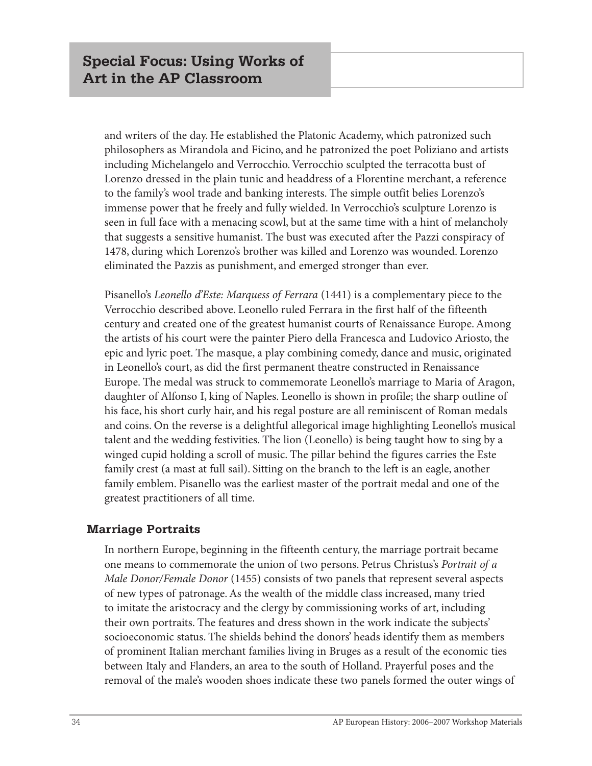and writers of the day. He established the Platonic Academy, which patronized such philosophers as Mirandola and Ficino, and he patronized the poet Poliziano and artists including Michelangelo and Verrocchio. Verrocchio sculpted the terracotta bust of Lorenzo dressed in the plain tunic and headdress of a Florentine merchant, a reference to the family's wool trade and banking interests. The simple outfit belies Lorenzo's immense power that he freely and fully wielded. In Verrocchio's sculpture Lorenzo is seen in full face with a menacing scowl, but at the same time with a hint of melancholy that suggests a sensitive humanist. The bust was executed after the Pazzi conspiracy of 1478, during which Lorenzo's brother was killed and Lorenzo was wounded. Lorenzo eliminated the Pazzis as punishment, and emerged stronger than ever.

Pisanello's *Leonello d'Este: Marquess of Ferrara* (1441) is a complementary piece to the Verrocchio described above. Leonello ruled Ferrara in the first half of the fifteenth century and created one of the greatest humanist courts of Renaissance Europe. Among the artists of his court were the painter Piero della Francesca and Ludovico Ariosto, the epic and lyric poet. The masque, a play combining comedy, dance and music, originated in Leonello's court, as did the first permanent theatre constructed in Renaissance Europe. The medal was struck to commemorate Leonello's marriage to Maria of Aragon, daughter of Alfonso I, king of Naples. Leonello is shown in profile; the sharp outline of his face, his short curly hair, and his regal posture are all reminiscent of Roman medals and coins. On the reverse is a delightful allegorical image highlighting Leonello's musical talent and the wedding festivities. The lion (Leonello) is being taught how to sing by a winged cupid holding a scroll of music. The pillar behind the figures carries the Este family crest (a mast at full sail). Sitting on the branch to the left is an eagle, another family emblem. Pisanello was the earliest master of the portrait medal and one of the greatest practitioners of all time.

## Marriage Portraits

In northern Europe, beginning in the fifteenth century, the marriage portrait became one means to commemorate the union of two persons. Petrus Christus's *Portrait of a Male Donor/Female Donor* (1455) consists of two panels that represent several aspects of new types of patronage. As the wealth of the middle class increased, many tried to imitate the aristocracy and the clergy by commissioning works of art, including their own portraits. The features and dress shown in the work indicate the subjects' socioeconomic status. The shields behind the donors' heads identify them as members of prominent Italian merchant families living in Bruges as a result of the economic ties between Italy and Flanders, an area to the south of Holland. Prayerful poses and the removal of the male's wooden shoes indicate these two panels formed the outer wings of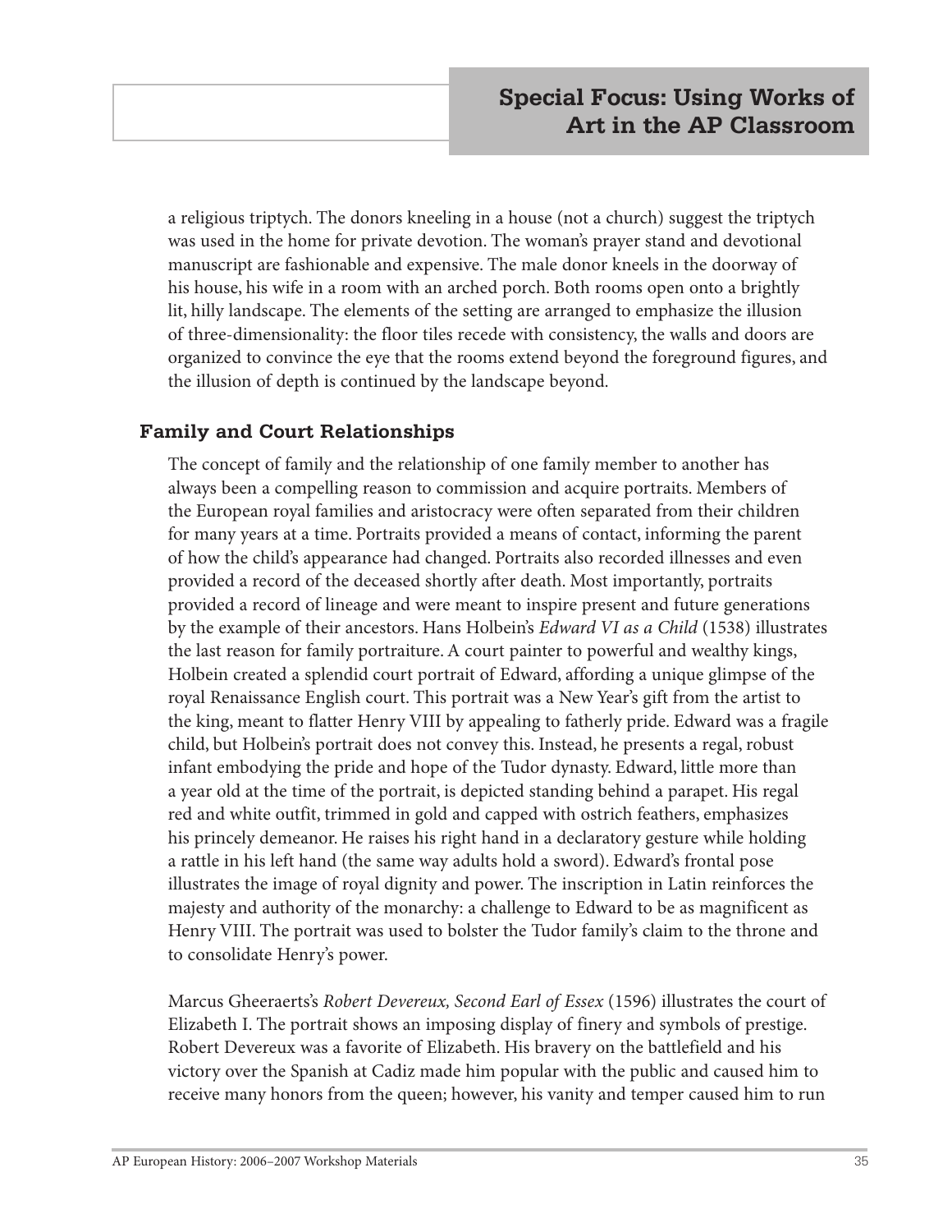a religious triptych. The donors kneeling in a house (not a church) suggest the triptych was used in the home for private devotion. The woman's prayer stand and devotional manuscript are fashionable and expensive. The male donor kneels in the doorway of his house, his wife in a room with an arched porch. Both rooms open onto a brightly lit, hilly landscape. The elements of the setting are arranged to emphasize the illusion of three-dimensionality: the floor tiles recede with consistency, the walls and doors are organized to convince the eye that the rooms extend beyond the foreground figures, and the illusion of depth is continued by the landscape beyond.

## Family and Court Relationships

The concept of family and the relationship of one family member to another has always been a compelling reason to commission and acquire portraits. Members of the European royal families and aristocracy were often separated from their children for many years at a time. Portraits provided a means of contact, informing the parent of how the child's appearance had changed. Portraits also recorded illnesses and even provided a record of the deceased shortly after death. Most importantly, portraits provided a record of lineage and were meant to inspire present and future generations by the example of their ancestors. Hans Holbein's *Edward VI as a Child* (1538) illustrates the last reason for family portraiture. A court painter to powerful and wealthy kings, Holbein created a splendid court portrait of Edward, affording a unique glimpse of the royal Renaissance English court. This portrait was a New Year's gift from the artist to the king, meant to flatter Henry VIII by appealing to fatherly pride. Edward was a fragile child, but Holbein's portrait does not convey this. Instead, he presents a regal, robust infant embodying the pride and hope of the Tudor dynasty. Edward, little more than a year old at the time of the portrait, is depicted standing behind a parapet. His regal red and white outfit, trimmed in gold and capped with ostrich feathers, emphasizes his princely demeanor. He raises his right hand in a declaratory gesture while holding a rattle in his left hand (the same way adults hold a sword). Edward's frontal pose illustrates the image of royal dignity and power. The inscription in Latin reinforces the majesty and authority of the monarchy: a challenge to Edward to be as magnificent as Henry VIII. The portrait was used to bolster the Tudor family's claim to the throne and to consolidate Henry's power.

Marcus Gheeraerts's *Robert Devereux, Second Earl of Essex* (1596) illustrates the court of Elizabeth I. The portrait shows an imposing display of finery and symbols of prestige. Robert Devereux was a favorite of Elizabeth. His bravery on the battlefield and his victory over the Spanish at Cadiz made him popular with the public and caused him to receive many honors from the queen; however, his vanity and temper caused him to run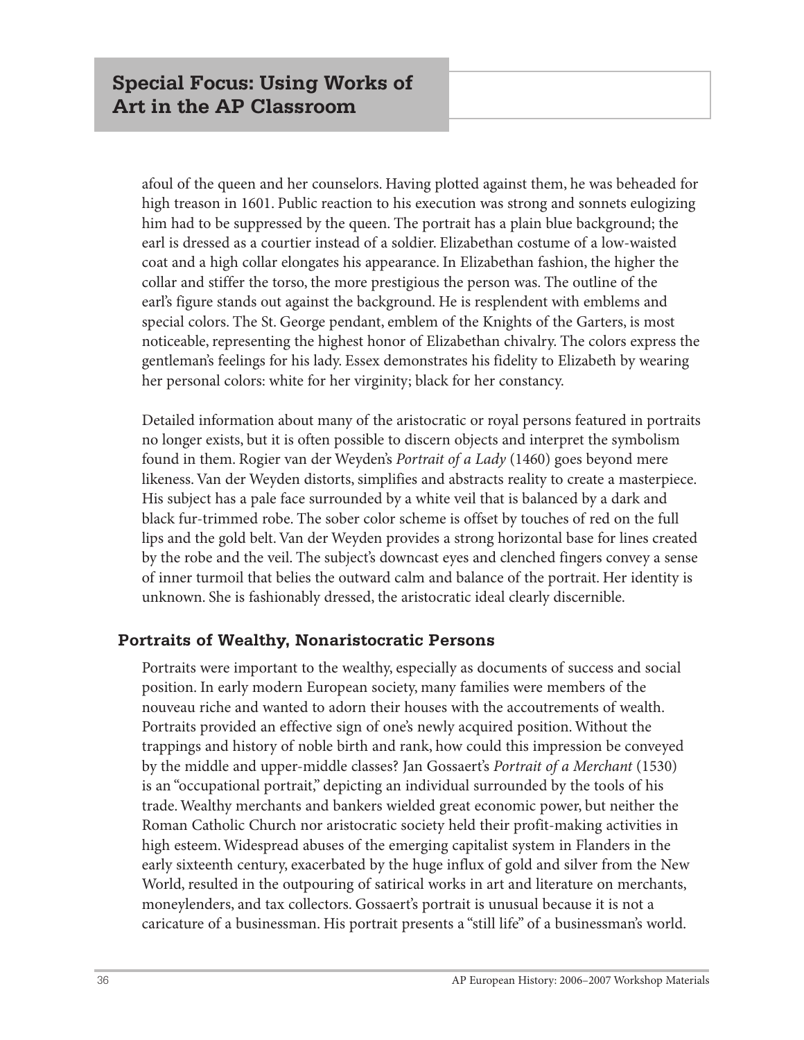afoul of the queen and her counselors. Having plotted against them, he was beheaded for high treason in 1601. Public reaction to his execution was strong and sonnets eulogizing him had to be suppressed by the queen. The portrait has a plain blue background; the earl is dressed as a courtier instead of a soldier. Elizabethan costume of a low-waisted coat and a high collar elongates his appearance. In Elizabethan fashion, the higher the collar and stiffer the torso, the more prestigious the person was. The outline of the earl's figure stands out against the background. He is resplendent with emblems and special colors. The St. George pendant, emblem of the Knights of the Garters, is most noticeable, representing the highest honor of Elizabethan chivalry. The colors express the gentleman's feelings for his lady. Essex demonstrates his fidelity to Elizabeth by wearing her personal colors: white for her virginity; black for her constancy.

Detailed information about many of the aristocratic or royal persons featured in portraits no longer exists, but it is often possible to discern objects and interpret the symbolism found in them. Rogier van der Weyden's *Portrait of a Lady* (1460) goes beyond mere likeness. Van der Weyden distorts, simplifies and abstracts reality to create a masterpiece. His subject has a pale face surrounded by a white veil that is balanced by a dark and black fur-trimmed robe. The sober color scheme is offset by touches of red on the full lips and the gold belt. Van der Weyden provides a strong horizontal base for lines created by the robe and the veil. The subject's downcast eyes and clenched fingers convey a sense of inner turmoil that belies the outward calm and balance of the portrait. Her identity is unknown. She is fashionably dressed, the aristocratic ideal clearly discernible.

### Portraits of Wealthy, Nonaristocratic Persons

Portraits were important to the wealthy, especially as documents of success and social position. In early modern European society, many families were members of the nouveau riche and wanted to adorn their houses with the accoutrements of wealth. Portraits provided an effective sign of one's newly acquired position. Without the trappings and history of noble birth and rank, how could this impression be conveyed by the middle and upper-middle classes? Jan Gossaert's *Portrait of a Merchant* (1530) is an "occupational portrait," depicting an individual surrounded by the tools of his trade. Wealthy merchants and bankers wielded great economic power, but neither the Roman Catholic Church nor aristocratic society held their profit-making activities in high esteem. Widespread abuses of the emerging capitalist system in Flanders in the early sixteenth century, exacerbated by the huge influx of gold and silver from the New World, resulted in the outpouring of satirical works in art and literature on merchants, moneylenders, and tax collectors. Gossaert's portrait is unusual because it is not a caricature of a businessman. His portrait presents a "still life" of a businessman's world.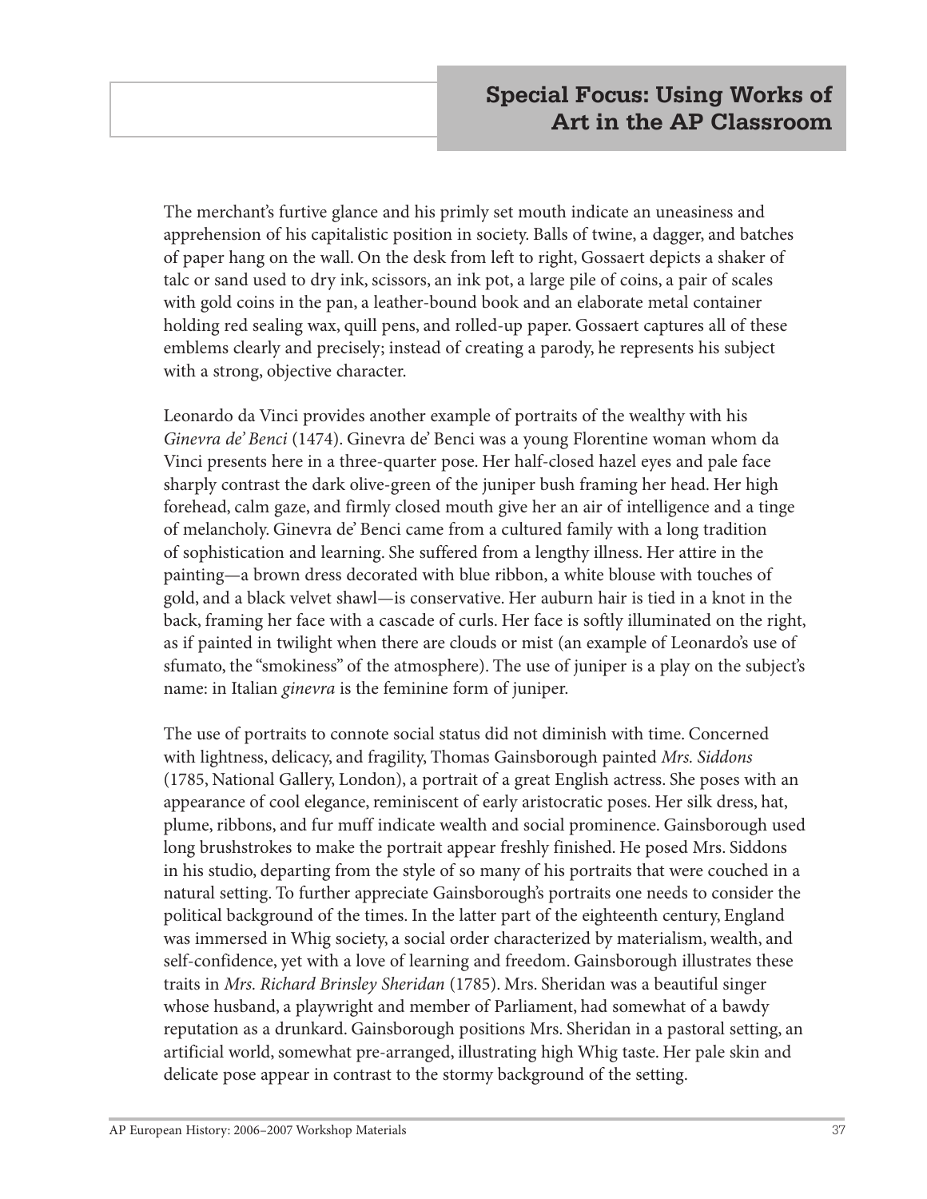The merchant's furtive glance and his primly set mouth indicate an uneasiness and apprehension of his capitalistic position in society. Balls of twine, a dagger, and batches of paper hang on the wall. On the desk from left to right, Gossaert depicts a shaker of talc or sand used to dry ink, scissors, an ink pot, a large pile of coins, a pair of scales with gold coins in the pan, a leather-bound book and an elaborate metal container holding red sealing wax, quill pens, and rolled-up paper. Gossaert captures all of these emblems clearly and precisely; instead of creating a parody, he represents his subject with a strong, objective character.

Leonardo da Vinci provides another example of portraits of the wealthy with his *Ginevra de' Benci* (1474). Ginevra de' Benci was a young Florentine woman whom da Vinci presents here in a three-quarter pose. Her half-closed hazel eyes and pale face sharply contrast the dark olive-green of the juniper bush framing her head. Her high forehead, calm gaze, and firmly closed mouth give her an air of intelligence and a tinge of melancholy. Ginevra de' Benci came from a cultured family with a long tradition of sophistication and learning. She suffered from a lengthy illness. Her attire in the painting—a brown dress decorated with blue ribbon, a white blouse with touches of gold, and a black velvet shawl—is conservative. Her auburn hair is tied in a knot in the back, framing her face with a cascade of curls. Her face is softly illuminated on the right, as if painted in twilight when there are clouds or mist (an example of Leonardo's use of sfumato, the "smokiness" of the atmosphere). The use of juniper is a play on the subject's name: in Italian *ginevra* is the feminine form of juniper.

The use of portraits to connote social status did not diminish with time. Concerned with lightness, delicacy, and fragility, Thomas Gainsborough painted *Mrs. Siddons* (1785, National Gallery, London), a portrait of a great English actress. She poses with an appearance of cool elegance, reminiscent of early aristocratic poses. Her silk dress, hat, plume, ribbons, and fur muff indicate wealth and social prominence. Gainsborough used long brushstrokes to make the portrait appear freshly finished. He posed Mrs. Siddons in his studio, departing from the style of so many of his portraits that were couched in a natural setting. To further appreciate Gainsborough's portraits one needs to consider the political background of the times. In the latter part of the eighteenth century, England was immersed in Whig society, a social order characterized by materialism, wealth, and self-confidence, yet with a love of learning and freedom. Gainsborough illustrates these traits in *Mrs. Richard Brinsley Sheridan* (1785). Mrs. Sheridan was a beautiful singer whose husband, a playwright and member of Parliament, had somewhat of a bawdy reputation as a drunkard. Gainsborough positions Mrs. Sheridan in a pastoral setting, an artificial world, somewhat pre-arranged, illustrating high Whig taste. Her pale skin and delicate pose appear in contrast to the stormy background of the setting.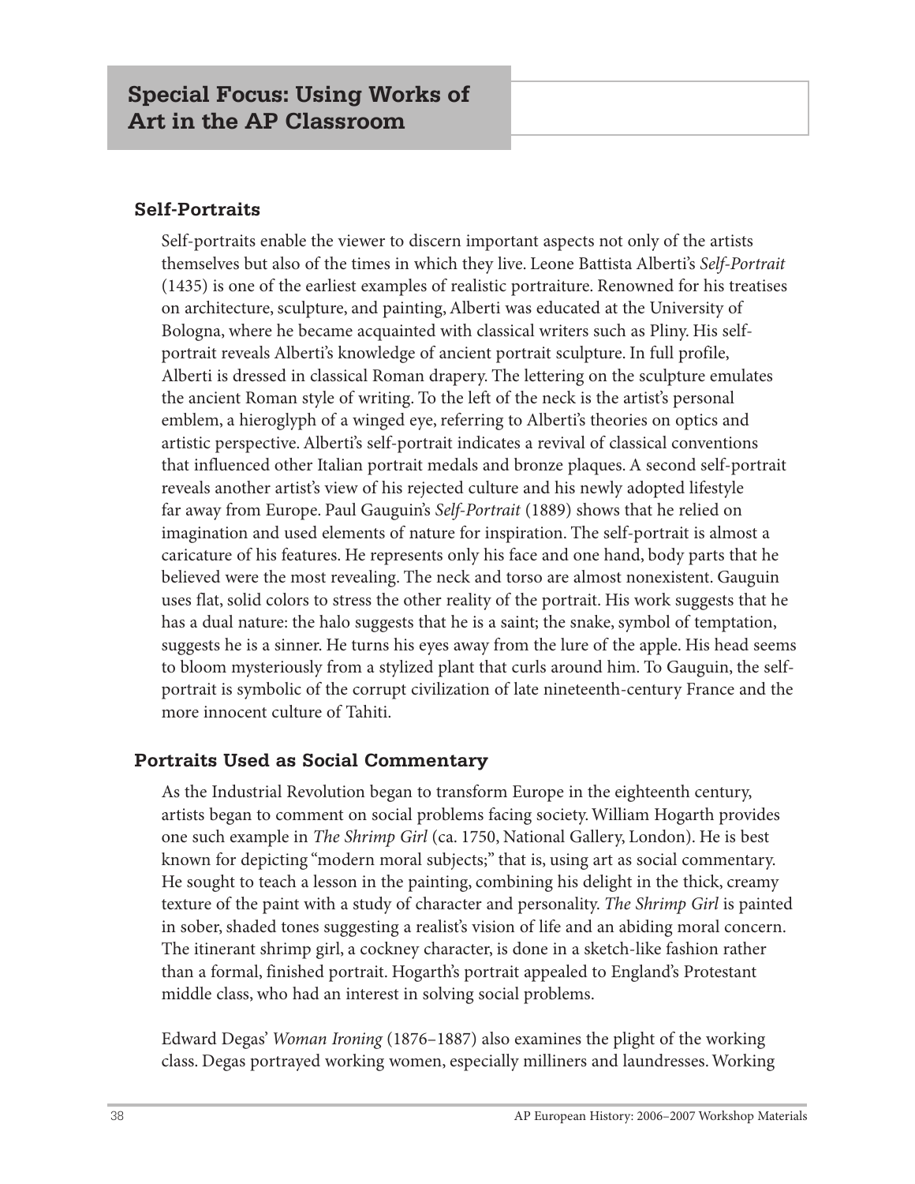# Special Focus: Using Works of Art in the AP Classroom

## Self-Portraits

Self-portraits enable the viewer to discern important aspects not only of the artists themselves but also of the times in which they live. Leone Battista Alberti's *Self-Portrait* (1435) is one of the earliest examples of realistic portraiture. Renowned for his treatises on architecture, sculpture, and painting, Alberti was educated at the University of Bologna, where he became acquainted with classical writers such as Pliny. His self-portrait reveals Alberti's knowledge of ancient portrait sculpture. In full profile, Alberti is dressed in classical Roman drapery. The lettering on the sculpture emulates the ancient Roman style of writing. To the left of the neck is the artist's personal emblem, a hieroglyph of a winged eye, referring to Alberti's theories on optics and artistic perspective. Alberti's self-portrait indicates a revival of classical conventions that influenced other Italian portrait medals and bronze plaques. A second self-portrait reveals another artist's view of his rejected culture and his newly adopted lifestyle far away from Europe. Paul Gauguin's *Self-Portrait* (1889) shows that he relied on imagination and used elements of nature for inspiration. The self-portrait is almost a caricature of his features. He represents only his face and one hand, body parts that he believed were the most revealing. The neck and torso are almost nonexistent. Gauguin uses flat, solid colors to stress the other reality of the portrait. His work suggests that he has a dual nature: the halo suggests that he is a saint; the snake, symbol of temptation, suggests he is a sinner. He turns his eyes away from the lure of the apple. His head seems to bloom mysteriously from a stylized plant that curls around him. To Gauguin, the self-portrait is symbolic of the corrupt civilization of late nineteenth-century France and the more innocent culture of Tahiti.

## Portraits Used as Social Commentary

As the Industrial Revolution began to transform Europe in the eighteenth century, artists began to comment on social problems facing society. William Hogarth provides one such example in *The Shrimp Girl* (ca. 1750, National Gallery, London). He is best known for depicting "modern moral subjects;" that is, using art as social commentary. He sought to teach a lesson in the painting, combining his delight in the thick, creamy texture of the paint with a study of character and personality. *The Shrimp Girl* is painted in sober, shaded tones suggesting a realist's vision of life and an abiding moral concern. The itinerant shrimp girl, a cockney character, is done in a sketch-like fashion rather than a formal, finished portrait. Hogarth's portrait appealed to England's Protestant middle class, who had an interest in solving social problems.

Edward Degas' *Woman Ironing* (1876–1887) also examines the plight of the working class. Degas portrayed working women, especially milliners and laundresses. Working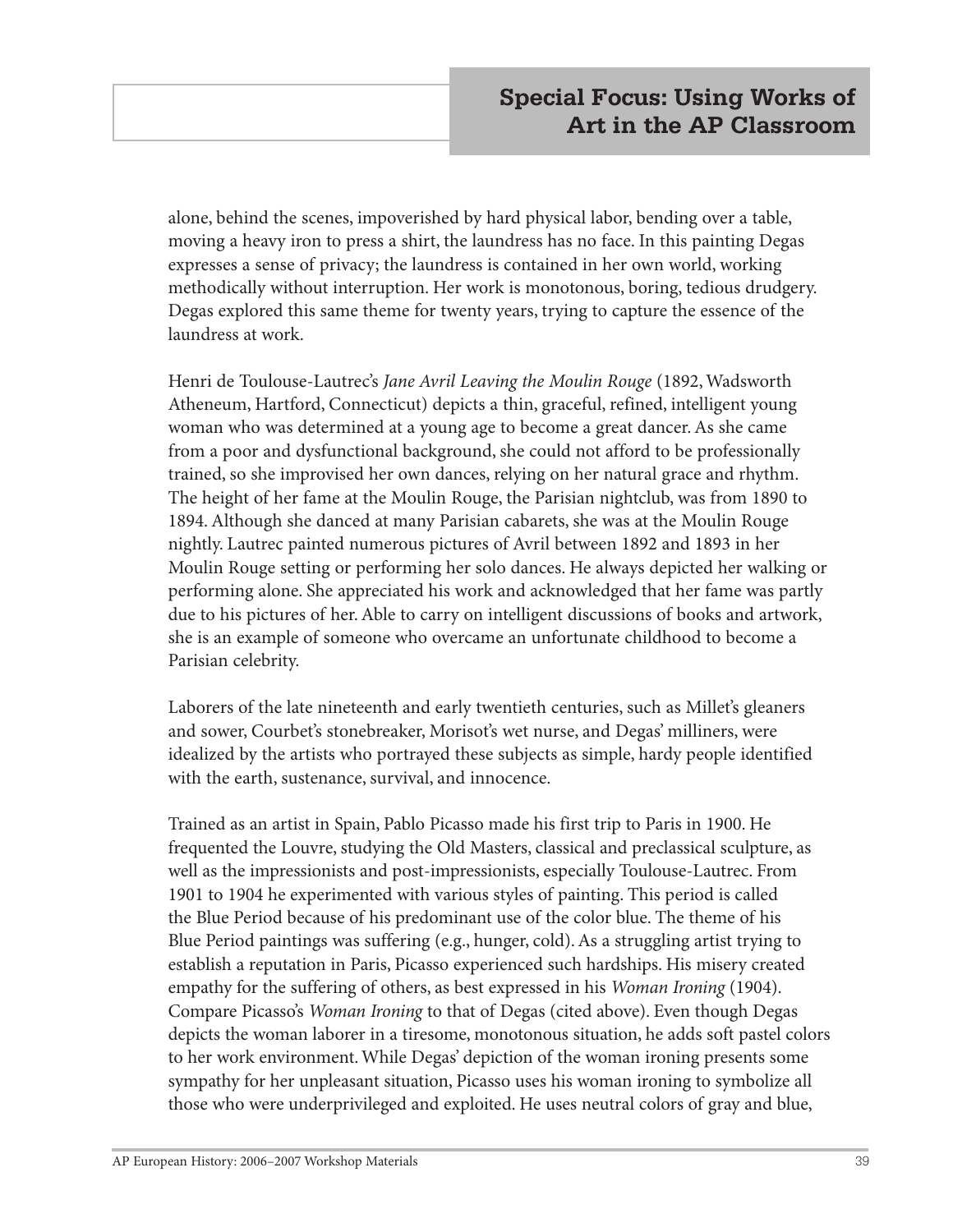alone, behind the scenes, impoverished by hard physical labor, bending over a table, moving a heavy iron to press a shirt, the laundress has no face. In this painting Degas expresses a sense of privacy; the laundress is contained in her own world, working methodically without interruption. Her work is monotonous, boring, tedious drudgery. Degas explored this same theme for twenty years, trying to capture the essence of the laundress at work.

Henri de Toulouse-Lautrec's *Jane Avril Leaving the Moulin Rouge* (1892, Wadsworth Atheneum, Hartford, Connecticut) depicts a thin, graceful, refined, intelligent young woman who was determined at a young age to become a great dancer. As she came from a poor and dysfunctional background, she could not afford to be professionally trained, so she improvised her own dances, relying on her natural grace and rhythm. The height of her fame at the Moulin Rouge, the Parisian nightclub, was from 1890 to 1894. Although she danced at many Parisian cabarets, she was at the Moulin Rouge nightly. Lautrec painted numerous pictures of Avril between 1892 and 1893 in her Moulin Rouge setting or performing her solo dances. He always depicted her walking or performing alone. She appreciated his work and acknowledged that her fame was partly due to his pictures of her. Able to carry on intelligent discussions of books and artwork, she is an example of someone who overcame an unfortunate childhood to become a Parisian celebrity.

Laborers of the late nineteenth and early twentieth centuries, such as Millet's gleaners and sower, Courbet's stonebreaker, Morisot's wet nurse, and Degas' milliners, were idealized by the artists who portrayed these subjects as simple, hardy people identified with the earth, sustenance, survival, and innocence.

Trained as an artist in Spain, Pablo Picasso made his first trip to Paris in 1900. He frequented the Louvre, studying the Old Masters, classical and preclassical sculpture, as well as the impressionists and post-impressionists, especially Toulouse-Lautrec. From 1901 to 1904 he experimented with various styles of painting. This period is called the Blue Period because of his predominant use of the color blue. The theme of his Blue Period paintings was suffering (e.g., hunger, cold). As a struggling artist trying to establish a reputation in Paris, Picasso experienced such hardships. His misery created empathy for the suffering of others, as best expressed in his *Woman Ironing* (1904). Compare Picasso's *Woman Ironing* to that of Degas (cited above). Even though Degas depicts the woman laborer in a tiresome, monotonous situation, he adds soft pastel colors to her work environment. While Degas' depiction of the woman ironing presents some sympathy for her unpleasant situation, Picasso uses his woman ironing to symbolize all those who were underprivileged and exploited. He uses neutral colors of gray and blue,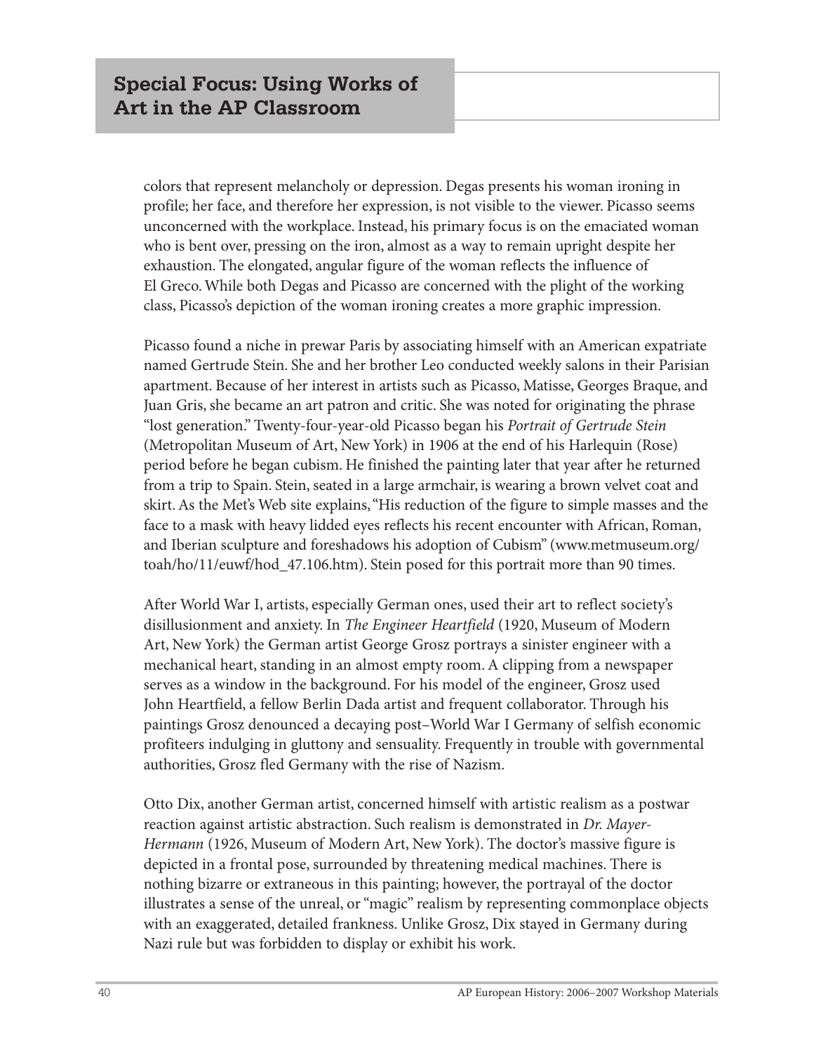colors that represent melancholy or depression. Degas presents his woman ironing in profile; her face, and therefore her expression, is not visible to the viewer. Picasso seems unconcerned with the workplace. Instead, his primary focus is on the emaciated woman who is bent over, pressing on the iron, almost as a way to remain upright despite her exhaustion. The elongated, angular figure of the woman reflects the influence of El Greco. While both Degas and Picasso are concerned with the plight of the working class, Picasso's depiction of the woman ironing creates a more graphic impression.

Picasso found a niche in prewar Paris by associating himself with an American expatriate named Gertrude Stein. She and her brother Leo conducted weekly salons in their Parisian apartment. Because of her interest in artists such as Picasso, Matisse, Georges Braque, and Juan Gris, she became an art patron and critic. She was noted for originating the phrase "lost generation." Twenty-four-year-old Picasso began his *Portrait of Gertrude Stein* (Metropolitan Museum of Art, New York) in 1906 at the end of his Harlequin (Rose) period before he began cubism. He finished the painting later that year after he returned from a trip to Spain. Stein, seated in a large armchair, is wearing a brown velvet coat and skirt. As the Met's Web site explains, "His reduction of the figure to simple masses and the face to a mask with heavy lidded eyes reflects his recent encounter with African, Roman, and Iberian sculpture and foreshadows his adoption of Cubism" (www.metmuseum.org/toah/ho/11/euwf/hod_47.106.htm). Stein posed for this portrait more than 90 times.

After World War I, artists, especially German ones, used their art to reflect society's disillusionment and anxiety. In *The Engineer Heartfield* (1920, Museum of Modern Art, New York) the German artist George Grosz portrays a sinister engineer with a mechanical heart, standing in an almost empty room. A clipping from a newspaper serves as a window in the background. For his model of the engineer, Grosz used John Heartfield, a fellow Berlin Dada artist and frequent collaborator. Through his paintings Grosz denounced a decaying post–World War I Germany of selfish economic profiteers indulging in gluttony and sensuality. Frequently in trouble with governmental authorities, Grosz fled Germany with the rise of Nazism.

Otto Dix, another German artist, concerned himself with artistic realism as a postwar reaction against artistic abstraction. Such realism is demonstrated in *Dr. Mayer-Hermann* (1926, Museum of Modern Art, New York). The doctor's massive figure is depicted in a frontal pose, surrounded by threatening medical machines. There is nothing bizarre or extraneous in this painting; however, the portrayal of the doctor illustrates a sense of the unreal, or "magic" realism by representing commonplace objects with an exaggerated, detailed frankness. Unlike Grosz, Dix stayed in Germany during Nazi rule but was forbidden to display or exhibit his work.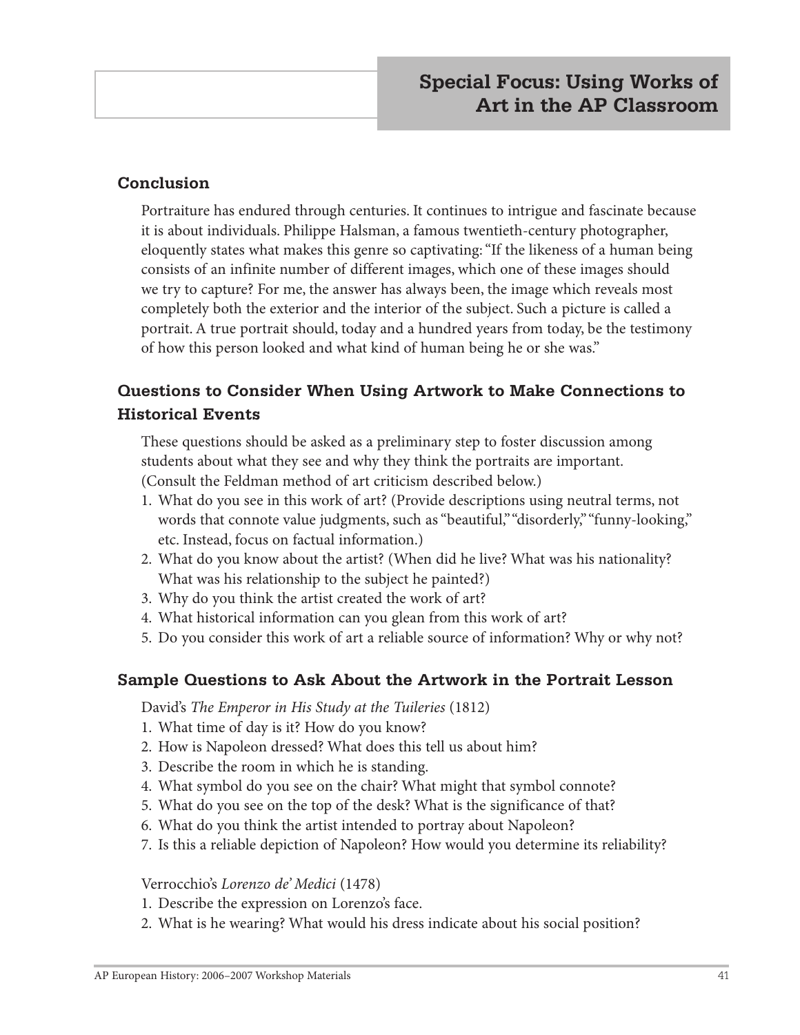## Conclusion

Portraiture has endured through centuries. It continues to intrigue and fascinate because it is about individuals. Philippe Halsman, a famous twentieth-century photographer, eloquently states what makes this genre so captivating: "If the likeness of a human being consists of an infinite number of different images, which one of these images should we try to capture? For me, the answer has always been, the image which reveals most completely both the exterior and the interior of the subject. Such a picture is called a portrait. A true portrait should, today and a hundred years from today, be the testimony of how this person looked and what kind of human being he or she was."

## Questions to Consider When Using Artwork to Make Connections to Historical Events

These questions should be asked as a preliminary step to foster discussion among students about what they see and why they think the portraits are important. (Consult the Feldman method of art criticism described below.)

1. What do you see in this work of art? (Provide descriptions using neutral terms, not words that connote value judgments, such as "beautiful," "disorderly," "funny-looking," etc. Instead, focus on factual information.)
2. What do you know about the artist? (When did he live? What was his nationality? What was his relationship to the subject he painted?)
3. Why do you think the artist created the work of art?
4. What historical information can you glean from this work of art?
5. Do you consider this work of art a reliable source of information? Why or why not?

## Sample Questions to Ask About the Artwork in the Portrait Lesson

David's *The Emperor in His Study at the Tuileries* (1812)

1. What time of day is it? How do you know?
2. How is Napoleon dressed? What does this tell us about him?
3. Describe the room in which he is standing.
4. What symbol do you see on the chair? What might that symbol connote?
5. What do you see on the top of the desk? What is the significance of that?
6. What do you think the artist intended to portray about Napoleon?
7. Is this a reliable depiction of Napoleon? How would you determine its reliability?

Verrocchio's *Lorenzo de' Medici* (1478)

1. Describe the expression on Lorenzo's face.
2. What is he wearing? What would his dress indicate about his social position?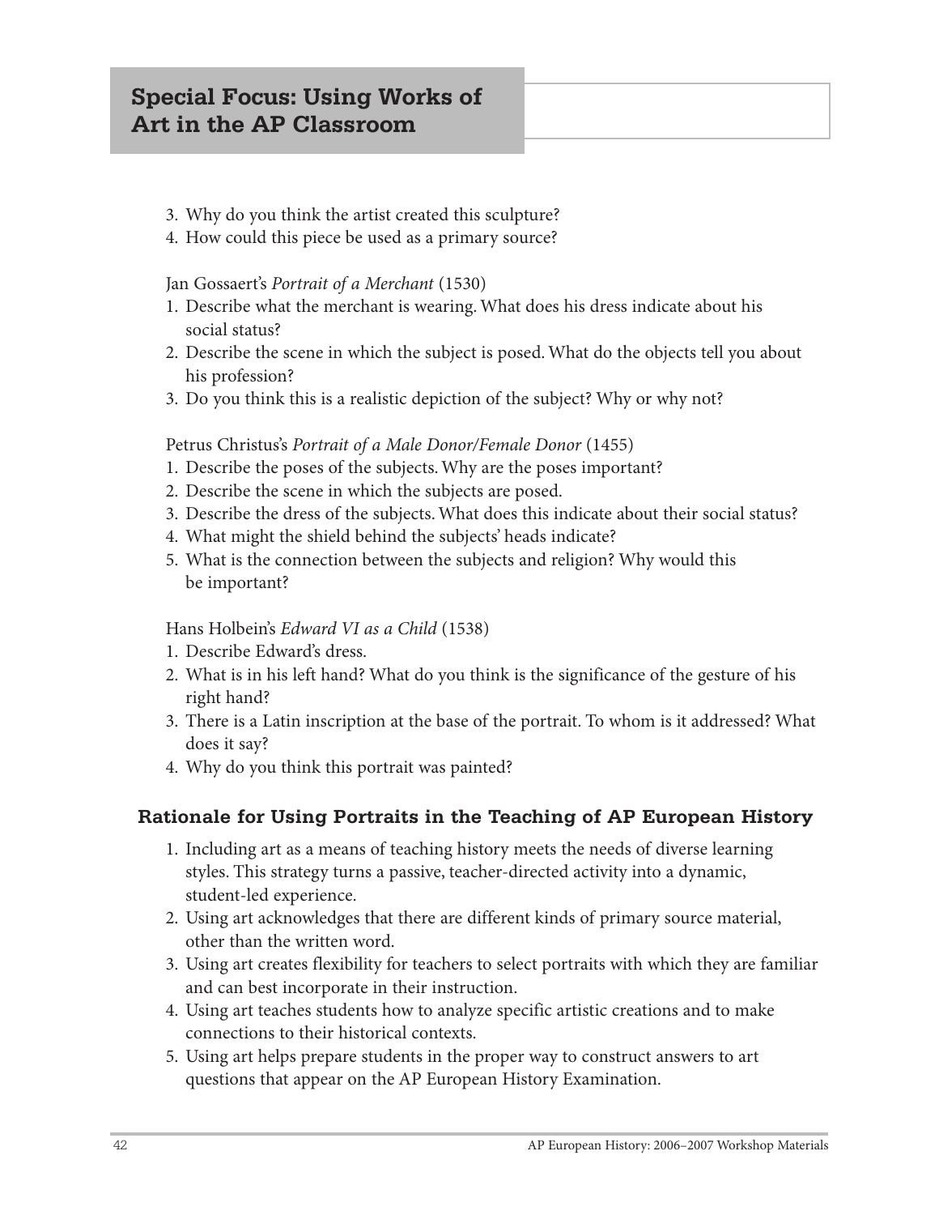3. Why do you think the artist created this sculpture?
4. How could this piece be used as a primary source?

Jan Gossaert's *Portrait of a Merchant* (1530)

1. Describe what the merchant is wearing. What does his dress indicate about his social status?
2. Describe the scene in which the subject is posed. What do the objects tell you about his profession?
3. Do you think this is a realistic depiction of the subject? Why or why not?

Petrus Christus's *Portrait of a Male Donor/Female Donor* (1455)

1. Describe the poses of the subjects. Why are the poses important?
2. Describe the scene in which the subjects are posed.
3. Describe the dress of the subjects. What does this indicate about their social status?
4. What might the shield behind the subjects' heads indicate?
5. What is the connection between the subjects and religion? Why would this be important?

Hans Holbein's *Edward VI as a Child* (1538)

1. Describe Edward's dress.
2. What is in his left hand? What do you think is the significance of the gesture of his right hand?
3. There is a Latin inscription at the base of the portrait. To whom is it addressed? What does it say?
4. Why do you think this portrait was painted?

### Rationale for Using Portraits in the Teaching of AP European History

1. Including art as a means of teaching history meets the needs of diverse learning styles. This strategy turns a passive, teacher-directed activity into a dynamic, student-led experience.
2. Using art acknowledges that there are different kinds of primary source material, other than the written word.
3. Using art creates flexibility for teachers to select portraits with which they are familiar and can best incorporate in their instruction.
4. Using art teaches students how to analyze specific artistic creations and to make connections to their historical contexts.
5. Using art helps prepare students in the proper way to construct answers to art questions that appear on the AP European History Examination.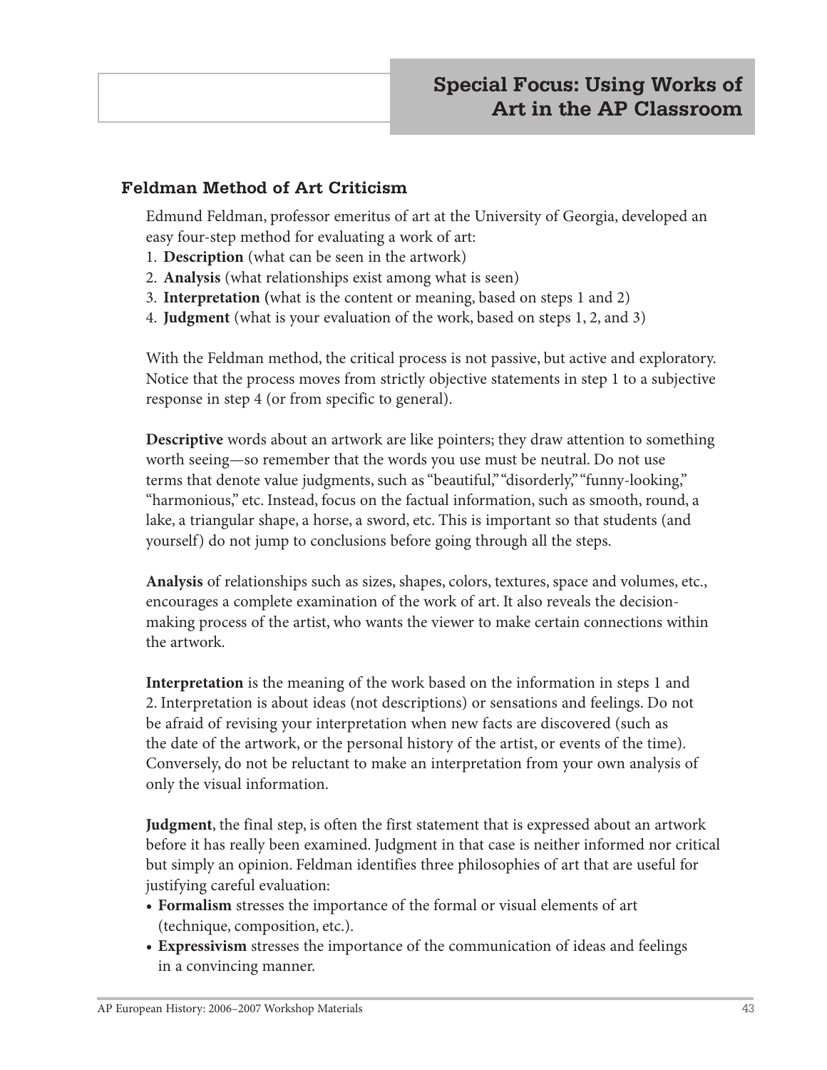# Special Focus: Using Works of Art in the AP Classroom

## Feldman Method of Art Criticism

Edmund Feldman, professor emeritus of art at the University of Georgia, developed an easy four-step method for evaluating a work of art:

1. **Description** (what can be seen in the artwork)
2. **Analysis** (what relationships exist among what is seen)
3. **Interpretation (**what is the content or meaning, based on steps 1 and 2)
4. **Judgment** (what is your evaluation of the work, based on steps 1, 2, and 3)

With the Feldman method, the critical process is not passive, but active and exploratory. Notice that the process moves from strictly objective statements in step 1 to a subjective response in step 4 (or from specific to general).

**Descriptive** words about an artwork are like pointers; they draw attention to something worth seeing—so remember that the words you use must be neutral. Do not use terms that denote value judgments, such as "beautiful," "disorderly," "funny-looking," "harmonious," etc. Instead, focus on the factual information, such as smooth, round, a lake, a triangular shape, a horse, a sword, etc. This is important so that students (and yourself) do not jump to conclusions before going through all the steps.

**Analysis** of relationships such as sizes, shapes, colors, textures, space and volumes, etc., encourages a complete examination of the work of art. It also reveals the decision-making process of the artist, who wants the viewer to make certain connections within the artwork.

**Interpretation** is the meaning of the work based on the information in steps 1 and 2. Interpretation is about ideas (not descriptions) or sensations and feelings. Do not be afraid of revising your interpretation when new facts are discovered (such as the date of the artwork, or the personal history of the artist, or events of the time). Conversely, do not be reluctant to make an interpretation from your own analysis of only the visual information.

**Judgment**, the final step, is often the first statement that is expressed about an artwork before it has really been examined. Judgment in that case is neither informed nor critical but simply an opinion. Feldman identifies three philosophies of art that are useful for justifying careful evaluation:

- **Formalism** stresses the importance of the formal or visual elements of art (technique, composition, etc.).
- **Expressivism** stresses the importance of the communication of ideas and feelings in a convincing manner.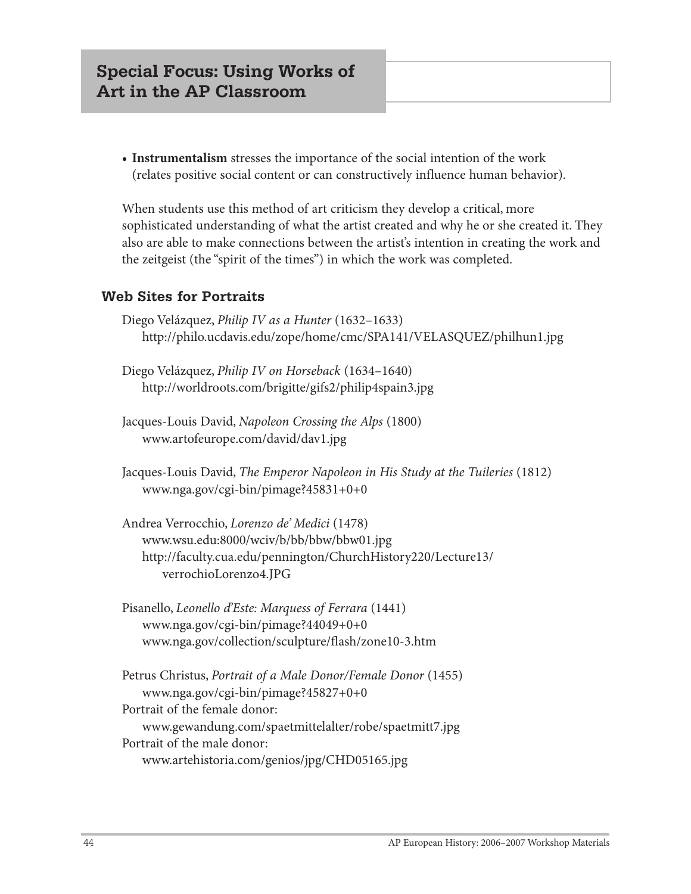## Special Focus: Using Works of Art in the AP Classroom

- **Instrumentalism** stresses the importance of the social intention of the work (relates positive social content or can constructively influence human behavior).

When students use this method of art criticism they develop a critical, more sophisticated understanding of what the artist created and why he or she created it. They also are able to make connections between the artist's intention in creating the work and the zeitgeist (the "spirit of the times") in which the work was completed.

### Web Sites for Portraits

Diego Velázquez, *Philip IV as a Hunter* (1632–1633)
http://philo.ucdavis.edu/zope/home/cmc/SPA141/VELASQUEZ/philhun1.jpg

Diego Velázquez, *Philip IV on Horseback* (1634–1640)
http://worldroots.com/brigitte/gifs2/philip4spain3.jpg

Jacques-Louis David, *Napoleon Crossing the Alps* (1800)
www.artofeurope.com/david/dav1.jpg

Jacques-Louis David, *The Emperor Napoleon in His Study at the Tuileries* (1812)
www.nga.gov/cgi-bin/pimage?45831+0+0

Andrea Verrocchio, *Lorenzo de' Medici* (1478)
www.wsu.edu:8000/wciv/b/bb/bbw/bbw01.jpg
http://faculty.cua.edu/pennington/ChurchHistory220/Lecture13/verrochioLorenzo4.JPG

Pisanello, *Leonello d'Este: Marquess of Ferrara* (1441)
www.nga.gov/cgi-bin/pimage?44049+0+0
www.nga.gov/collection/sculpture/flash/zone10-3.htm

Petrus Christus, *Portrait of a Male Donor/Female Donor* (1455)
www.nga.gov/cgi-bin/pimage?45827+0+0
Portrait of the female donor:
www.gewandung.com/spaetmittelalter/robe/spaetmitt7.jpg
Portrait of the male donor:
www.artehistoria.com/genios/jpg/CHD05165.jpg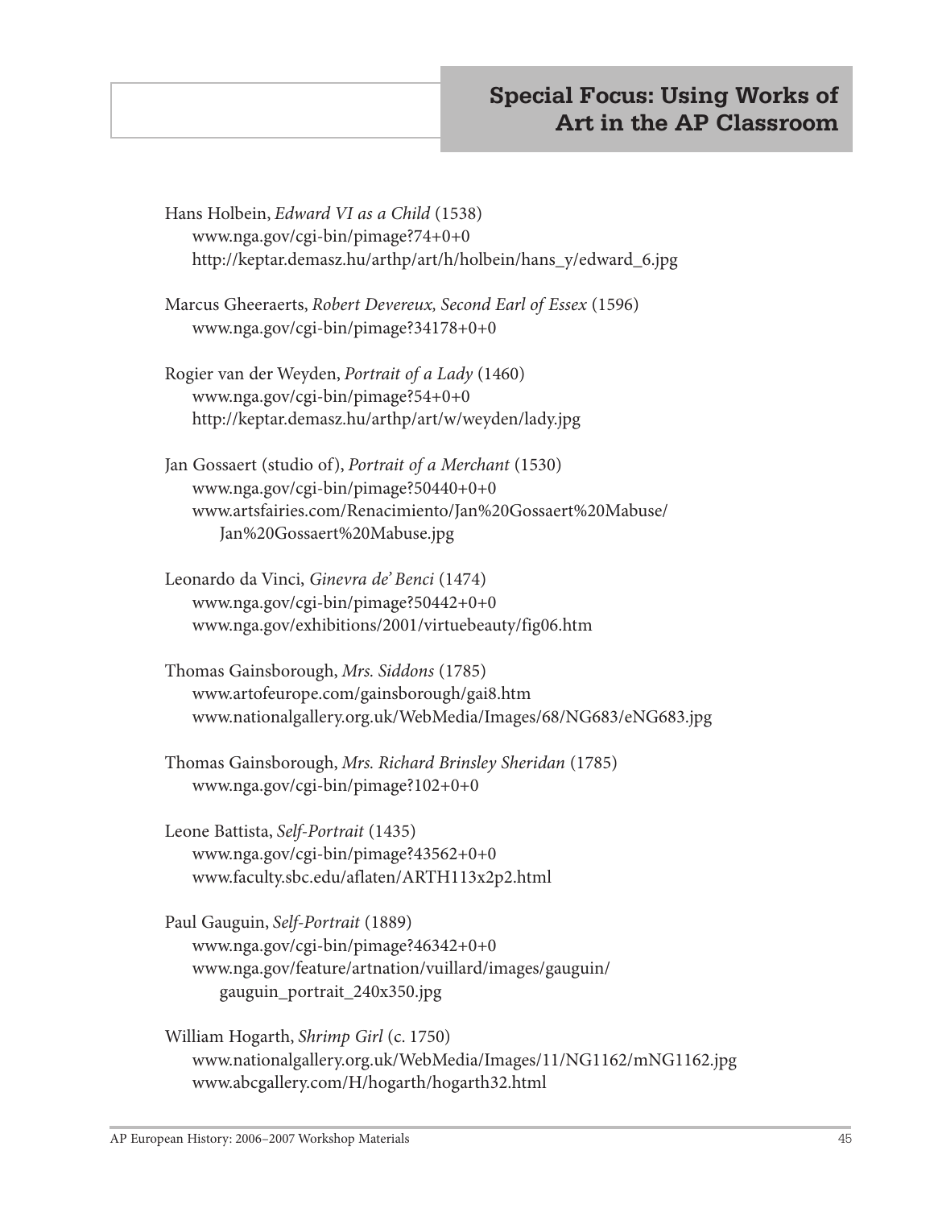Hans Holbein, *Edward VI as a Child* (1538)
www.nga.gov/cgi-bin/pimage?74+0+0
http://keptar.demasz.hu/arthp/art/h/holbein/hans_y/edward_6.jpg

Marcus Gheeraerts, *Robert Devereux, Second Earl of Essex* (1596)
www.nga.gov/cgi-bin/pimage?34178+0+0

Rogier van der Weyden, *Portrait of a Lady* (1460)
www.nga.gov/cgi-bin/pimage?54+0+0
http://keptar.demasz.hu/arthp/art/w/weyden/lady.jpg

Jan Gossaert (studio of), *Portrait of a Merchant* (1530)
www.nga.gov/cgi-bin/pimage?50440+0+0
www.artsfairies.com/Renacimiento/Jan%20Gossaert%20Mabuse/Jan%20Gossaert%20Mabuse.jpg

Leonardo da Vinci, *Ginevra de' Benci* (1474)
www.nga.gov/cgi-bin/pimage?50442+0+0
www.nga.gov/exhibitions/2001/virtuebeauty/fig06.htm

Thomas Gainsborough, *Mrs. Siddons* (1785)
www.artofeurope.com/gainsborough/gai8.htm
www.nationalgallery.org.uk/WebMedia/Images/68/NG683/eNG683.jpg

Thomas Gainsborough, *Mrs. Richard Brinsley Sheridan* (1785)
www.nga.gov/cgi-bin/pimage?102+0+0

Leone Battista, *Self-Portrait* (1435)
www.nga.gov/cgi-bin/pimage?43562+0+0
www.faculty.sbc.edu/aflaten/ARTH113x2p2.html

Paul Gauguin, *Self-Portrait* (1889)
www.nga.gov/cgi-bin/pimage?46342+0+0
www.nga.gov/feature/artnation/vuillard/images/gauguin/gauguin_portrait_240x350.jpg

William Hogarth, *Shrimp Girl* (c. 1750)
www.nationalgallery.org.uk/WebMedia/Images/11/NG1162/mNG1162.jpg
www.abcgallery.com/H/hogarth/hogarth32.html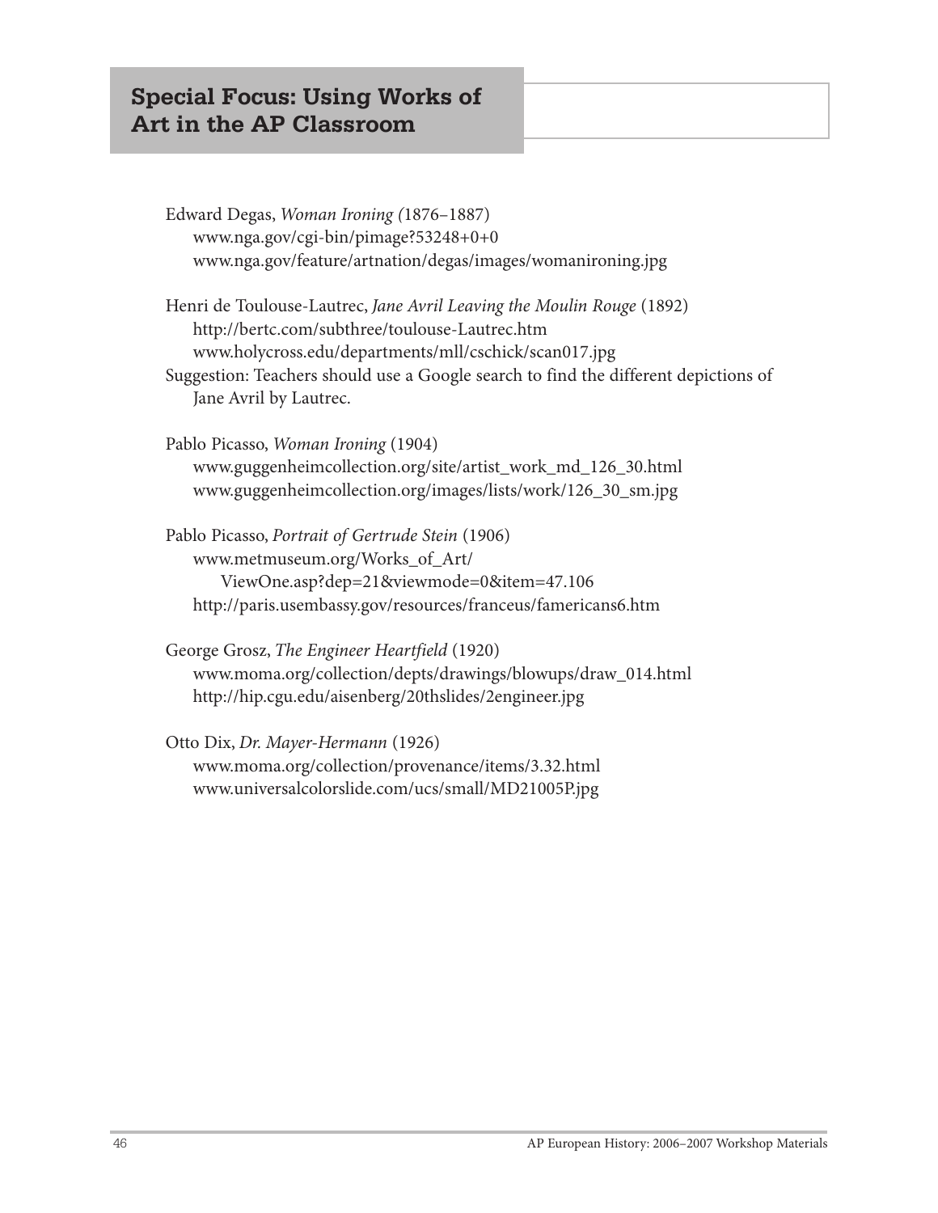## Special Focus: Using Works of Art in the AP Classroom

Edward Degas, *Woman Ironing (*1876–1887)
www.nga.gov/cgi-bin/pimage?53248+0+0
www.nga.gov/feature/artnation/degas/images/womanironing.jpg

Henri de Toulouse-Lautrec, *Jane Avril Leaving the Moulin Rouge* (1892)
http://bertc.com/subthree/toulouse-Lautrec.htm
www.holycross.edu/departments/mll/cschick/scan017.jpg

Suggestion: Teachers should use a Google search to find the different depictions of Jane Avril by Lautrec.

Pablo Picasso, *Woman Ironing* (1904)
www.guggenheimcollection.org/site/artist_work_md_126_30.html
www.guggenheimcollection.org/images/lists/work/126_30_sm.jpg

Pablo Picasso, *Portrait of Gertrude Stein* (1906)
www.metmuseum.org/Works_of_Art/ViewOne.asp?dep=21&viewmode=0&item=47.106
http://paris.usembassy.gov/resources/franceus/famericans6.htm

George Grosz, *The Engineer Heartfield* (1920)
www.moma.org/collection/depts/drawings/blowups/draw_014.html
http://hip.cgu.edu/aisenberg/20thslides/2engineer.jpg

Otto Dix, *Dr. Mayer-Hermann* (1926)
www.moma.org/collection/provenance/items/3.32.html
www.universalcolorslide.com/ucs/small/MD21005P.jpg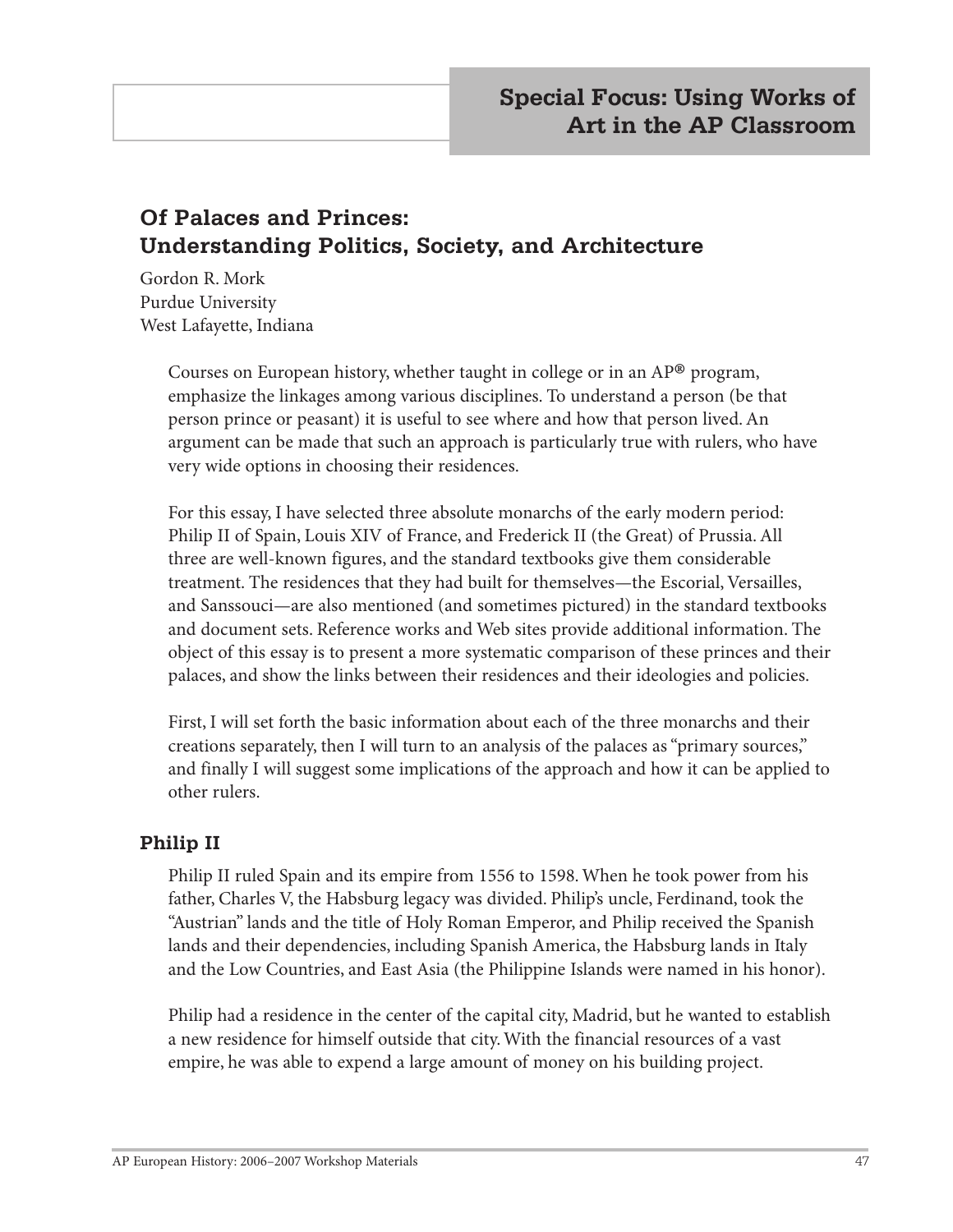## Special Focus: Using Works of Art in the AP Classroom

### Of Palaces and Princes: Understanding Politics, Society, and Architecture

Gordon R. Mork
Purdue University
West Lafayette, Indiana

Courses on European history, whether taught in college or in an AP® program, emphasize the linkages among various disciplines. To understand a person (be that person prince or peasant) it is useful to see where and how that person lived. An argument can be made that such an approach is particularly true with rulers, who have very wide options in choosing their residences.

For this essay, I have selected three absolute monarchs of the early modern period: Philip II of Spain, Louis XIV of France, and Frederick II (the Great) of Prussia. All three are well-known figures, and the standard textbooks give them considerable treatment. The residences that they had built for themselves—the Escorial, Versailles, and Sanssouci—are also mentioned (and sometimes pictured) in the standard textbooks and document sets. Reference works and Web sites provide additional information. The object of this essay is to present a more systematic comparison of these princes and their palaces, and show the links between their residences and their ideologies and policies.

First, I will set forth the basic information about each of the three monarchs and their creations separately, then I will turn to an analysis of the palaces as "primary sources," and finally I will suggest some implications of the approach and how it can be applied to other rulers.

#### Philip II

Philip II ruled Spain and its empire from 1556 to 1598. When he took power from his father, Charles V, the Habsburg legacy was divided. Philip's uncle, Ferdinand, took the "Austrian" lands and the title of Holy Roman Emperor, and Philip received the Spanish lands and their dependencies, including Spanish America, the Habsburg lands in Italy and the Low Countries, and East Asia (the Philippine Islands were named in his honor).

Philip had a residence in the center of the capital city, Madrid, but he wanted to establish a new residence for himself outside that city. With the financial resources of a vast empire, he was able to expend a large amount of money on his building project.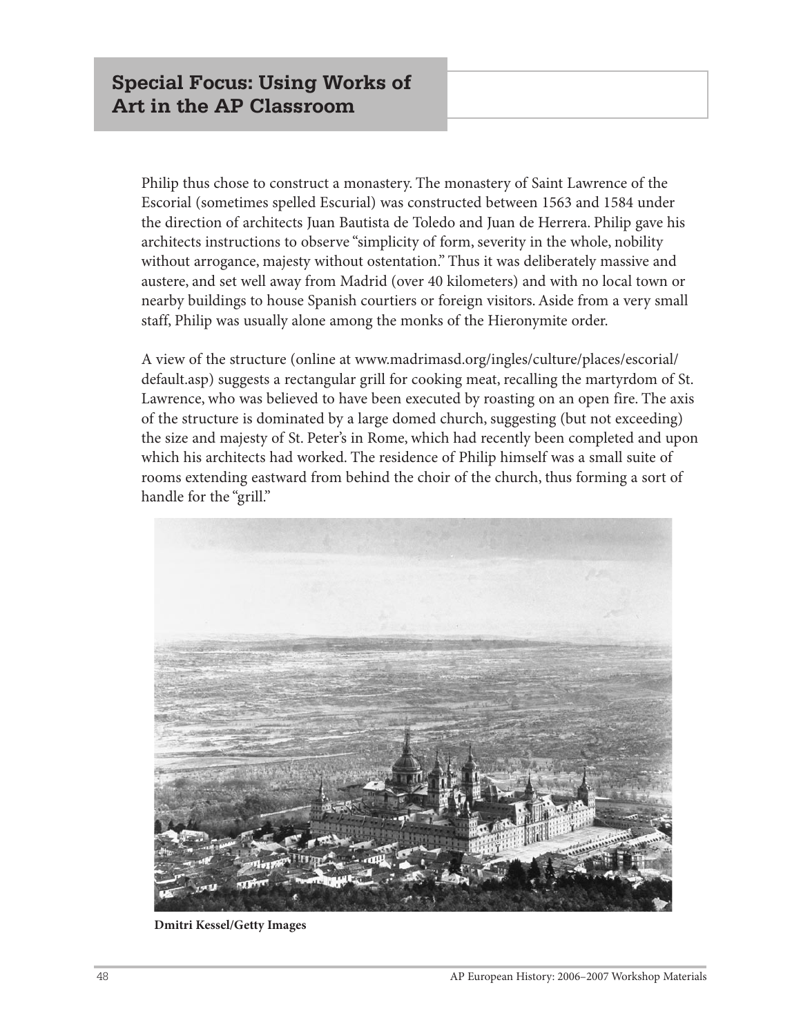Philip thus chose to construct a monastery. The monastery of Saint Lawrence of the Escorial (sometimes spelled Escurial) was constructed between 1563 and 1584 under the direction of architects Juan Bautista de Toledo and Juan de Herrera. Philip gave his architects instructions to observe "simplicity of form, severity in the whole, nobility without arrogance, majesty without ostentation." Thus it was deliberately massive and austere, and set well away from Madrid (over 40 kilometers) and with no local town or nearby buildings to house Spanish courtiers or foreign visitors. Aside from a very small staff, Philip was usually alone among the monks of the Hieronymite order.

A view of the structure (online at www.madrimasd.org/ingles/culture/places/escorial/default.asp) suggests a rectangular grill for cooking meat, recalling the martyrdom of St. Lawrence, who was believed to have been executed by roasting on an open fire. The axis of the structure is dominated by a large domed church, suggesting (but not exceeding) the size and majesty of St. Peter's in Rome, which had recently been completed and upon which his architects had worked. The residence of Philip himself was a small suite of rooms extending eastward from behind the choir of the church, thus forming a sort of handle for the "grill."

**Dmitri Kessel/Getty Images**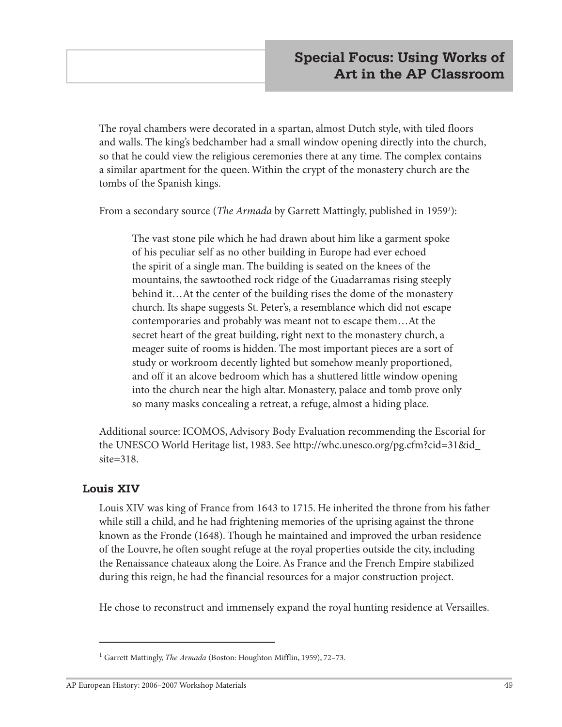The royal chambers were decorated in a spartan, almost Dutch style, with tiled floors and walls. The king's bedchamber had a small window opening directly into the church, so that he could view the religious ceremonies there at any time. The complex contains a similar apartment for the queen. Within the crypt of the monastery church are the tombs of the Spanish kings.

From a secondary source (*The Armada* by Garrett Mattingly, published in 1959[1]):

> The vast stone pile which he had drawn about him like a garment spoke of his peculiar self as no other building in Europe had ever echoed the spirit of a single man. The building is seated on the knees of the mountains, the sawtoothed rock ridge of the Guadarramas rising steeply behind it…At the center of the building rises the dome of the monastery church. Its shape suggests St. Peter's, a resemblance which did not escape contemporaries and probably was meant not to escape them…At the secret heart of the great building, right next to the monastery church, a meager suite of rooms is hidden. The most important pieces are a sort of study or workroom decently lighted but somehow meanly proportioned, and off it an alcove bedroom which has a shuttered little window opening into the church near the high altar. Monastery, palace and tomb prove only so many masks concealing a retreat, a refuge, almost a hiding place.

Additional source: ICOMOS, Advisory Body Evaluation recommending the Escorial for the UNESCO World Heritage list, 1983. See http://whc.unesco.org/pg.cfm?cid=31&id_site=318.

### Louis XIV

Louis XIV was king of France from 1643 to 1715. He inherited the throne from his father while still a child, and he had frightening memories of the uprising against the throne known as the Fronde (1648). Though he maintained and improved the urban residence of the Louvre, he often sought refuge at the royal properties outside the city, including the Renaissance chateaux along the Loire. As France and the French Empire stabilized during this reign, he had the financial resources for a major construction project.

He chose to reconstruct and immensely expand the royal hunting residence at Versailles.

---

[1] Garrett Mattingly, *The Armada* (Boston: Houghton Mifflin, 1959), 72–73.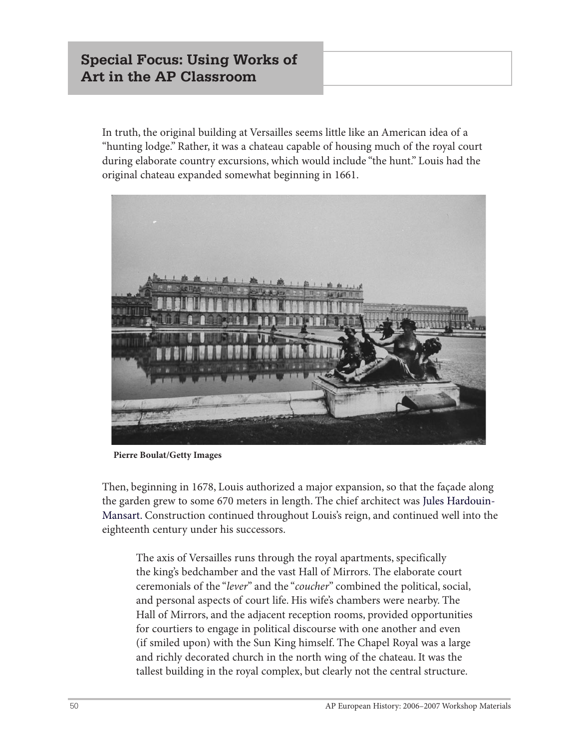## Special Focus: Using Works of Art in the AP Classroom

In truth, the original building at Versailles seems little like an American idea of a "hunting lodge." Rather, it was a chateau capable of housing much of the royal court during elaborate country excursions, which would include "the hunt." Louis had the original chateau expanded somewhat beginning in 1661.

**Pierre Boulat/Getty Images**

Then, beginning in 1678, Louis authorized a major expansion, so that the façade along the garden grew to some 670 meters in length. The chief architect was Jules Hardouin-Mansart. Construction continued throughout Louis's reign, and continued well into the eighteenth century under his successors.

> The axis of Versailles runs through the royal apartments, specifically the king's bedchamber and the vast Hall of Mirrors. The elaborate court ceremonials of the "*lever*" and the "*coucher*" combined the political, social, and personal aspects of court life. His wife's chambers were nearby. The Hall of Mirrors, and the adjacent reception rooms, provided opportunities for courtiers to engage in political discourse with one another and even (if smiled upon) with the Sun King himself. The Chapel Royal was a large and richly decorated church in the north wing of the chateau. It was the tallest building in the royal complex, but clearly not the central structure.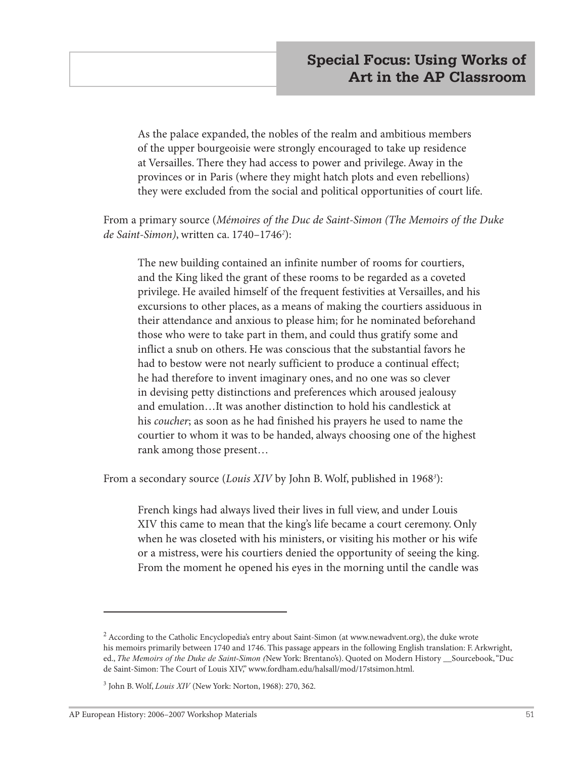As the palace expanded, the nobles of the realm and ambitious members of the upper bourgeoisie were strongly encouraged to take up residence at Versailles. There they had access to power and privilege. Away in the provinces or in Paris (where they might hatch plots and even rebellions) they were excluded from the social and political opportunities of court life.

From a primary source (*Mémoires of the Duc de Saint-Simon (The Memoirs of the Duke de Saint-Simon)*, written ca. 1740–1746[2]):

> The new building contained an infinite number of rooms for courtiers, and the King liked the grant of these rooms to be regarded as a coveted privilege. He availed himself of the frequent festivities at Versailles, and his excursions to other places, as a means of making the courtiers assiduous in their attendance and anxious to please him; for he nominated beforehand those who were to take part in them, and could thus gratify some and inflict a snub on others. He was conscious that the substantial favors he had to bestow were not nearly sufficient to produce a continual effect; he had therefore to invent imaginary ones, and no one was so clever in devising petty distinctions and preferences which aroused jealousy and emulation…It was another distinction to hold his candlestick at his *coucher*; as soon as he had finished his prayers he used to name the courtier to whom it was to be handed, always choosing one of the highest rank among those present…

From a secondary source (*Louis XIV* by John B. Wolf, published in 1968[3]):

> French kings had always lived their lives in full view, and under Louis XIV this came to mean that the king's life became a court ceremony. Only when he was closeted with his ministers, or visiting his mother or his wife or a mistress, were his courtiers denied the opportunity of seeing the king. From the moment he opened his eyes in the morning until the candle was

---

[2] According to the Catholic Encyclopedia's entry about Saint-Simon (at www.newadvent.org), the duke wrote his memoirs primarily between 1740 and 1746. This passage appears in the following English translation: F. Arkwright, ed., *The Memoirs of the Duke de Saint-Simon (*New York: Brentano's). Quoted on Modern History __Sourcebook, "Duc de Saint-Simon: The Court of Louis XIV," www.fordham.edu/halsall/mod/17stsimon.html.

[3] John B. Wolf, *Louis XIV* (New York: Norton, 1968): 270, 362.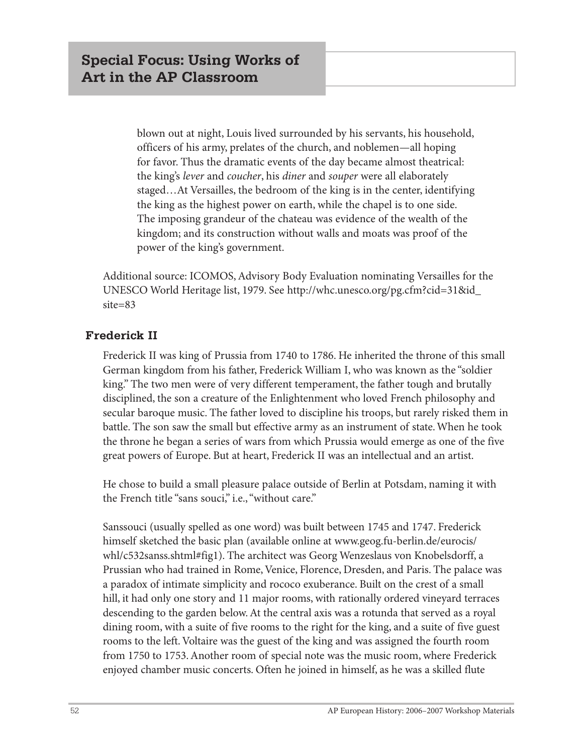blown out at night, Louis lived surrounded by his servants, his household, officers of his army, prelates of the church, and noblemen—all hoping for favor. Thus the dramatic events of the day became almost theatrical: the king's *lever* and *coucher*, his *diner* and *souper* were all elaborately staged…At Versailles, the bedroom of the king is in the center, identifying the king as the highest power on earth, while the chapel is to one side. The imposing grandeur of the chateau was evidence of the wealth of the kingdom; and its construction without walls and moats was proof of the power of the king's government.

Additional source: ICOMOS, Advisory Body Evaluation nominating Versailles for the UNESCO World Heritage list, 1979. See http://whc.unesco.org/pg.cfm?cid=31&id_site=83

## Frederick II

Frederick II was king of Prussia from 1740 to 1786. He inherited the throne of this small German kingdom from his father, Frederick William I, who was known as the "soldier king." The two men were of very different temperament, the father tough and brutally disciplined, the son a creature of the Enlightenment who loved French philosophy and secular baroque music. The father loved to discipline his troops, but rarely risked them in battle. The son saw the small but effective army as an instrument of state. When he took the throne he began a series of wars from which Prussia would emerge as one of the five great powers of Europe. But at heart, Frederick II was an intellectual and an artist.

He chose to build a small pleasure palace outside of Berlin at Potsdam, naming it with the French title "sans souci," i.e., "without care."

Sanssouci (usually spelled as one word) was built between 1745 and 1747. Frederick himself sketched the basic plan (available online at www.geog.fu-berlin.de/eurocis/whl/c532sanss.shtml#fig1). The architect was Georg Wenzeslaus von Knobelsdorff, a Prussian who had trained in Rome, Venice, Florence, Dresden, and Paris. The palace was a paradox of intimate simplicity and rococo exuberance. Built on the crest of a small hill, it had only one story and 11 major rooms, with rationally ordered vineyard terraces descending to the garden below. At the central axis was a rotunda that served as a royal dining room, with a suite of five rooms to the right for the king, and a suite of five guest rooms to the left. Voltaire was the guest of the king and was assigned the fourth room from 1750 to 1753. Another room of special note was the music room, where Frederick enjoyed chamber music concerts. Often he joined in himself, as he was a skilled flute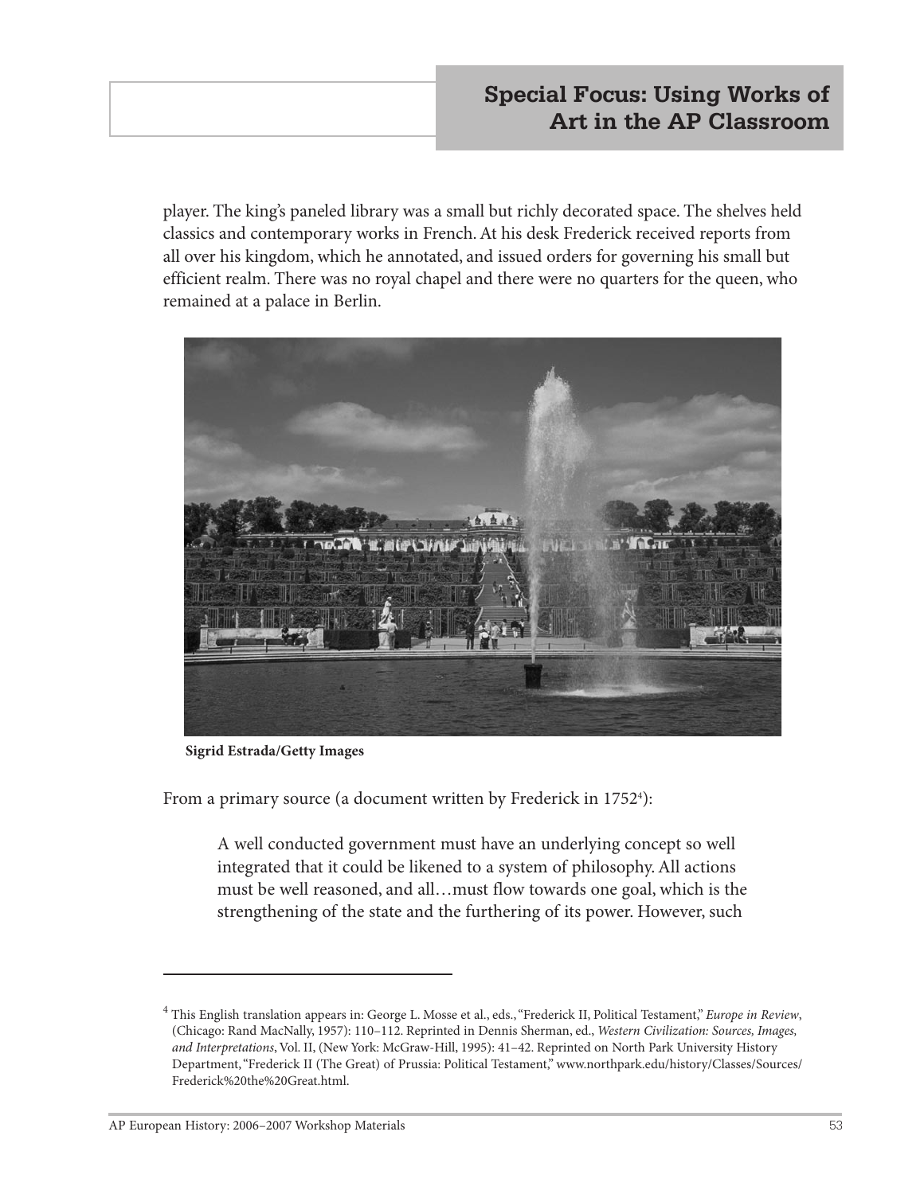player. The king's paneled library was a small but richly decorated space. The shelves held classics and contemporary works in French. At his desk Frederick received reports from all over his kingdom, which he annotated, and issued orders for governing his small but efficient realm. There was no royal chapel and there were no quarters for the queen, who remained at a palace in Berlin.

**Sigrid Estrada/Getty Images**

From a primary source (a document written by Frederick in 1752[4]):

> A well conducted government must have an underlying concept so well integrated that it could be likened to a system of philosophy. All actions must be well reasoned, and all…must flow towards one goal, which is the strengthening of the state and the furthering of its power. However, such

---

[4] This English translation appears in: George L. Mosse et al., eds., "Frederick II, Political Testament," *Europe in Review*, (Chicago: Rand MacNally, 1957): 110–112. Reprinted in Dennis Sherman, ed., *Western Civilization: Sources, Images, and Interpretations*, Vol. II, (New York: McGraw-Hill, 1995): 41–42. Reprinted on North Park University History Department, "Frederick II (The Great) of Prussia: Political Testament," www.northpark.edu/history/Classes/Sources/Frederick%20the%20Great.html.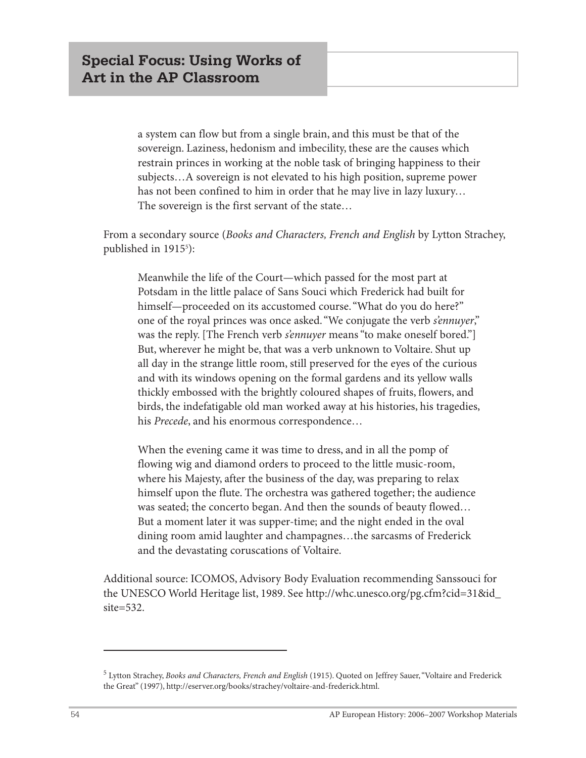> a system can flow but from a single brain, and this must be that of the sovereign. Laziness, hedonism and imbecility, these are the causes which restrain princes in working at the noble task of bringing happiness to their subjects…A sovereign is not elevated to his high position, supreme power has not been confined to him in order that he may live in lazy luxury… The sovereign is the first servant of the state…

From a secondary source (*Books and Characters, French and English* by Lytton Strachey, published in 1915[5]):

> Meanwhile the life of the Court—which passed for the most part at Potsdam in the little palace of Sans Souci which Frederick had built for himself—proceeded on its accustomed course. "What do you do here?" one of the royal princes was once asked. "We conjugate the verb *s'ennuyer*," was the reply. [The French verb *s'ennuyer* means "to make oneself bored."] But, wherever he might be, that was a verb unknown to Voltaire. Shut up all day in the strange little room, still preserved for the eyes of the curious and with its windows opening on the formal gardens and its yellow walls thickly embossed with the brightly coloured shapes of fruits, flowers, and birds, the indefatigable old man worked away at his histories, his tragedies, his *Precede*, and his enormous correspondence…
>
> When the evening came it was time to dress, and in all the pomp of flowing wig and diamond orders to proceed to the little music-room, where his Majesty, after the business of the day, was preparing to relax himself upon the flute. The orchestra was gathered together; the audience was seated; the concerto began. And then the sounds of beauty flowed… But a moment later it was supper-time; and the night ended in the oval dining room amid laughter and champagnes…the sarcasms of Frederick and the devastating coruscations of Voltaire.

Additional source: ICOMOS, Advisory Body Evaluation recommending Sanssouci for the UNESCO World Heritage list, 1989. See http://whc.unesco.org/pg.cfm?cid=31&id_site=532.

---

[5] Lytton Strachey, *Books and Characters, French and English* (1915). Quoted on Jeffrey Sauer, "Voltaire and Frederick the Great" (1997), http://eserver.org/books/strachey/voltaire-and-frederick.html.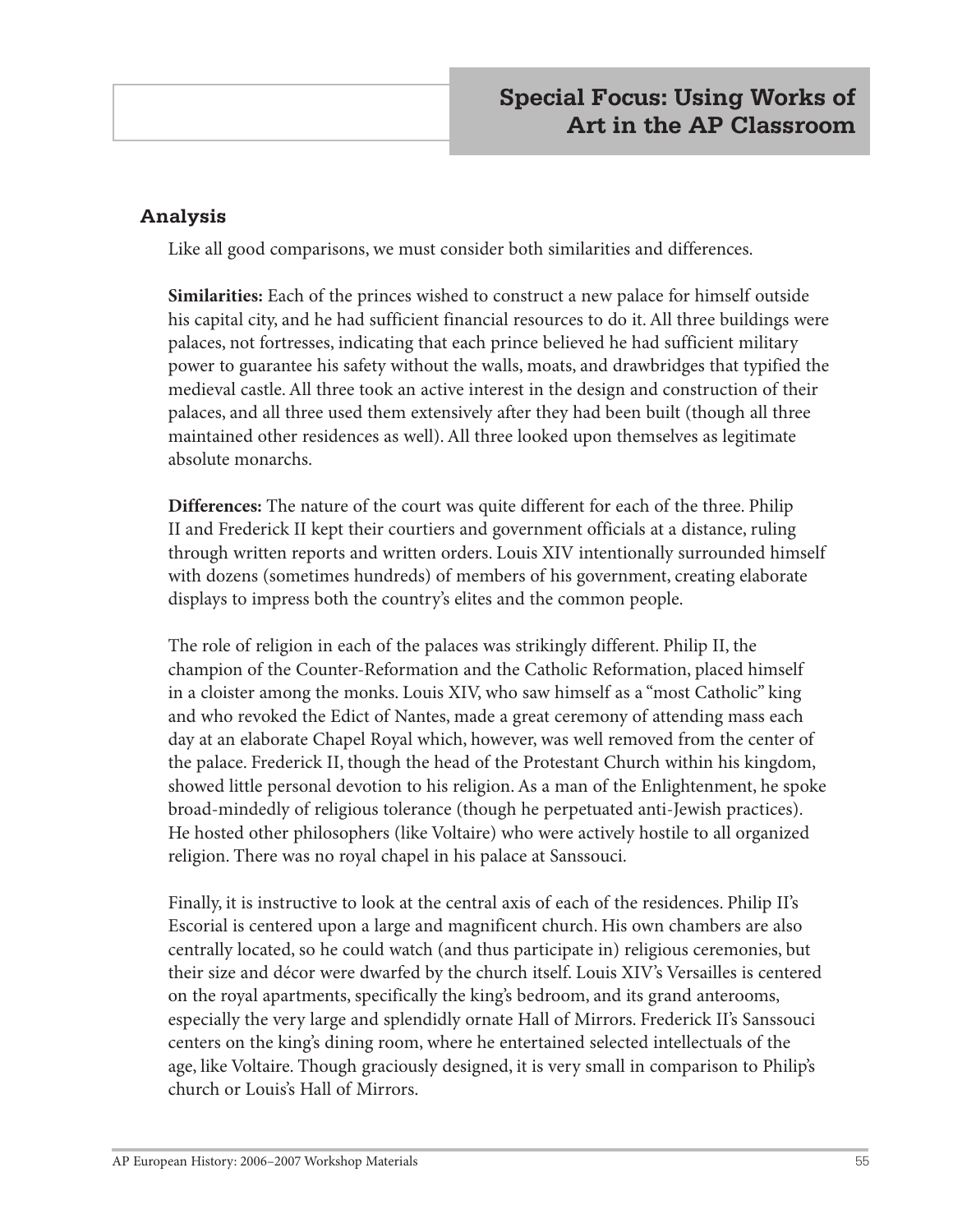## Analysis

Like all good comparisons, we must consider both similarities and differences.

**Similarities:** Each of the princes wished to construct a new palace for himself outside his capital city, and he had sufficient financial resources to do it. All three buildings were palaces, not fortresses, indicating that each prince believed he had sufficient military power to guarantee his safety without the walls, moats, and drawbridges that typified the medieval castle. All three took an active interest in the design and construction of their palaces, and all three used them extensively after they had been built (though all three maintained other residences as well). All three looked upon themselves as legitimate absolute monarchs.

**Differences:** The nature of the court was quite different for each of the three. Philip II and Frederick II kept their courtiers and government officials at a distance, ruling through written reports and written orders. Louis XIV intentionally surrounded himself with dozens (sometimes hundreds) of members of his government, creating elaborate displays to impress both the country's elites and the common people.

The role of religion in each of the palaces was strikingly different. Philip II, the champion of the Counter-Reformation and the Catholic Reformation, placed himself in a cloister among the monks. Louis XIV, who saw himself as a "most Catholic" king and who revoked the Edict of Nantes, made a great ceremony of attending mass each day at an elaborate Chapel Royal which, however, was well removed from the center of the palace. Frederick II, though the head of the Protestant Church within his kingdom, showed little personal devotion to his religion. As a man of the Enlightenment, he spoke broad-mindedly of religious tolerance (though he perpetuated anti-Jewish practices). He hosted other philosophers (like Voltaire) who were actively hostile to all organized religion. There was no royal chapel in his palace at Sanssouci.

Finally, it is instructive to look at the central axis of each of the residences. Philip II's Escorial is centered upon a large and magnificent church. His own chambers are also centrally located, so he could watch (and thus participate in) religious ceremonies, but their size and décor were dwarfed by the church itself. Louis XIV's Versailles is centered on the royal apartments, specifically the king's bedroom, and its grand anterooms, especially the very large and splendidly ornate Hall of Mirrors. Frederick II's Sanssouci centers on the king's dining room, where he entertained selected intellectuals of the age, like Voltaire. Though graciously designed, it is very small in comparison to Philip's church or Louis's Hall of Mirrors.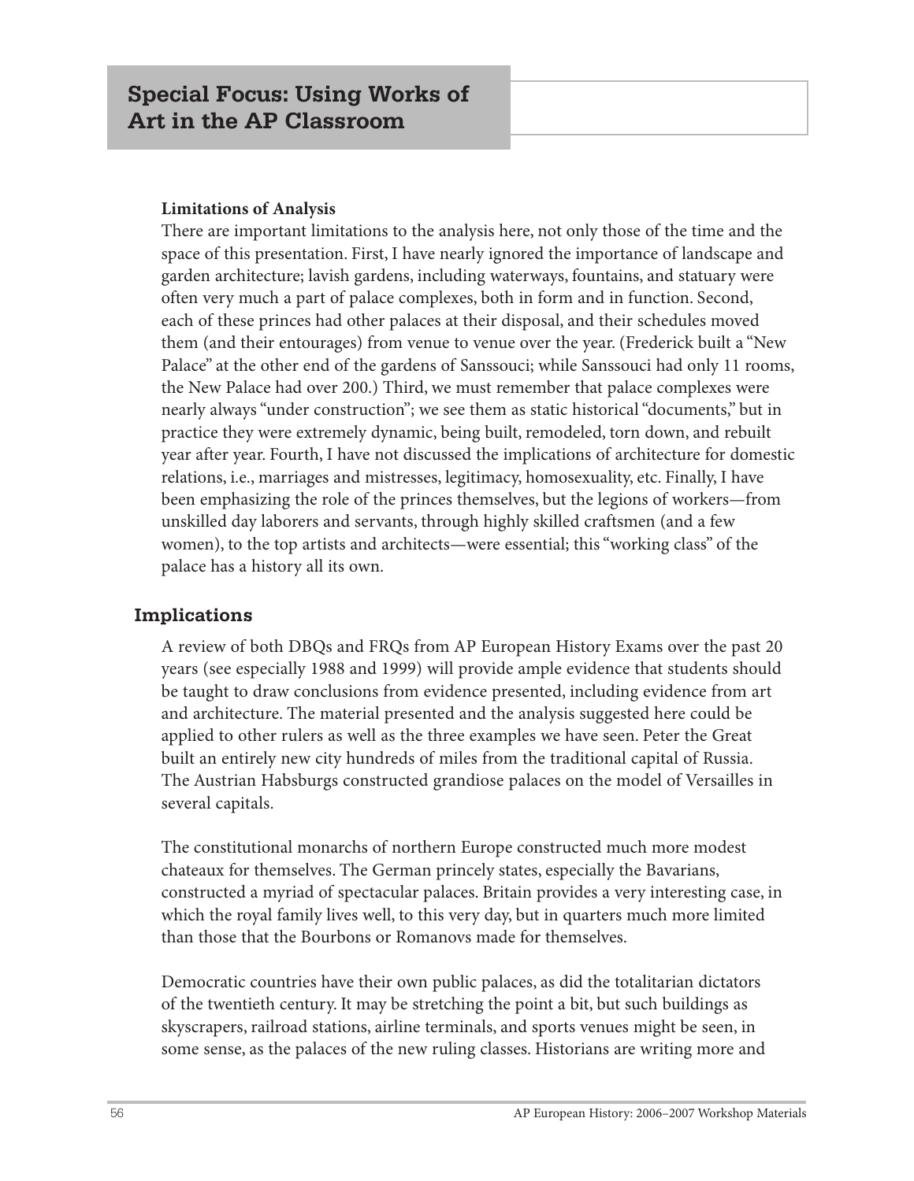**Limitations of Analysis**

There are important limitations to the analysis here, not only those of the time and the space of this presentation. First, I have nearly ignored the importance of landscape and garden architecture; lavish gardens, including waterways, fountains, and statuary were often very much a part of palace complexes, both in form and in function. Second, each of these princes had other palaces at their disposal, and their schedules moved them (and their entourages) from venue to venue over the year. (Frederick built a "New Palace" at the other end of the gardens of Sanssouci; while Sanssouci had only 11 rooms, the New Palace had over 200.) Third, we must remember that palace complexes were nearly always "under construction"; we see them as static historical "documents," but in practice they were extremely dynamic, being built, remodeled, torn down, and rebuilt year after year. Fourth, I have not discussed the implications of architecture for domestic relations, i.e., marriages and mistresses, legitimacy, homosexuality, etc. Finally, I have been emphasizing the role of the princes themselves, but the legions of workers—from unskilled day laborers and servants, through highly skilled craftsmen (and a few women), to the top artists and architects—were essential; this "working class" of the palace has a history all its own.

## Implications

A review of both DBQs and FRQs from AP European History Exams over the past 20 years (see especially 1988 and 1999) will provide ample evidence that students should be taught to draw conclusions from evidence presented, including evidence from art and architecture. The material presented and the analysis suggested here could be applied to other rulers as well as the three examples we have seen. Peter the Great built an entirely new city hundreds of miles from the traditional capital of Russia. The Austrian Habsburgs constructed grandiose palaces on the model of Versailles in several capitals.

The constitutional monarchs of northern Europe constructed much more modest chateaux for themselves. The German princely states, especially the Bavarians, constructed a myriad of spectacular palaces. Britain provides a very interesting case, in which the royal family lives well, to this very day, but in quarters much more limited than those that the Bourbons or Romanovs made for themselves.

Democratic countries have their own public palaces, as did the totalitarian dictators of the twentieth century. It may be stretching the point a bit, but such buildings as skyscrapers, railroad stations, airline terminals, and sports venues might be seen, in some sense, as the palaces of the new ruling classes. Historians are writing more and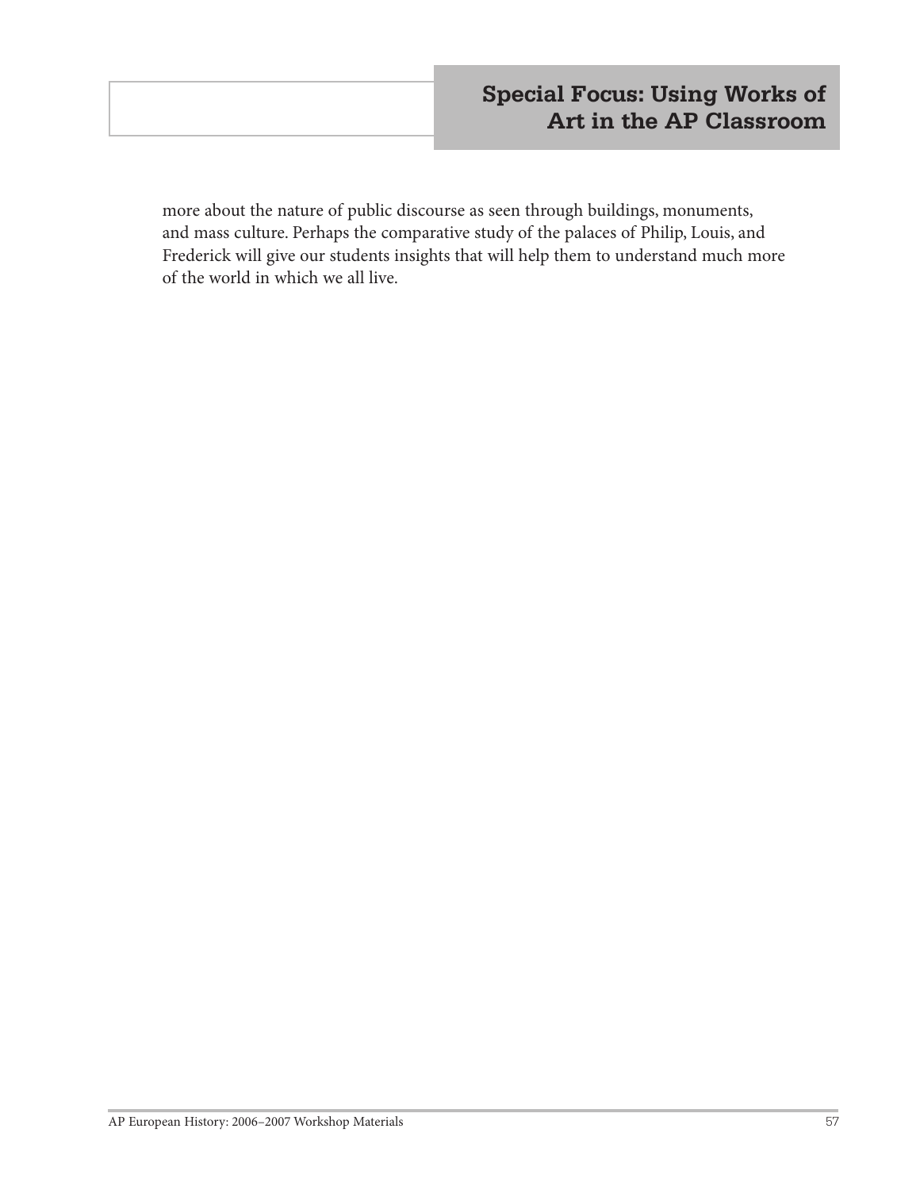more about the nature of public discourse as seen through buildings, monuments, and mass culture. Perhaps the comparative study of the palaces of Philip, Louis, and Frederick will give our students insights that will help them to understand much more of the world in which we all live.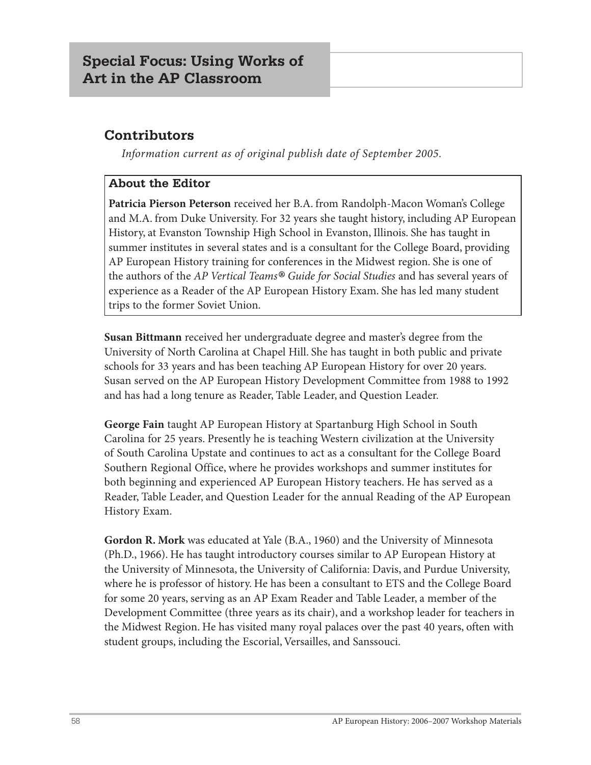# Special Focus: Using Works of Art in the AP Classroom

## Contributors

*Information current as of original publish date of September 2005.*

### About the Editor

**Patricia Pierson Peterson** received her B.A. from Randolph-Macon Woman's College and M.A. from Duke University. For 32 years she taught history, including AP European History, at Evanston Township High School in Evanston, Illinois. She has taught in summer institutes in several states and is a consultant for the College Board, providing AP European History training for conferences in the Midwest region. She is one of the authors of the *AP Vertical Teams® Guide for Social Studies* and has several years of experience as a Reader of the AP European History Exam. She has led many student trips to the former Soviet Union.

**Susan Bittmann** received her undergraduate degree and master's degree from the University of North Carolina at Chapel Hill. She has taught in both public and private schools for 33 years and has been teaching AP European History for over 20 years. Susan served on the AP European History Development Committee from 1988 to 1992 and has had a long tenure as Reader, Table Leader, and Question Leader.

**George Fain** taught AP European History at Spartanburg High School in South Carolina for 25 years. Presently he is teaching Western civilization at the University of South Carolina Upstate and continues to act as a consultant for the College Board Southern Regional Office, where he provides workshops and summer institutes for both beginning and experienced AP European History teachers. He has served as a Reader, Table Leader, and Question Leader for the annual Reading of the AP European History Exam.

**Gordon R. Mork** was educated at Yale (B.A., 1960) and the University of Minnesota (Ph.D., 1966). He has taught introductory courses similar to AP European History at the University of Minnesota, the University of California: Davis, and Purdue University, where he is professor of history. He has been a consultant to ETS and the College Board for some 20 years, serving as an AP Exam Reader and Table Leader, a member of the Development Committee (three years as its chair), and a workshop leader for teachers in the Midwest Region. He has visited many royal palaces over the past 40 years, often with student groups, including the Escorial, Versailles, and Sanssouci.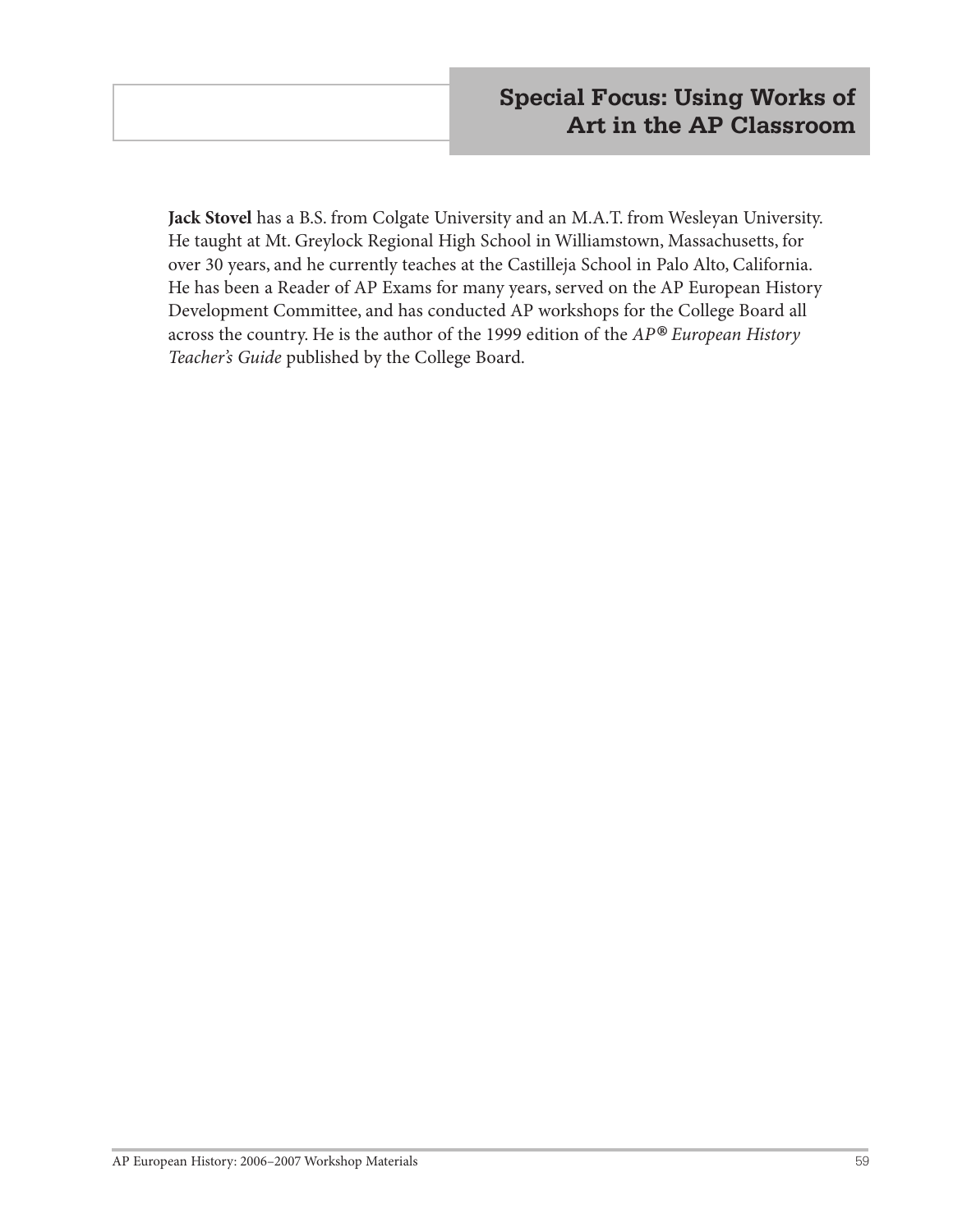## Special Focus: Using Works of Art in the AP Classroom

**Jack Stovel** has a B.S. from Colgate University and an M.A.T. from Wesleyan University. He taught at Mt. Greylock Regional High School in Williamstown, Massachusetts, for over 30 years, and he currently teaches at the Castilleja School in Palo Alto, California. He has been a Reader of AP Exams for many years, served on the AP European History Development Committee, and has conducted AP workshops for the College Board all across the country. He is the author of the 1999 edition of the *AP® European History Teacher's Guide* published by the College Board.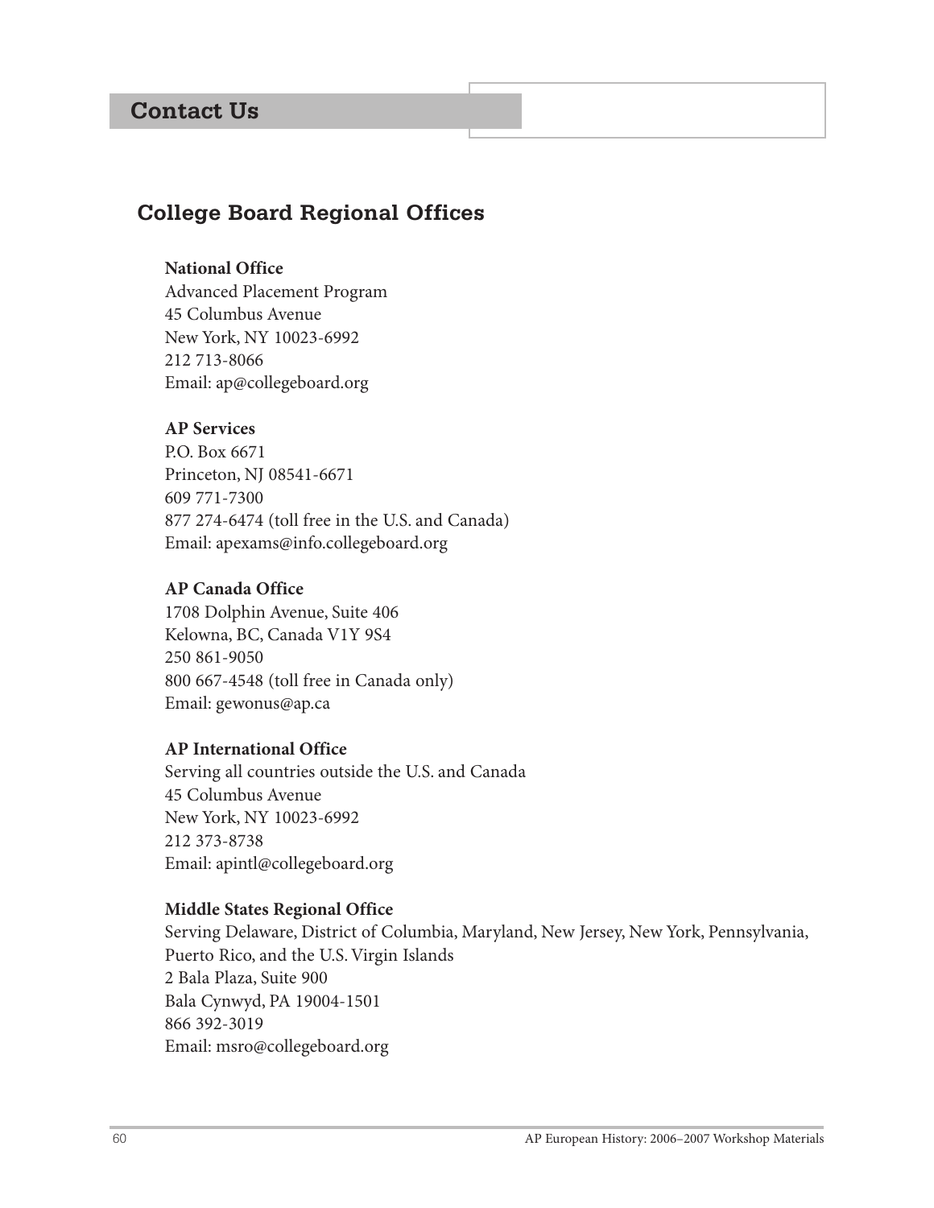# Contact Us

## College Board Regional Offices

**National Office**
Advanced Placement Program
45 Columbus Avenue
New York, NY 10023-6992
212 713-8066
Email: ap@collegeboard.org

**AP Services**
P.O. Box 6671
Princeton, NJ 08541-6671
609 771-7300
877 274-6474 (toll free in the U.S. and Canada)
Email: apexams@info.collegeboard.org

**AP Canada Office**
1708 Dolphin Avenue, Suite 406
Kelowna, BC, Canada V1Y 9S4
250 861-9050
800 667-4548 (toll free in Canada only)
Email: gewonus@ap.ca

**AP International Office**
Serving all countries outside the U.S. and Canada
45 Columbus Avenue
New York, NY 10023-6992
212 373-8738
Email: apintl@collegeboard.org

**Middle States Regional Office**
Serving Delaware, District of Columbia, Maryland, New Jersey, New York, Pennsylvania, Puerto Rico, and the U.S. Virgin Islands
2 Bala Plaza, Suite 900
Bala Cynwyd, PA 19004-1501
866 392-3019
Email: msro@collegeboard.org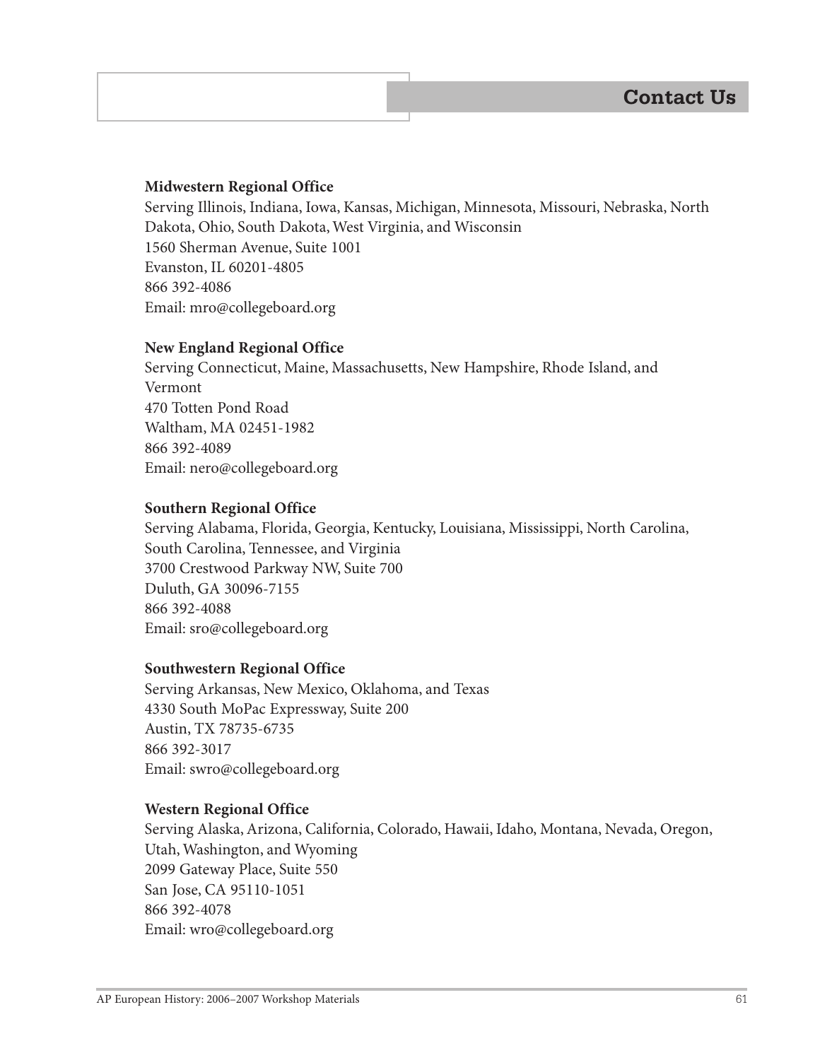# Contact Us

**Midwestern Regional Office**
Serving Illinois, Indiana, Iowa, Kansas, Michigan, Minnesota, Missouri, Nebraska, North Dakota, Ohio, South Dakota, West Virginia, and Wisconsin
1560 Sherman Avenue, Suite 1001
Evanston, IL 60201-4805
866 392-4086
Email: mro@collegeboard.org

**New England Regional Office**
Serving Connecticut, Maine, Massachusetts, New Hampshire, Rhode Island, and Vermont
470 Totten Pond Road
Waltham, MA 02451-1982
866 392-4089
Email: nero@collegeboard.org

**Southern Regional Office**
Serving Alabama, Florida, Georgia, Kentucky, Louisiana, Mississippi, North Carolina, South Carolina, Tennessee, and Virginia
3700 Crestwood Parkway NW, Suite 700
Duluth, GA 30096-7155
866 392-4088
Email: sro@collegeboard.org

**Southwestern Regional Office**
Serving Arkansas, New Mexico, Oklahoma, and Texas
4330 South MoPac Expressway, Suite 200
Austin, TX 78735-6735
866 392-3017
Email: swro@collegeboard.org

**Western Regional Office**
Serving Alaska, Arizona, California, Colorado, Hawaii, Idaho, Montana, Nevada, Oregon, Utah, Washington, and Wyoming
2099 Gateway Place, Suite 550
San Jose, CA 95110-1051
866 392-4078
Email: wro@collegeboard.org